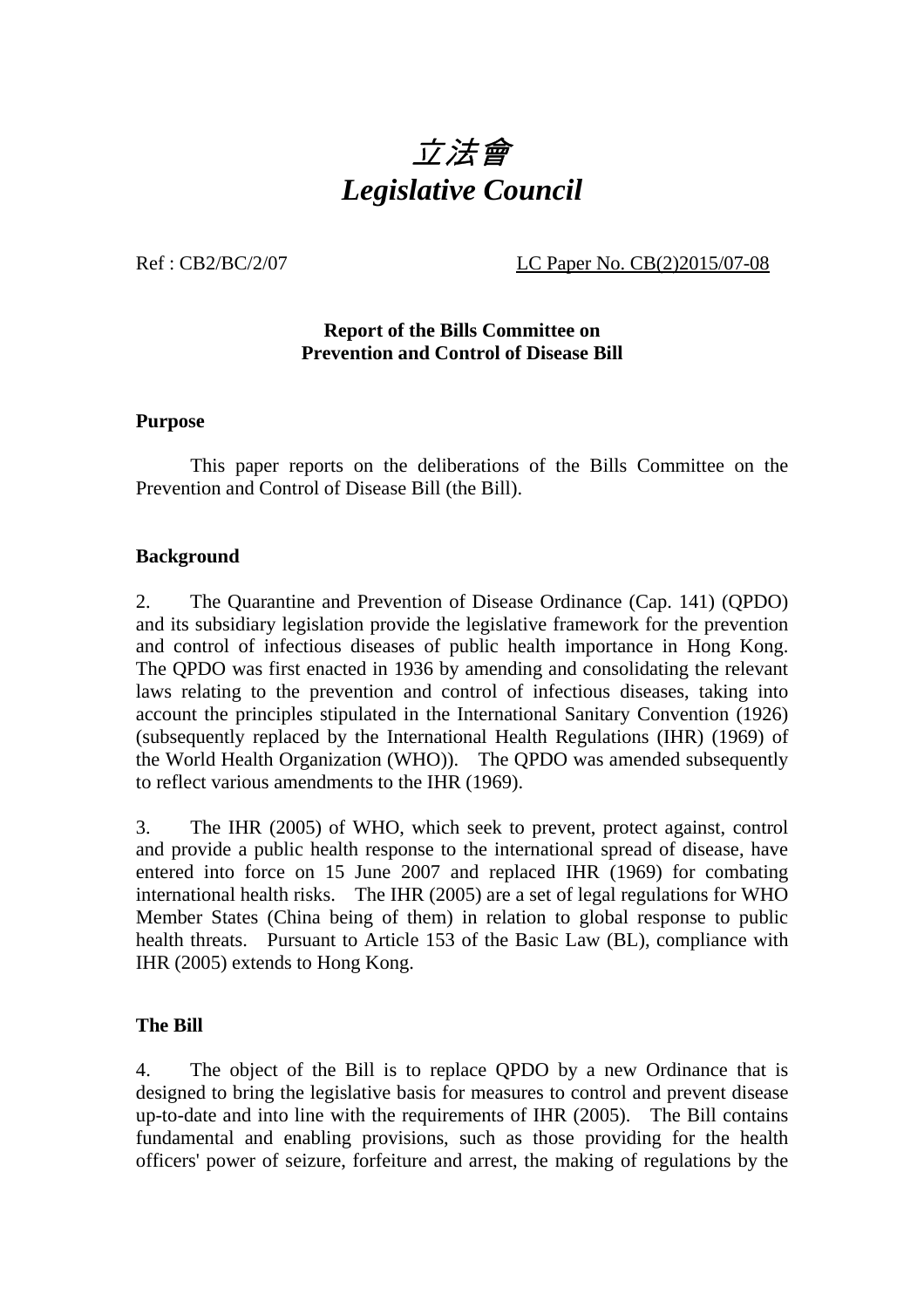# *立法會*
# *Legislative Council*

Ref : CB2/BC/2/07 LC Paper No. CB(2)2015/07-08

**Report of the Bills Committee on**
**Prevention and Control of Disease Bill**

**Purpose**

This paper reports on the deliberations of the Bills Committee on the Prevention and Control of Disease Bill (the Bill).

**Background**

2. The Quarantine and Prevention of Disease Ordinance (Cap. 141) (QPDO) and its subsidiary legislation provide the legislative framework for the prevention and control of infectious diseases of public health importance in Hong Kong. The QPDO was first enacted in 1936 by amending and consolidating the relevant laws relating to the prevention and control of infectious diseases, taking into account the principles stipulated in the International Sanitary Convention (1926) (subsequently replaced by the International Health Regulations (IHR) (1969) of the World Health Organization (WHO)). The QPDO was amended subsequently to reflect various amendments to the IHR (1969).

3. The IHR (2005) of WHO, which seek to prevent, protect against, control and provide a public health response to the international spread of disease, have entered into force on 15 June 2007 and replaced IHR (1969) for combating international health risks. The IHR (2005) are a set of legal regulations for WHO Member States (China being of them) in relation to global response to public health threats. Pursuant to Article 153 of the Basic Law (BL), compliance with IHR (2005) extends to Hong Kong.

**The Bill**

4. The object of the Bill is to replace QPDO by a new Ordinance that is designed to bring the legislative basis for measures to control and prevent disease up-to-date and into line with the requirements of IHR (2005). The Bill contains fundamental and enabling provisions, such as those providing for the health officers' power of seizure, forfeiture and arrest, the making of regulations by the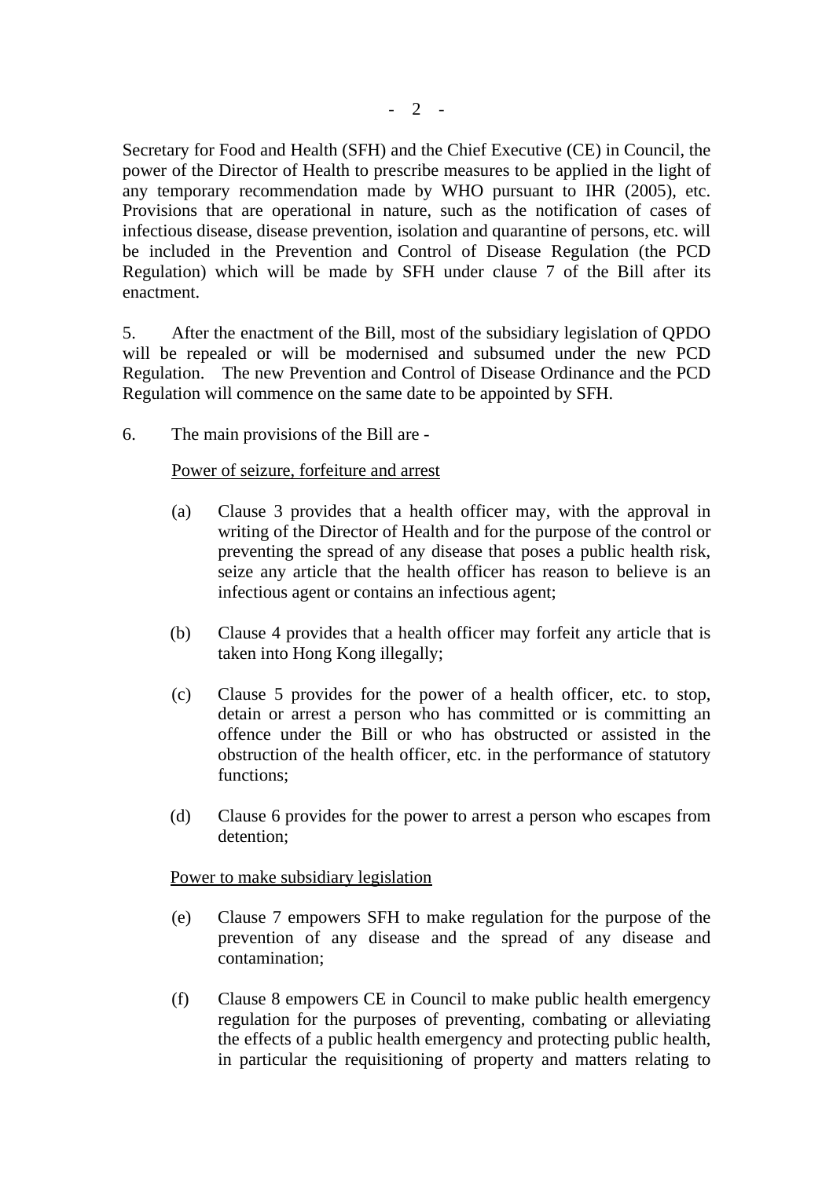Secretary for Food and Health (SFH) and the Chief Executive (CE) in Council, the power of the Director of Health to prescribe measures to be applied in the light of any temporary recommendation made by WHO pursuant to IHR (2005), etc. Provisions that are operational in nature, such as the notification of cases of infectious disease, disease prevention, isolation and quarantine of persons, etc. will be included in the Prevention and Control of Disease Regulation (the PCD Regulation) which will be made by SFH under clause 7 of the Bill after its enactment.

5. After the enactment of the Bill, most of the subsidiary legislation of QPDO will be repealed or will be modernised and subsumed under the new PCD Regulation. The new Prevention and Control of Disease Ordinance and the PCD Regulation will commence on the same date to be appointed by SFH.

6. The main provisions of the Bill are -

<u>Power of seizure, forfeiture and arrest</u>

(a) Clause 3 provides that a health officer may, with the approval in writing of the Director of Health and for the purpose of the control or preventing the spread of any disease that poses a public health risk, seize any article that the health officer has reason to believe is an infectious agent or contains an infectious agent;

(b) Clause 4 provides that a health officer may forfeit any article that is taken into Hong Kong illegally;

(c) Clause 5 provides for the power of a health officer, etc. to stop, detain or arrest a person who has committed or is committing an offence under the Bill or who has obstructed or assisted in the obstruction of the health officer, etc. in the performance of statutory functions;

(d) Clause 6 provides for the power to arrest a person who escapes from detention;

<u>Power to make subsidiary legislation</u>

(e) Clause 7 empowers SFH to make regulation for the purpose of the prevention of any disease and the spread of any disease and contamination;

(f) Clause 8 empowers CE in Council to make public health emergency regulation for the purposes of preventing, combating or alleviating the effects of a public health emergency and protecting public health, in particular the requisitioning of property and matters relating to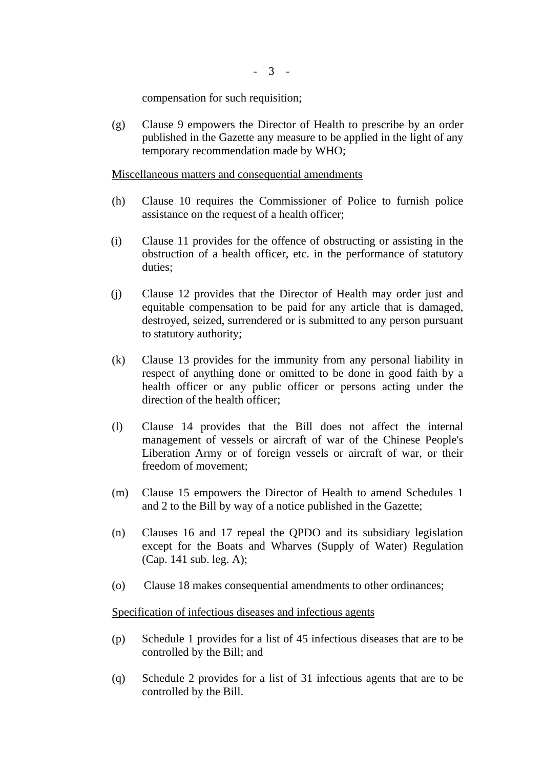compensation for such requisition;

(g) Clause 9 empowers the Director of Health to prescribe by an order published in the Gazette any measure to be applied in the light of any temporary recommendation made by WHO;

<u>Miscellaneous matters and consequential amendments</u>

(h) Clause 10 requires the Commissioner of Police to furnish police assistance on the request of a health officer;

(i) Clause 11 provides for the offence of obstructing or assisting in the obstruction of a health officer, etc. in the performance of statutory duties;

(j) Clause 12 provides that the Director of Health may order just and equitable compensation to be paid for any article that is damaged, destroyed, seized, surrendered or is submitted to any person pursuant to statutory authority;

(k) Clause 13 provides for the immunity from any personal liability in respect of anything done or omitted to be done in good faith by a health officer or any public officer or persons acting under the direction of the health officer;

(l) Clause 14 provides that the Bill does not affect the internal management of vessels or aircraft of war of the Chinese People's Liberation Army or of foreign vessels or aircraft of war, or their freedom of movement;

(m) Clause 15 empowers the Director of Health to amend Schedules 1 and 2 to the Bill by way of a notice published in the Gazette;

(n) Clauses 16 and 17 repeal the QPDO and its subsidiary legislation except for the Boats and Wharves (Supply of Water) Regulation (Cap. 141 sub. leg. A);

(o) Clause 18 makes consequential amendments to other ordinances;

<u>Specification of infectious diseases and infectious agents</u>

(p) Schedule 1 provides for a list of 45 infectious diseases that are to be controlled by the Bill; and

(q) Schedule 2 provides for a list of 31 infectious agents that are to be controlled by the Bill.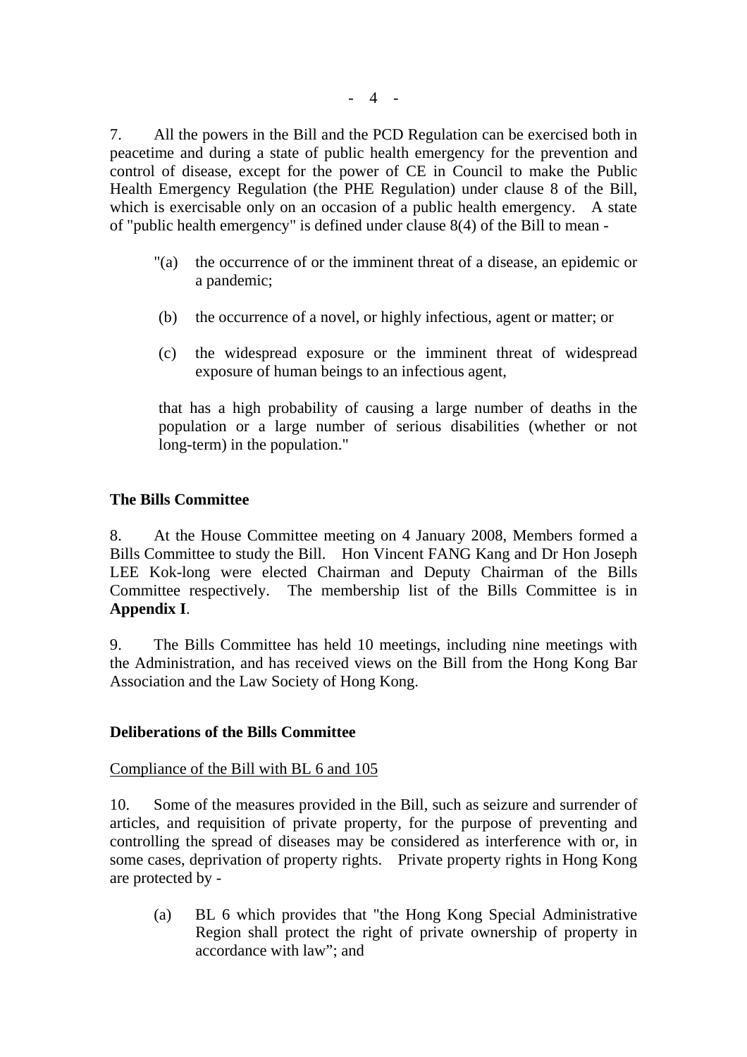7. All the powers in the Bill and the PCD Regulation can be exercised both in peacetime and during a state of public health emergency for the prevention and control of disease, except for the power of CE in Council to make the Public Health Emergency Regulation (the PHE Regulation) under clause 8 of the Bill, which is exercisable only on an occasion of a public health emergency. A state of "public health emergency" is defined under clause 8(4) of the Bill to mean -

> "(a) the occurrence of or the imminent threat of a disease, an epidemic or a pandemic;
>
> (b) the occurrence of a novel, or highly infectious, agent or matter; or
>
> (c) the widespread exposure or the imminent threat of widespread exposure of human beings to an infectious agent,
>
> that has a high probability of causing a large number of deaths in the population or a large number of serious disabilities (whether or not long-term) in the population."

**The Bills Committee**

8. At the House Committee meeting on 4 January 2008, Members formed a Bills Committee to study the Bill. Hon Vincent FANG Kang and Dr Hon Joseph LEE Kok-long were elected Chairman and Deputy Chairman of the Bills Committee respectively. The membership list of the Bills Committee is in **Appendix I**.

9. The Bills Committee has held 10 meetings, including nine meetings with the Administration, and has received views on the Bill from the Hong Kong Bar Association and the Law Society of Hong Kong.

**Deliberations of the Bills Committee**

<u>Compliance of the Bill with BL 6 and 105</u>

10. Some of the measures provided in the Bill, such as seizure and surrender of articles, and requisition of private property, for the purpose of preventing and controlling the spread of diseases may be considered as interference with or, in some cases, deprivation of property rights. Private property rights in Hong Kong are protected by -

(a) BL 6 which provides that "the Hong Kong Special Administrative Region shall protect the right of private ownership of property in accordance with law"; and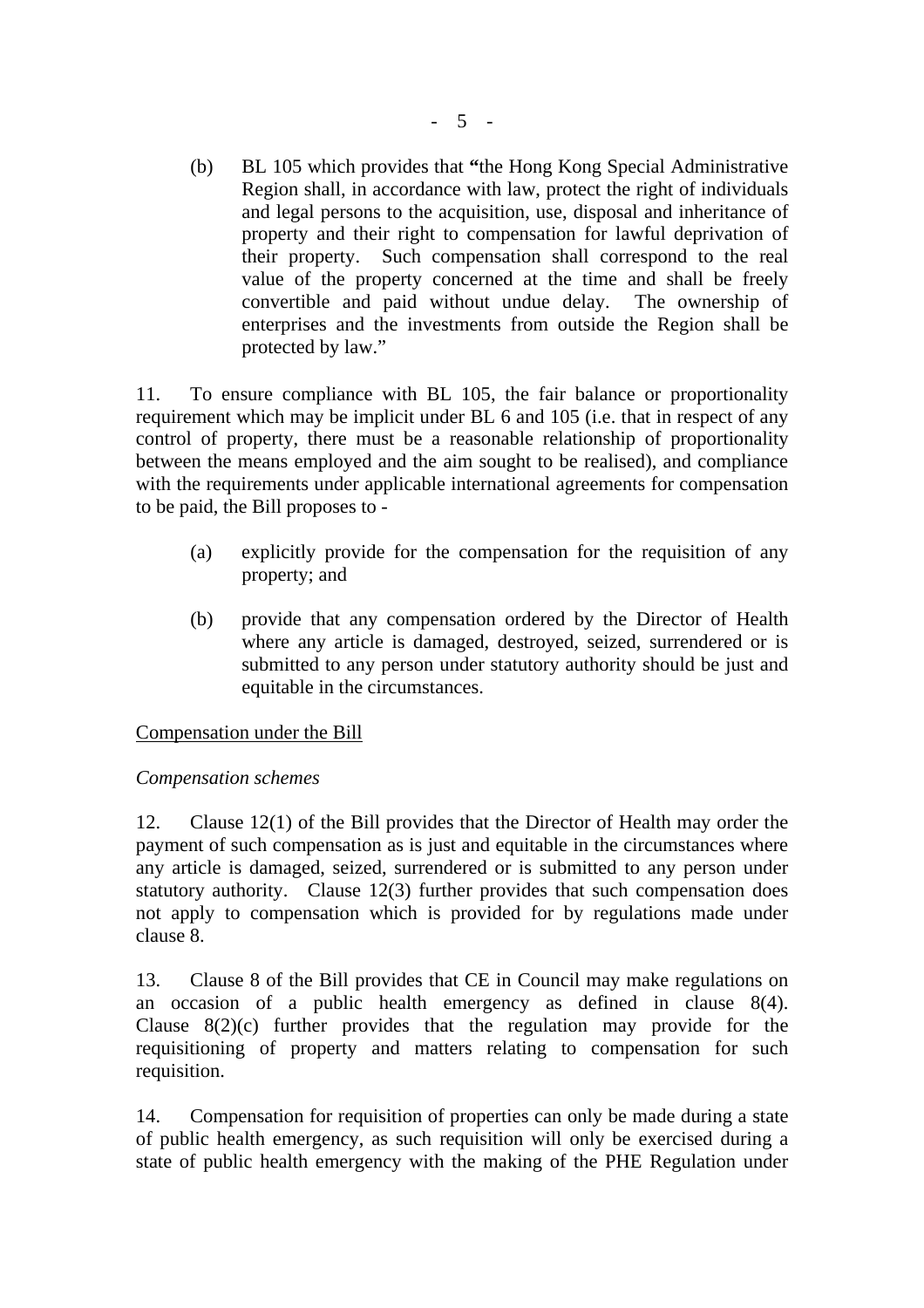(b) BL 105 which provides that **"**the Hong Kong Special Administrative Region shall, in accordance with law, protect the right of individuals and legal persons to the acquisition, use, disposal and inheritance of property and their right to compensation for lawful deprivation of their property. Such compensation shall correspond to the real value of the property concerned at the time and shall be freely convertible and paid without undue delay. The ownership of enterprises and the investments from outside the Region shall be protected by law."

11. To ensure compliance with BL 105, the fair balance or proportionality requirement which may be implicit under BL 6 and 105 (i.e. that in respect of any control of property, there must be a reasonable relationship of proportionality between the means employed and the aim sought to be realised), and compliance with the requirements under applicable international agreements for compensation to be paid, the Bill proposes to -

(a) explicitly provide for the compensation for the requisition of any property; and

(b) provide that any compensation ordered by the Director of Health where any article is damaged, destroyed, seized, surrendered or is submitted to any person under statutory authority should be just and equitable in the circumstances.

<u>Compensation under the Bill</u>

*Compensation schemes*

12. Clause 12(1) of the Bill provides that the Director of Health may order the payment of such compensation as is just and equitable in the circumstances where any article is damaged, seized, surrendered or is submitted to any person under statutory authority. Clause 12(3) further provides that such compensation does not apply to compensation which is provided for by regulations made under clause 8.

13. Clause 8 of the Bill provides that CE in Council may make regulations on an occasion of a public health emergency as defined in clause 8(4). Clause 8(2)(c) further provides that the regulation may provide for the requisitioning of property and matters relating to compensation for such requisition.

14. Compensation for requisition of properties can only be made during a state of public health emergency, as such requisition will only be exercised during a state of public health emergency with the making of the PHE Regulation under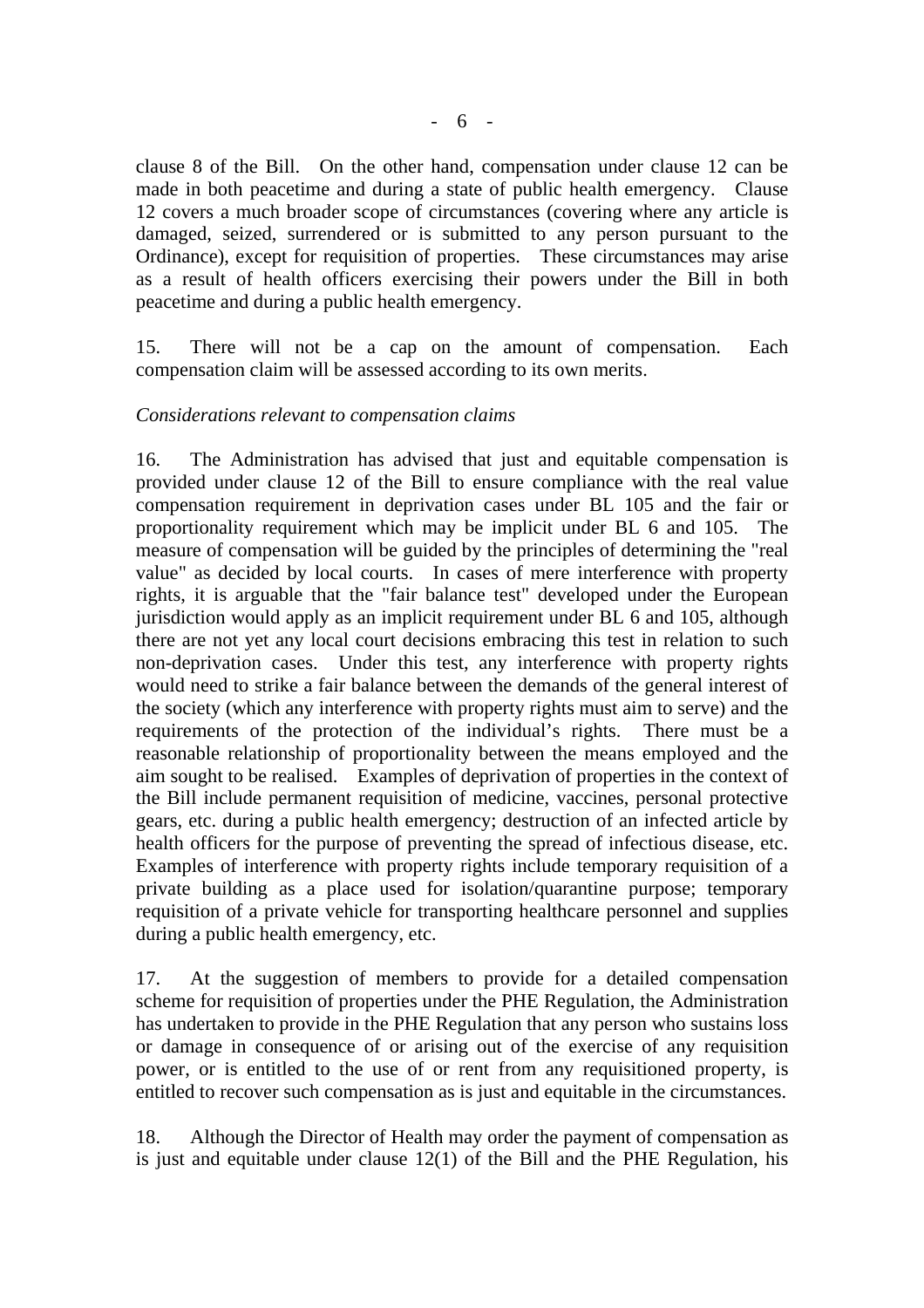clause 8 of the Bill. On the other hand, compensation under clause 12 can be made in both peacetime and during a state of public health emergency. Clause 12 covers a much broader scope of circumstances (covering where any article is damaged, seized, surrendered or is submitted to any person pursuant to the Ordinance), except for requisition of properties. These circumstances may arise as a result of health officers exercising their powers under the Bill in both peacetime and during a public health emergency.

15. There will not be a cap on the amount of compensation. Each compensation claim will be assessed according to its own merits.

*Considerations relevant to compensation claims*

16. The Administration has advised that just and equitable compensation is provided under clause 12 of the Bill to ensure compliance with the real value compensation requirement in deprivation cases under BL 105 and the fair or proportionality requirement which may be implicit under BL 6 and 105. The measure of compensation will be guided by the principles of determining the "real value" as decided by local courts. In cases of mere interference with property rights, it is arguable that the "fair balance test" developed under the European jurisdiction would apply as an implicit requirement under BL 6 and 105, although there are not yet any local court decisions embracing this test in relation to such non-deprivation cases. Under this test, any interference with property rights would need to strike a fair balance between the demands of the general interest of the society (which any interference with property rights must aim to serve) and the requirements of the protection of the individual's rights. There must be a reasonable relationship of proportionality between the means employed and the aim sought to be realised. Examples of deprivation of properties in the context of the Bill include permanent requisition of medicine, vaccines, personal protective gears, etc. during a public health emergency; destruction of an infected article by health officers for the purpose of preventing the spread of infectious disease, etc. Examples of interference with property rights include temporary requisition of a private building as a place used for isolation/quarantine purpose; temporary requisition of a private vehicle for transporting healthcare personnel and supplies during a public health emergency, etc.

17. At the suggestion of members to provide for a detailed compensation scheme for requisition of properties under the PHE Regulation, the Administration has undertaken to provide in the PHE Regulation that any person who sustains loss or damage in consequence of or arising out of the exercise of any requisition power, or is entitled to the use of or rent from any requisitioned property, is entitled to recover such compensation as is just and equitable in the circumstances.

18. Although the Director of Health may order the payment of compensation as is just and equitable under clause 12(1) of the Bill and the PHE Regulation, his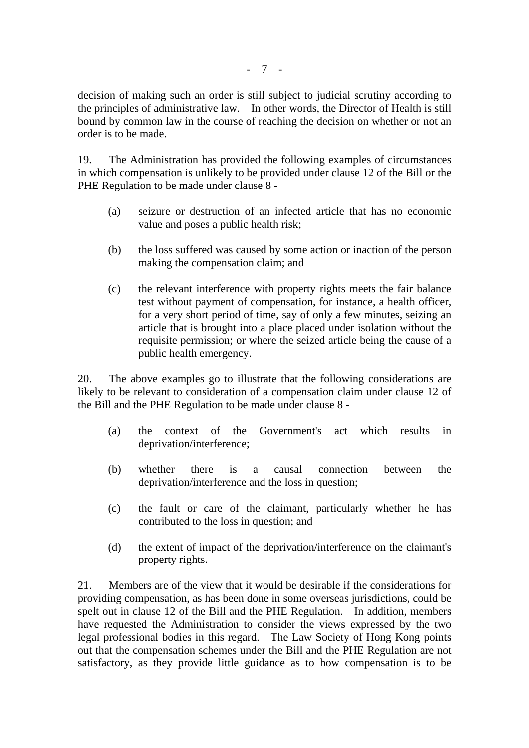decision of making such an order is still subject to judicial scrutiny according to the principles of administrative law. In other words, the Director of Health is still bound by common law in the course of reaching the decision on whether or not an order is to be made.

19. The Administration has provided the following examples of circumstances in which compensation is unlikely to be provided under clause 12 of the Bill or the PHE Regulation to be made under clause 8 -

(a) seizure or destruction of an infected article that has no economic value and poses a public health risk;

(b) the loss suffered was caused by some action or inaction of the person making the compensation claim; and

(c) the relevant interference with property rights meets the fair balance test without payment of compensation, for instance, a health officer, for a very short period of time, say of only a few minutes, seizing an article that is brought into a place placed under isolation without the requisite permission; or where the seized article being the cause of a public health emergency.

20. The above examples go to illustrate that the following considerations are likely to be relevant to consideration of a compensation claim under clause 12 of the Bill and the PHE Regulation to be made under clause 8 -

(a) the context of the Government's act which results in deprivation/interference;

(b) whether there is a causal connection between the deprivation/interference and the loss in question;

(c) the fault or care of the claimant, particularly whether he has contributed to the loss in question; and

(d) the extent of impact of the deprivation/interference on the claimant's property rights.

21. Members are of the view that it would be desirable if the considerations for providing compensation, as has been done in some overseas jurisdictions, could be spelt out in clause 12 of the Bill and the PHE Regulation. In addition, members have requested the Administration to consider the views expressed by the two legal professional bodies in this regard. The Law Society of Hong Kong points out that the compensation schemes under the Bill and the PHE Regulation are not satisfactory, as they provide little guidance as to how compensation is to be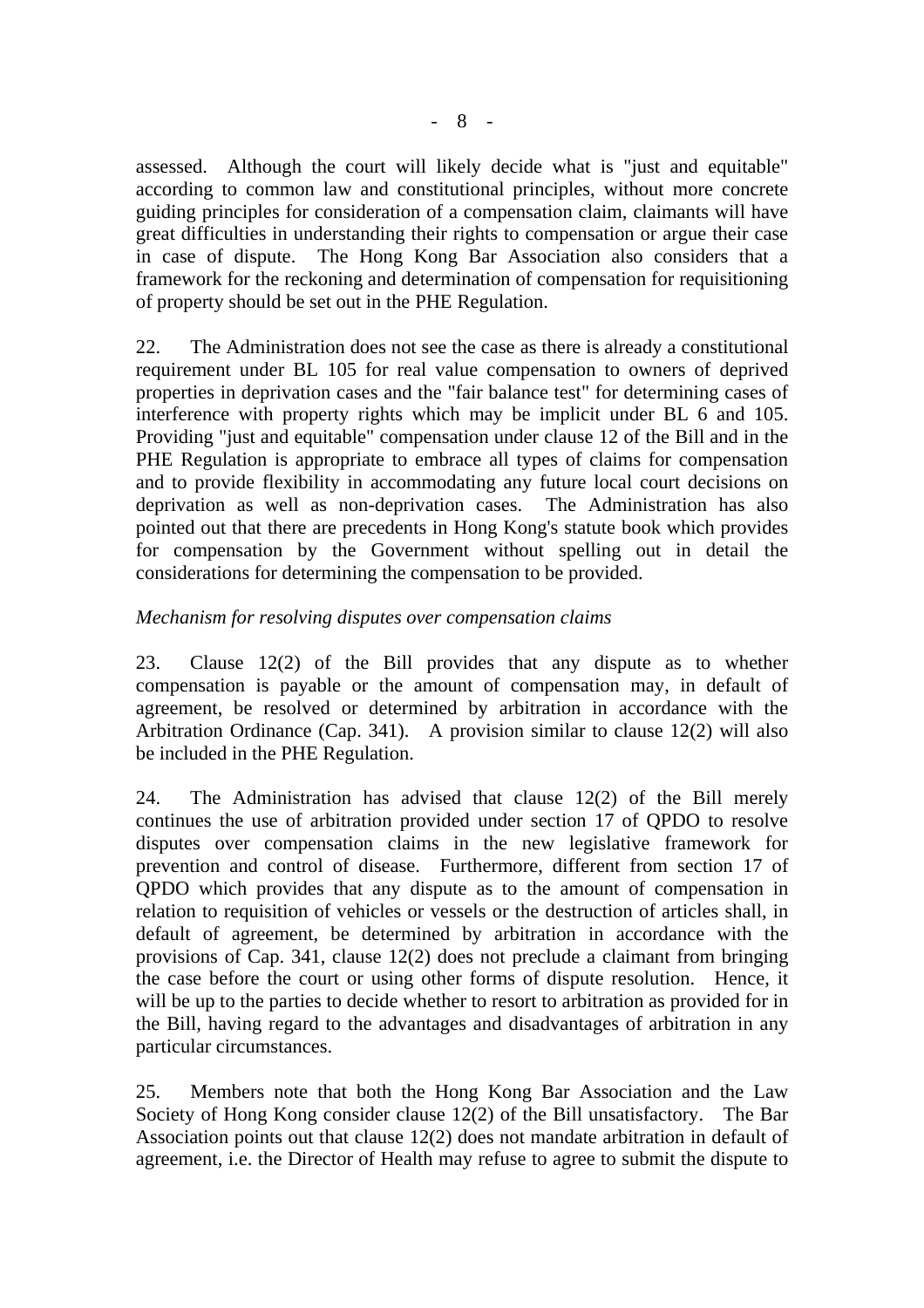assessed. Although the court will likely decide what is "just and equitable" according to common law and constitutional principles, without more concrete guiding principles for consideration of a compensation claim, claimants will have great difficulties in understanding their rights to compensation or argue their case in case of dispute. The Hong Kong Bar Association also considers that a framework for the reckoning and determination of compensation for requisitioning of property should be set out in the PHE Regulation.

22. The Administration does not see the case as there is already a constitutional requirement under BL 105 for real value compensation to owners of deprived properties in deprivation cases and the "fair balance test" for determining cases of interference with property rights which may be implicit under BL 6 and 105. Providing "just and equitable" compensation under clause 12 of the Bill and in the PHE Regulation is appropriate to embrace all types of claims for compensation and to provide flexibility in accommodating any future local court decisions on deprivation as well as non-deprivation cases. The Administration has also pointed out that there are precedents in Hong Kong's statute book which provides for compensation by the Government without spelling out in detail the considerations for determining the compensation to be provided.

*Mechanism for resolving disputes over compensation claims*

23. Clause 12(2) of the Bill provides that any dispute as to whether compensation is payable or the amount of compensation may, in default of agreement, be resolved or determined by arbitration in accordance with the Arbitration Ordinance (Cap. 341). A provision similar to clause 12(2) will also be included in the PHE Regulation.

24. The Administration has advised that clause 12(2) of the Bill merely continues the use of arbitration provided under section 17 of QPDO to resolve disputes over compensation claims in the new legislative framework for prevention and control of disease. Furthermore, different from section 17 of QPDO which provides that any dispute as to the amount of compensation in relation to requisition of vehicles or vessels or the destruction of articles shall, in default of agreement, be determined by arbitration in accordance with the provisions of Cap. 341, clause 12(2) does not preclude a claimant from bringing the case before the court or using other forms of dispute resolution. Hence, it will be up to the parties to decide whether to resort to arbitration as provided for in the Bill, having regard to the advantages and disadvantages of arbitration in any particular circumstances.

25. Members note that both the Hong Kong Bar Association and the Law Society of Hong Kong consider clause 12(2) of the Bill unsatisfactory. The Bar Association points out that clause 12(2) does not mandate arbitration in default of agreement, i.e. the Director of Health may refuse to agree to submit the dispute to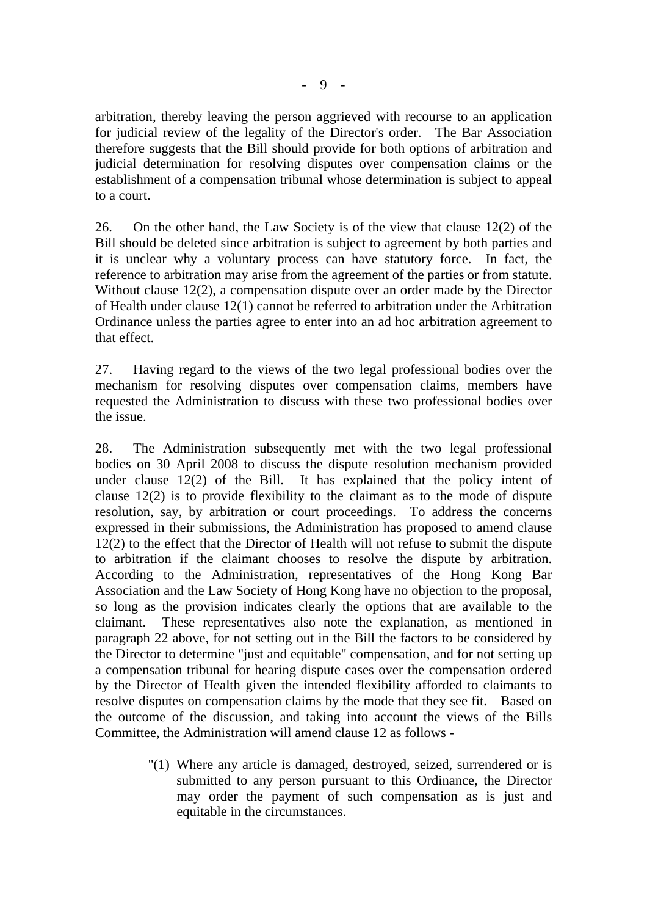arbitration, thereby leaving the person aggrieved with recourse to an application for judicial review of the legality of the Director's order. The Bar Association therefore suggests that the Bill should provide for both options of arbitration and judicial determination for resolving disputes over compensation claims or the establishment of a compensation tribunal whose determination is subject to appeal to a court.

26. On the other hand, the Law Society is of the view that clause 12(2) of the Bill should be deleted since arbitration is subject to agreement by both parties and it is unclear why a voluntary process can have statutory force. In fact, the reference to arbitration may arise from the agreement of the parties or from statute. Without clause 12(2), a compensation dispute over an order made by the Director of Health under clause 12(1) cannot be referred to arbitration under the Arbitration Ordinance unless the parties agree to enter into an ad hoc arbitration agreement to that effect.

27. Having regard to the views of the two legal professional bodies over the mechanism for resolving disputes over compensation claims, members have requested the Administration to discuss with these two professional bodies over the issue.

28. The Administration subsequently met with the two legal professional bodies on 30 April 2008 to discuss the dispute resolution mechanism provided under clause 12(2) of the Bill. It has explained that the policy intent of clause 12(2) is to provide flexibility to the claimant as to the mode of dispute resolution, say, by arbitration or court proceedings. To address the concerns expressed in their submissions, the Administration has proposed to amend clause 12(2) to the effect that the Director of Health will not refuse to submit the dispute to arbitration if the claimant chooses to resolve the dispute by arbitration. According to the Administration, representatives of the Hong Kong Bar Association and the Law Society of Hong Kong have no objection to the proposal, so long as the provision indicates clearly the options that are available to the claimant. These representatives also note the explanation, as mentioned in paragraph 22 above, for not setting out in the Bill the factors to be considered by the Director to determine "just and equitable" compensation, and for not setting up a compensation tribunal for hearing dispute cases over the compensation ordered by the Director of Health given the intended flexibility afforded to claimants to resolve disputes on compensation claims by the mode that they see fit. Based on the outcome of the discussion, and taking into account the views of the Bills Committee, the Administration will amend clause 12 as follows -

> "(1) Where any article is damaged, destroyed, seized, surrendered or is submitted to any person pursuant to this Ordinance, the Director may order the payment of such compensation as is just and equitable in the circumstances.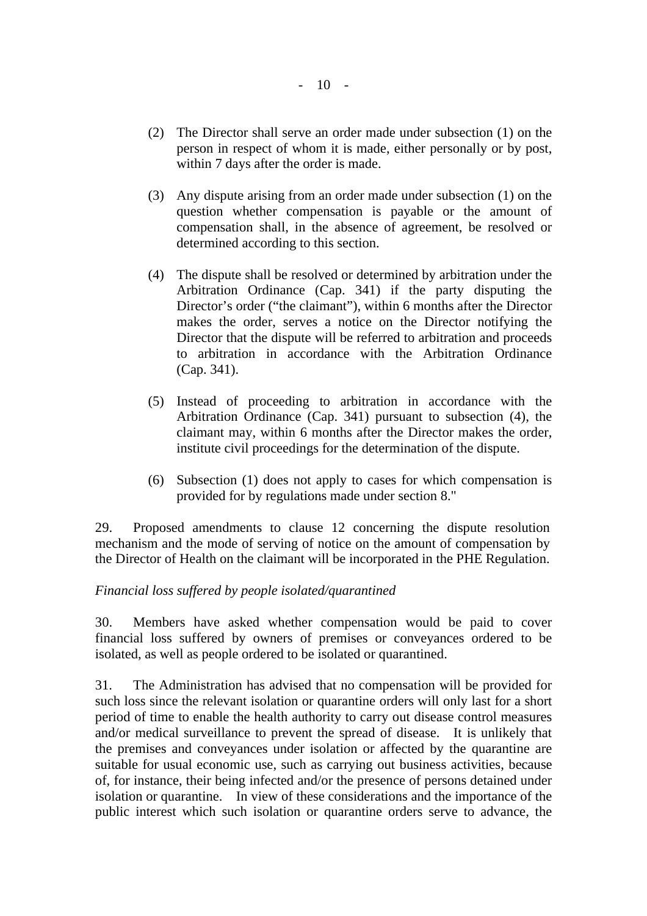(2) The Director shall serve an order made under subsection (1) on the person in respect of whom it is made, either personally or by post, within 7 days after the order is made.

(3) Any dispute arising from an order made under subsection (1) on the question whether compensation is payable or the amount of compensation shall, in the absence of agreement, be resolved or determined according to this section.

(4) The dispute shall be resolved or determined by arbitration under the Arbitration Ordinance (Cap. 341) if the party disputing the Director's order ("the claimant"), within 6 months after the Director makes the order, serves a notice on the Director notifying the Director that the dispute will be referred to arbitration and proceeds to arbitration in accordance with the Arbitration Ordinance (Cap. 341).

(5) Instead of proceeding to arbitration in accordance with the Arbitration Ordinance (Cap. 341) pursuant to subsection (4), the claimant may, within 6 months after the Director makes the order, institute civil proceedings for the determination of the dispute.

(6) Subsection (1) does not apply to cases for which compensation is provided for by regulations made under section 8."

29. Proposed amendments to clause 12 concerning the dispute resolution mechanism and the mode of serving of notice on the amount of compensation by the Director of Health on the claimant will be incorporated in the PHE Regulation.

*Financial loss suffered by people isolated/quarantined*

30. Members have asked whether compensation would be paid to cover financial loss suffered by owners of premises or conveyances ordered to be isolated, as well as people ordered to be isolated or quarantined.

31. The Administration has advised that no compensation will be provided for such loss since the relevant isolation or quarantine orders will only last for a short period of time to enable the health authority to carry out disease control measures and/or medical surveillance to prevent the spread of disease. It is unlikely that the premises and conveyances under isolation or affected by the quarantine are suitable for usual economic use, such as carrying out business activities, because of, for instance, their being infected and/or the presence of persons detained under isolation or quarantine. In view of these considerations and the importance of the public interest which such isolation or quarantine orders serve to advance, the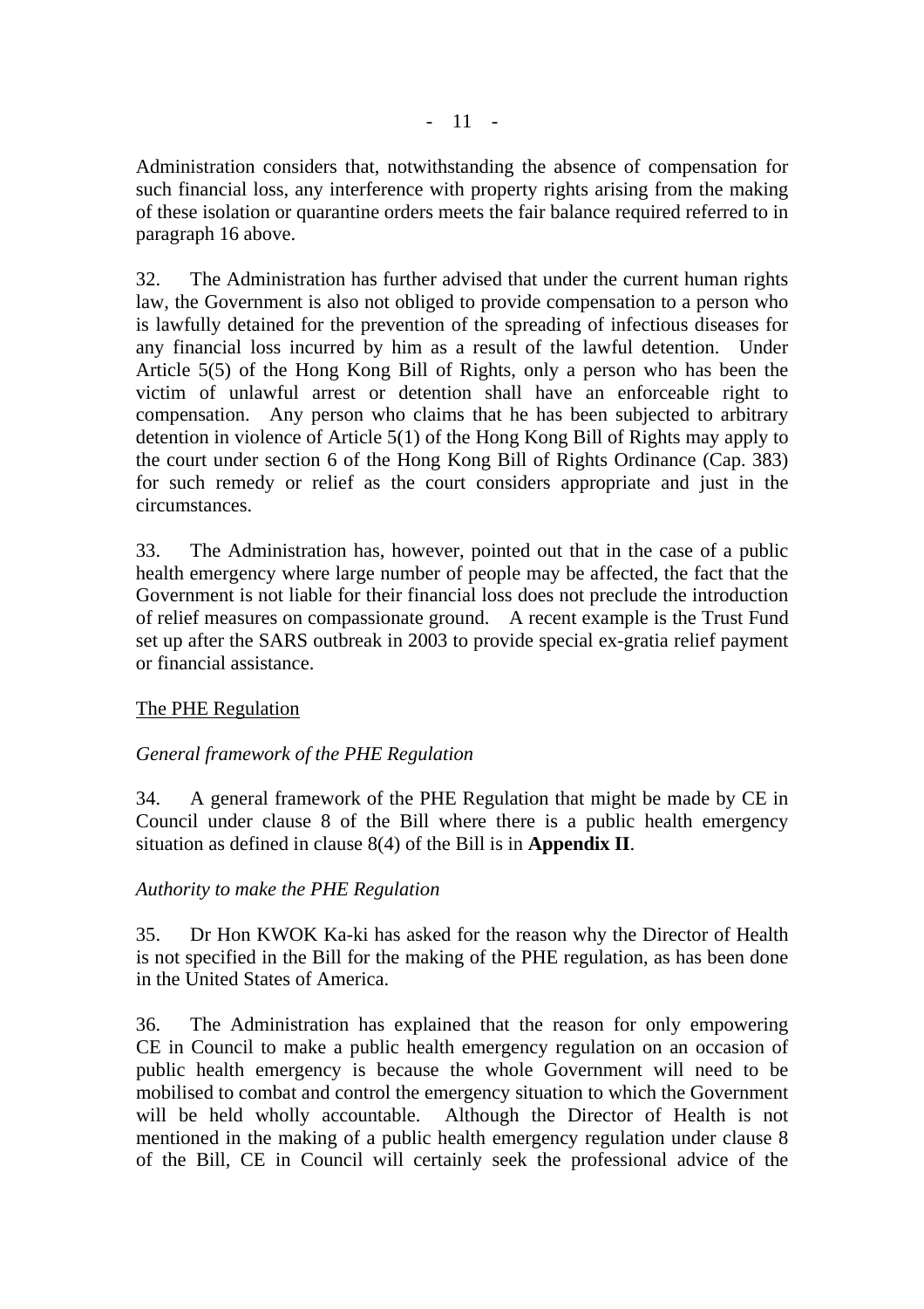Administration considers that, notwithstanding the absence of compensation for such financial loss, any interference with property rights arising from the making of these isolation or quarantine orders meets the fair balance required referred to in paragraph 16 above.

32. The Administration has further advised that under the current human rights law, the Government is also not obliged to provide compensation to a person who is lawfully detained for the prevention of the spreading of infectious diseases for any financial loss incurred by him as a result of the lawful detention. Under Article 5(5) of the Hong Kong Bill of Rights, only a person who has been the victim of unlawful arrest or detention shall have an enforceable right to compensation. Any person who claims that he has been subjected to arbitrary detention in violence of Article 5(1) of the Hong Kong Bill of Rights may apply to the court under section 6 of the Hong Kong Bill of Rights Ordinance (Cap. 383) for such remedy or relief as the court considers appropriate and just in the circumstances.

33. The Administration has, however, pointed out that in the case of a public health emergency where large number of people may be affected, the fact that the Government is not liable for their financial loss does not preclude the introduction of relief measures on compassionate ground. A recent example is the Trust Fund set up after the SARS outbreak in 2003 to provide special ex-gratia relief payment or financial assistance.

## The PHE Regulation

### *General framework of the PHE Regulation*

34. A general framework of the PHE Regulation that might be made by CE in Council under clause 8 of the Bill where there is a public health emergency situation as defined in clause 8(4) of the Bill is in **Appendix II**.

### *Authority to make the PHE Regulation*

35. Dr Hon KWOK Ka-ki has asked for the reason why the Director of Health is not specified in the Bill for the making of the PHE regulation, as has been done in the United States of America.

36. The Administration has explained that the reason for only empowering CE in Council to make a public health emergency regulation on an occasion of public health emergency is because the whole Government will need to be mobilised to combat and control the emergency situation to which the Government will be held wholly accountable. Although the Director of Health is not mentioned in the making of a public health emergency regulation under clause 8 of the Bill, CE in Council will certainly seek the professional advice of the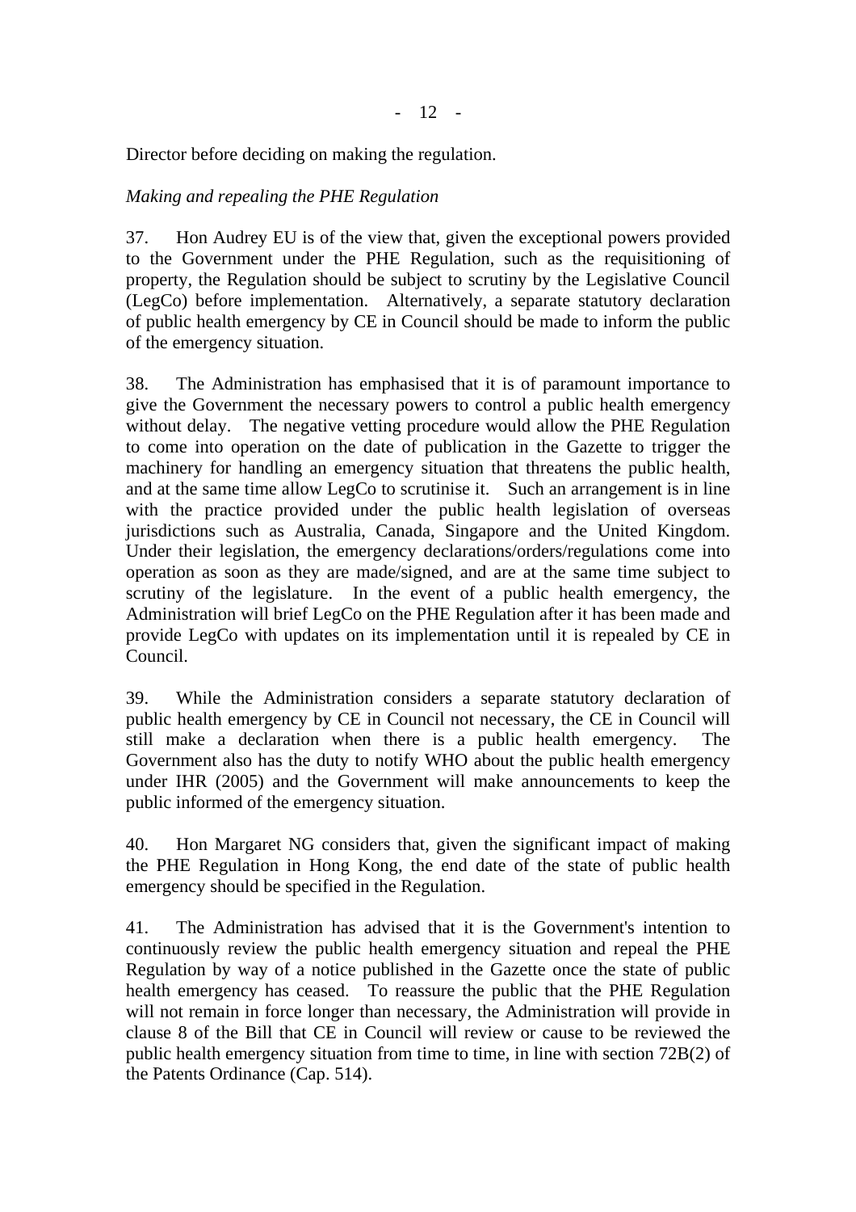Director before deciding on making the regulation.

*Making and repealing the PHE Regulation*

37. Hon Audrey EU is of the view that, given the exceptional powers provided to the Government under the PHE Regulation, such as the requisitioning of property, the Regulation should be subject to scrutiny by the Legislative Council (LegCo) before implementation. Alternatively, a separate statutory declaration of public health emergency by CE in Council should be made to inform the public of the emergency situation.

38. The Administration has emphasised that it is of paramount importance to give the Government the necessary powers to control a public health emergency without delay. The negative vetting procedure would allow the PHE Regulation to come into operation on the date of publication in the Gazette to trigger the machinery for handling an emergency situation that threatens the public health, and at the same time allow LegCo to scrutinise it. Such an arrangement is in line with the practice provided under the public health legislation of overseas jurisdictions such as Australia, Canada, Singapore and the United Kingdom. Under their legislation, the emergency declarations/orders/regulations come into operation as soon as they are made/signed, and are at the same time subject to scrutiny of the legislature. In the event of a public health emergency, the Administration will brief LegCo on the PHE Regulation after it has been made and provide LegCo with updates on its implementation until it is repealed by CE in Council.

39. While the Administration considers a separate statutory declaration of public health emergency by CE in Council not necessary, the CE in Council will still make a declaration when there is a public health emergency. The Government also has the duty to notify WHO about the public health emergency under IHR (2005) and the Government will make announcements to keep the public informed of the emergency situation.

40. Hon Margaret NG considers that, given the significant impact of making the PHE Regulation in Hong Kong, the end date of the state of public health emergency should be specified in the Regulation.

41. The Administration has advised that it is the Government's intention to continuously review the public health emergency situation and repeal the PHE Regulation by way of a notice published in the Gazette once the state of public health emergency has ceased. To reassure the public that the PHE Regulation will not remain in force longer than necessary, the Administration will provide in clause 8 of the Bill that CE in Council will review or cause to be reviewed the public health emergency situation from time to time, in line with section 72B(2) of the Patents Ordinance (Cap. 514).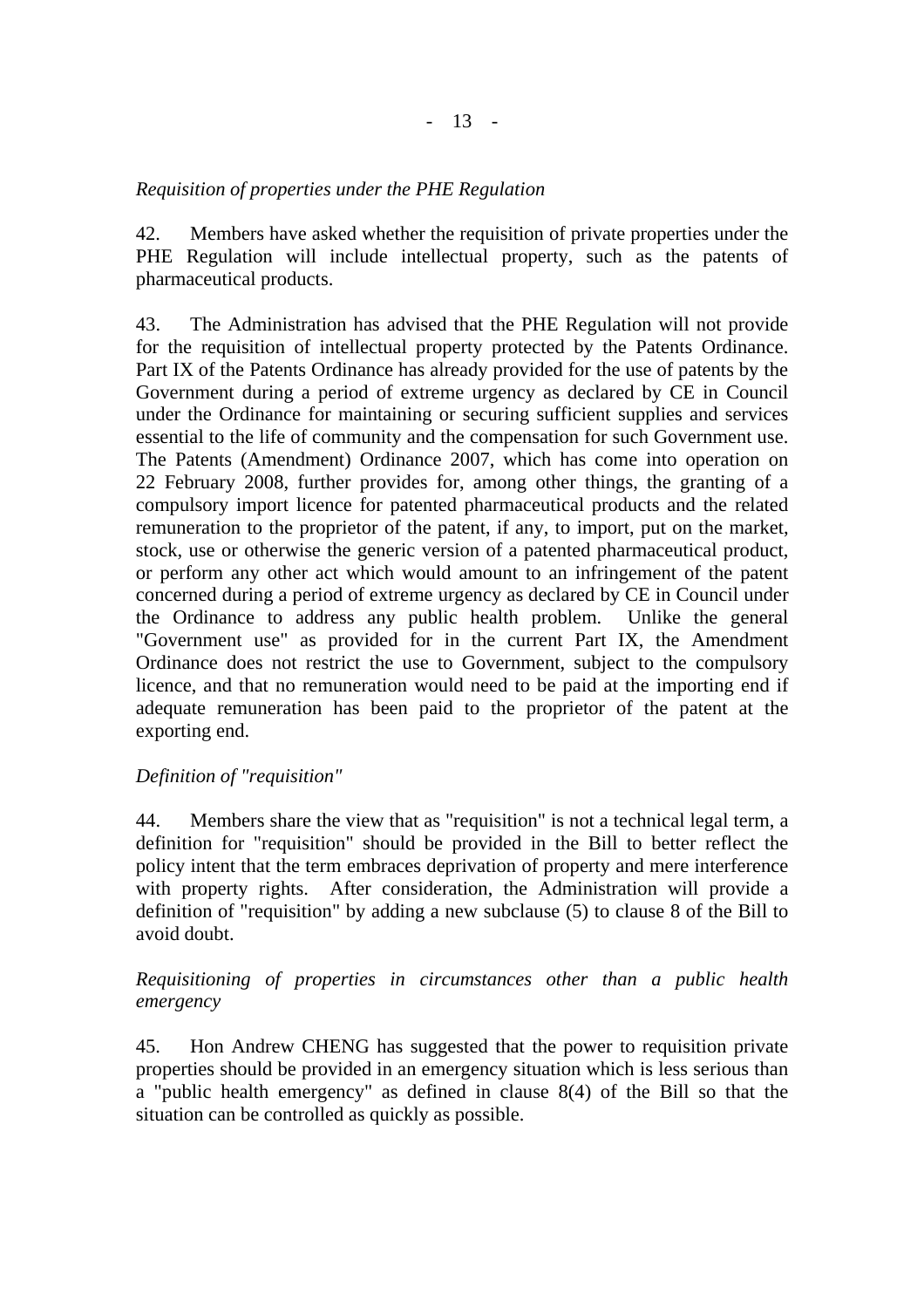*Requisition of properties under the PHE Regulation*

42. Members have asked whether the requisition of private properties under the PHE Regulation will include intellectual property, such as the patents of pharmaceutical products.

43. The Administration has advised that the PHE Regulation will not provide for the requisition of intellectual property protected by the Patents Ordinance. Part IX of the Patents Ordinance has already provided for the use of patents by the Government during a period of extreme urgency as declared by CE in Council under the Ordinance for maintaining or securing sufficient supplies and services essential to the life of community and the compensation for such Government use. The Patents (Amendment) Ordinance 2007, which has come into operation on 22 February 2008, further provides for, among other things, the granting of a compulsory import licence for patented pharmaceutical products and the related remuneration to the proprietor of the patent, if any, to import, put on the market, stock, use or otherwise the generic version of a patented pharmaceutical product, or perform any other act which would amount to an infringement of the patent concerned during a period of extreme urgency as declared by CE in Council under the Ordinance to address any public health problem. Unlike the general "Government use" as provided for in the current Part IX, the Amendment Ordinance does not restrict the use to Government, subject to the compulsory licence, and that no remuneration would need to be paid at the importing end if adequate remuneration has been paid to the proprietor of the patent at the exporting end.

*Definition of "requisition"*

44. Members share the view that as "requisition" is not a technical legal term, a definition for "requisition" should be provided in the Bill to better reflect the policy intent that the term embraces deprivation of property and mere interference with property rights. After consideration, the Administration will provide a definition of "requisition" by adding a new subclause (5) to clause 8 of the Bill to avoid doubt.

*Requisitioning of properties in circumstances other than a public health emergency*

45. Hon Andrew CHENG has suggested that the power to requisition private properties should be provided in an emergency situation which is less serious than a "public health emergency" as defined in clause 8(4) of the Bill so that the situation can be controlled as quickly as possible.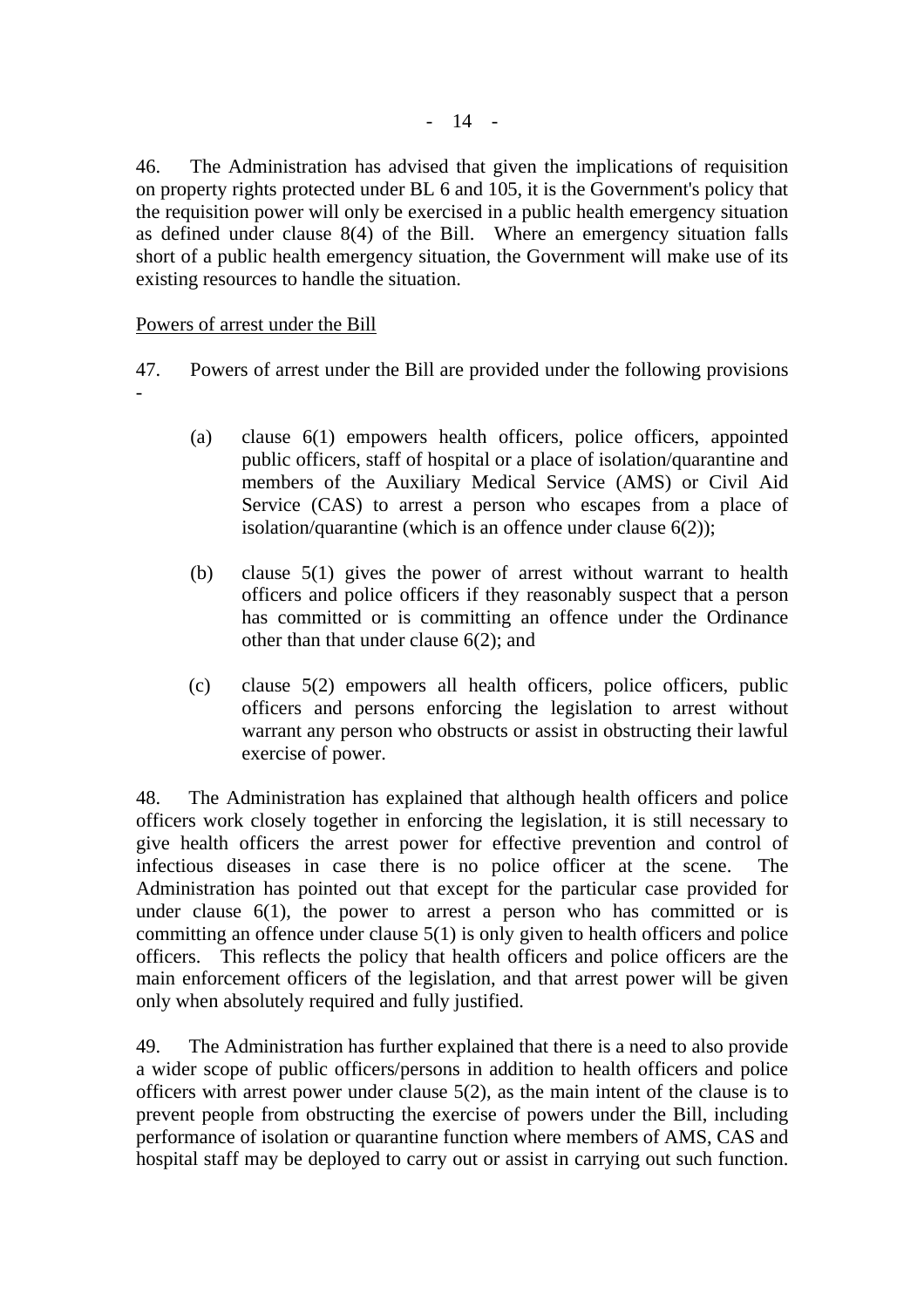46. The Administration has advised that given the implications of requisition on property rights protected under BL 6 and 105, it is the Government's policy that the requisition power will only be exercised in a public health emergency situation as defined under clause 8(4) of the Bill. Where an emergency situation falls short of a public health emergency situation, the Government will make use of its existing resources to handle the situation.

<u>Powers of arrest under the Bill</u>

47. Powers of arrest under the Bill are provided under the following provisions -

(a) clause 6(1) empowers health officers, police officers, appointed public officers, staff of hospital or a place of isolation/quarantine and members of the Auxiliary Medical Service (AMS) or Civil Aid Service (CAS) to arrest a person who escapes from a place of isolation/quarantine (which is an offence under clause 6(2));

(b) clause 5(1) gives the power of arrest without warrant to health officers and police officers if they reasonably suspect that a person has committed or is committing an offence under the Ordinance other than that under clause 6(2); and

(c) clause 5(2) empowers all health officers, police officers, public officers and persons enforcing the legislation to arrest without warrant any person who obstructs or assist in obstructing their lawful exercise of power.

48. The Administration has explained that although health officers and police officers work closely together in enforcing the legislation, it is still necessary to give health officers the arrest power for effective prevention and control of infectious diseases in case there is no police officer at the scene. The Administration has pointed out that except for the particular case provided for under clause 6(1), the power to arrest a person who has committed or is committing an offence under clause 5(1) is only given to health officers and police officers. This reflects the policy that health officers and police officers are the main enforcement officers of the legislation, and that arrest power will be given only when absolutely required and fully justified.

49. The Administration has further explained that there is a need to also provide a wider scope of public officers/persons in addition to health officers and police officers with arrest power under clause 5(2), as the main intent of the clause is to prevent people from obstructing the exercise of powers under the Bill, including performance of isolation or quarantine function where members of AMS, CAS and hospital staff may be deployed to carry out or assist in carrying out such function.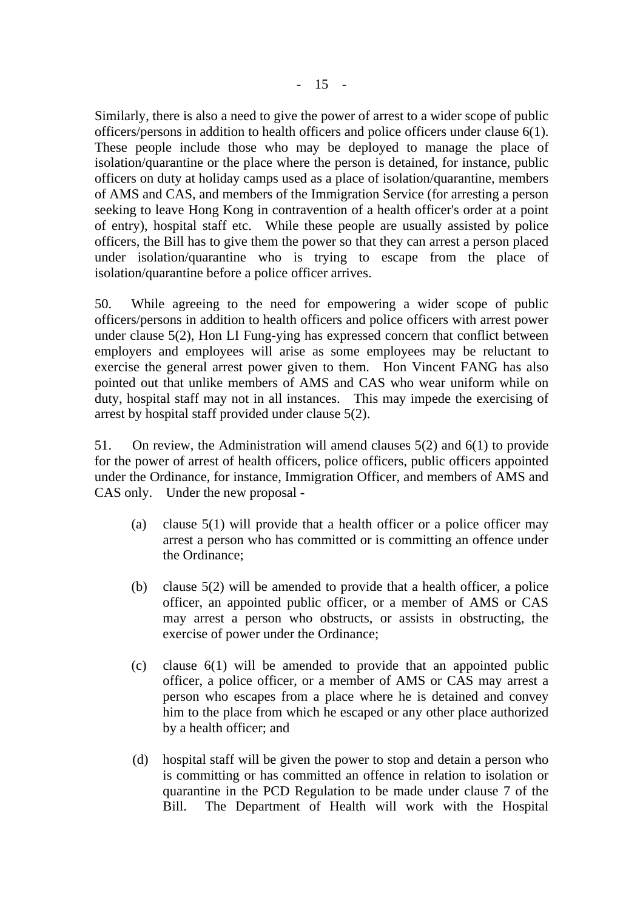Similarly, there is also a need to give the power of arrest to a wider scope of public officers/persons in addition to health officers and police officers under clause 6(1). These people include those who may be deployed to manage the place of isolation/quarantine or the place where the person is detained, for instance, public officers on duty at holiday camps used as a place of isolation/quarantine, members of AMS and CAS, and members of the Immigration Service (for arresting a person seeking to leave Hong Kong in contravention of a health officer's order at a point of entry), hospital staff etc. While these people are usually assisted by police officers, the Bill has to give them the power so that they can arrest a person placed under isolation/quarantine who is trying to escape from the place of isolation/quarantine before a police officer arrives.

50. While agreeing to the need for empowering a wider scope of public officers/persons in addition to health officers and police officers with arrest power under clause 5(2), Hon LI Fung-ying has expressed concern that conflict between employers and employees will arise as some employees may be reluctant to exercise the general arrest power given to them. Hon Vincent FANG has also pointed out that unlike members of AMS and CAS who wear uniform while on duty, hospital staff may not in all instances. This may impede the exercising of arrest by hospital staff provided under clause 5(2).

51. On review, the Administration will amend clauses 5(2) and 6(1) to provide for the power of arrest of health officers, police officers, public officers appointed under the Ordinance, for instance, Immigration Officer, and members of AMS and CAS only. Under the new proposal -

(a) clause 5(1) will provide that a health officer or a police officer may arrest a person who has committed or is committing an offence under the Ordinance;

(b) clause 5(2) will be amended to provide that a health officer, a police officer, an appointed public officer, or a member of AMS or CAS may arrest a person who obstructs, or assists in obstructing, the exercise of power under the Ordinance;

(c) clause 6(1) will be amended to provide that an appointed public officer, a police officer, or a member of AMS or CAS may arrest a person who escapes from a place where he is detained and convey him to the place from which he escaped or any other place authorized by a health officer; and

(d) hospital staff will be given the power to stop and detain a person who is committing or has committed an offence in relation to isolation or quarantine in the PCD Regulation to be made under clause 7 of the Bill. The Department of Health will work with the Hospital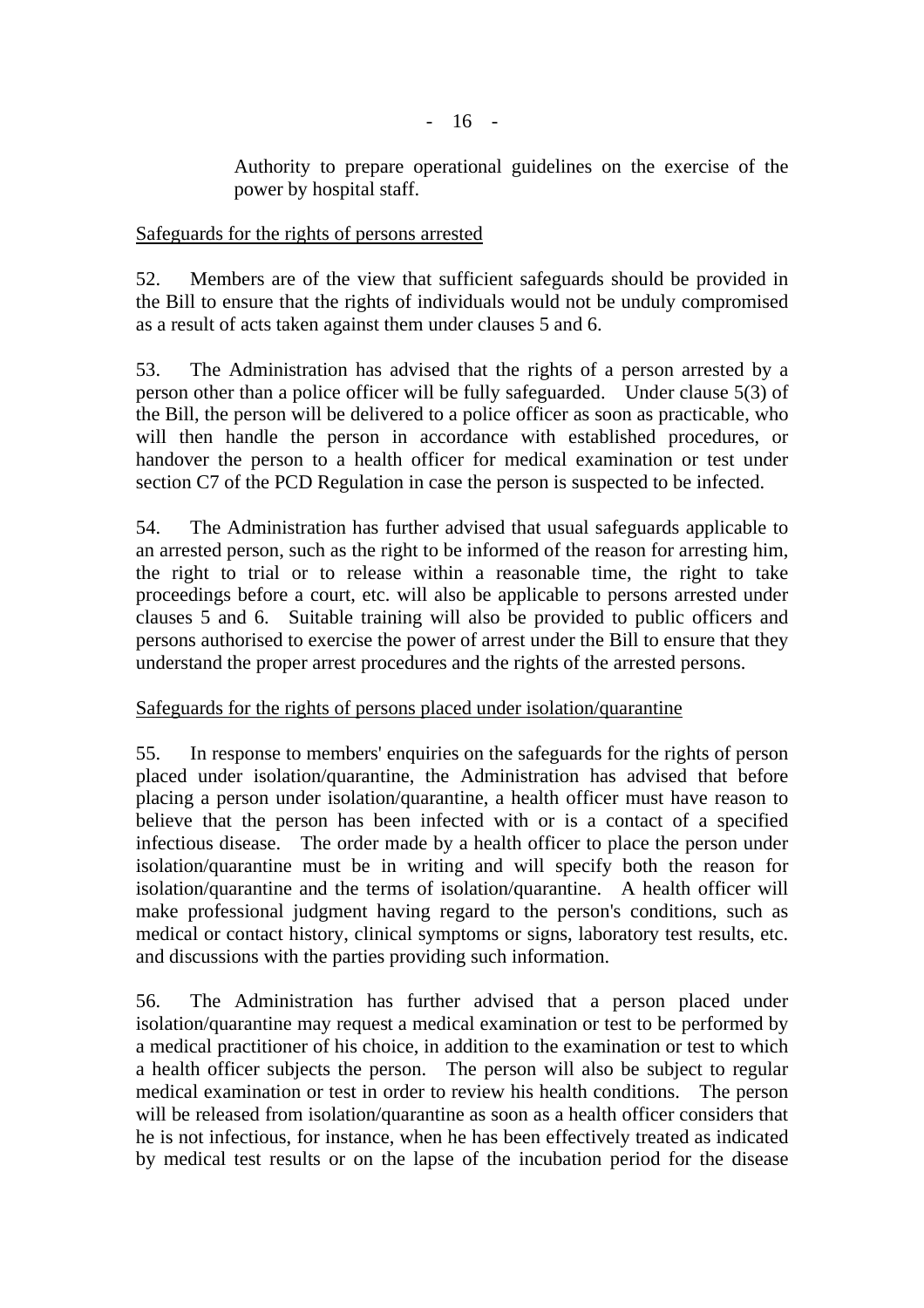Authority to prepare operational guidelines on the exercise of the power by hospital staff.

Safeguards for the rights of persons arrested

52. Members are of the view that sufficient safeguards should be provided in the Bill to ensure that the rights of individuals would not be unduly compromised as a result of acts taken against them under clauses 5 and 6.

53. The Administration has advised that the rights of a person arrested by a person other than a police officer will be fully safeguarded. Under clause 5(3) of the Bill, the person will be delivered to a police officer as soon as practicable, who will then handle the person in accordance with established procedures, or handover the person to a health officer for medical examination or test under section C7 of the PCD Regulation in case the person is suspected to be infected.

54. The Administration has further advised that usual safeguards applicable to an arrested person, such as the right to be informed of the reason for arresting him, the right to trial or to release within a reasonable time, the right to take proceedings before a court, etc. will also be applicable to persons arrested under clauses 5 and 6. Suitable training will also be provided to public officers and persons authorised to exercise the power of arrest under the Bill to ensure that they understand the proper arrest procedures and the rights of the arrested persons.

Safeguards for the rights of persons placed under isolation/quarantine

55. In response to members' enquiries on the safeguards for the rights of person placed under isolation/quarantine, the Administration has advised that before placing a person under isolation/quarantine, a health officer must have reason to believe that the person has been infected with or is a contact of a specified infectious disease. The order made by a health officer to place the person under isolation/quarantine must be in writing and will specify both the reason for isolation/quarantine and the terms of isolation/quarantine. A health officer will make professional judgment having regard to the person's conditions, such as medical or contact history, clinical symptoms or signs, laboratory test results, etc. and discussions with the parties providing such information.

56. The Administration has further advised that a person placed under isolation/quarantine may request a medical examination or test to be performed by a medical practitioner of his choice, in addition to the examination or test to which a health officer subjects the person. The person will also be subject to regular medical examination or test in order to review his health conditions. The person will be released from isolation/quarantine as soon as a health officer considers that he is not infectious, for instance, when he has been effectively treated as indicated by medical test results or on the lapse of the incubation period for the disease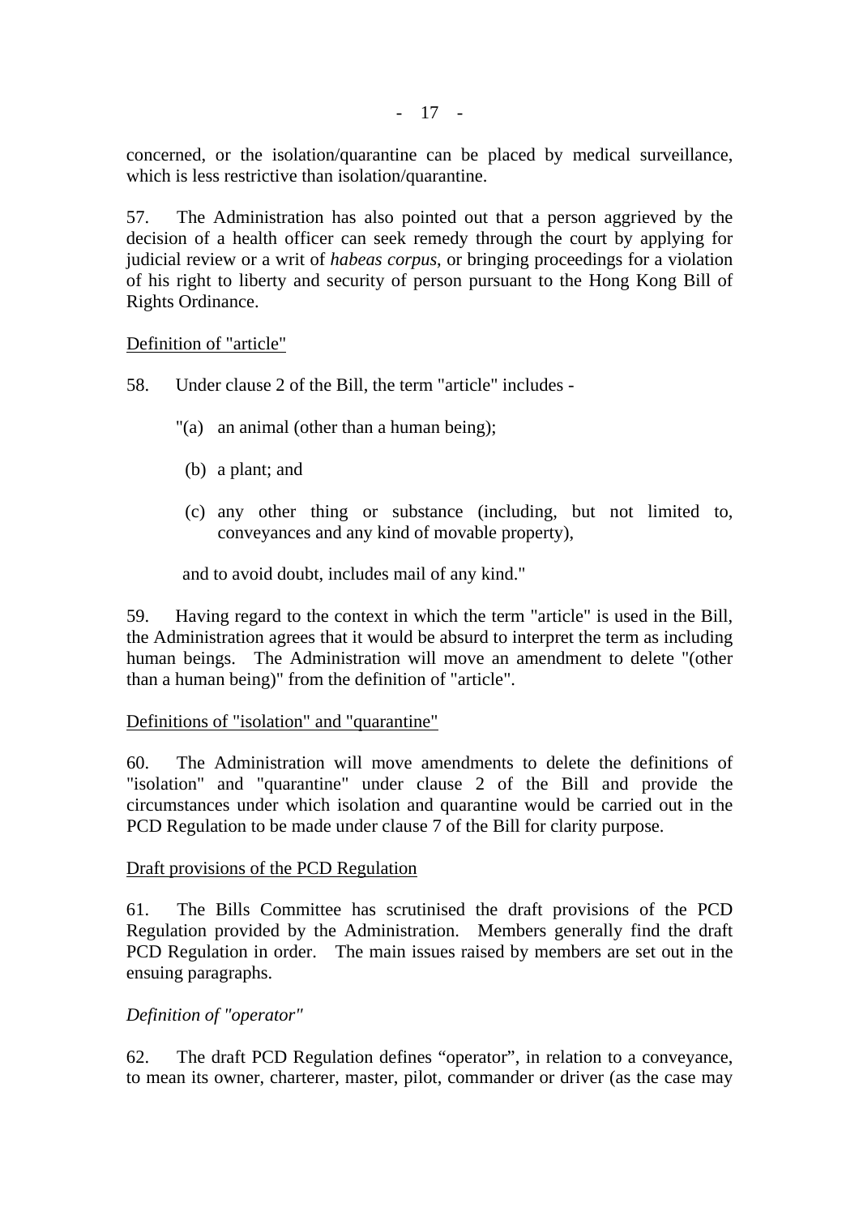concerned, or the isolation/quarantine can be placed by medical surveillance, which is less restrictive than isolation/quarantine.

57. The Administration has also pointed out that a person aggrieved by the decision of a health officer can seek remedy through the court by applying for judicial review or a writ of *habeas corpus*, or bringing proceedings for a violation of his right to liberty and security of person pursuant to the Hong Kong Bill of Rights Ordinance.

<u>Definition of "article"</u>

58. Under clause 2 of the Bill, the term "article" includes -

"(a) an animal (other than a human being);

(b) a plant; and

(c) any other thing or substance (including, but not limited to, conveyances and any kind of movable property),

and to avoid doubt, includes mail of any kind."

59. Having regard to the context in which the term "article" is used in the Bill, the Administration agrees that it would be absurd to interpret the term as including human beings. The Administration will move an amendment to delete "(other than a human being)" from the definition of "article".

<u>Definitions of "isolation" and "quarantine"</u>

60. The Administration will move amendments to delete the definitions of "isolation" and "quarantine" under clause 2 of the Bill and provide the circumstances under which isolation and quarantine would be carried out in the PCD Regulation to be made under clause 7 of the Bill for clarity purpose.

<u>Draft provisions of the PCD Regulation</u>

61. The Bills Committee has scrutinised the draft provisions of the PCD Regulation provided by the Administration. Members generally find the draft PCD Regulation in order. The main issues raised by members are set out in the ensuing paragraphs.

*Definition of "operator"*

62. The draft PCD Regulation defines "operator", in relation to a conveyance, to mean its owner, charterer, master, pilot, commander or driver (as the case may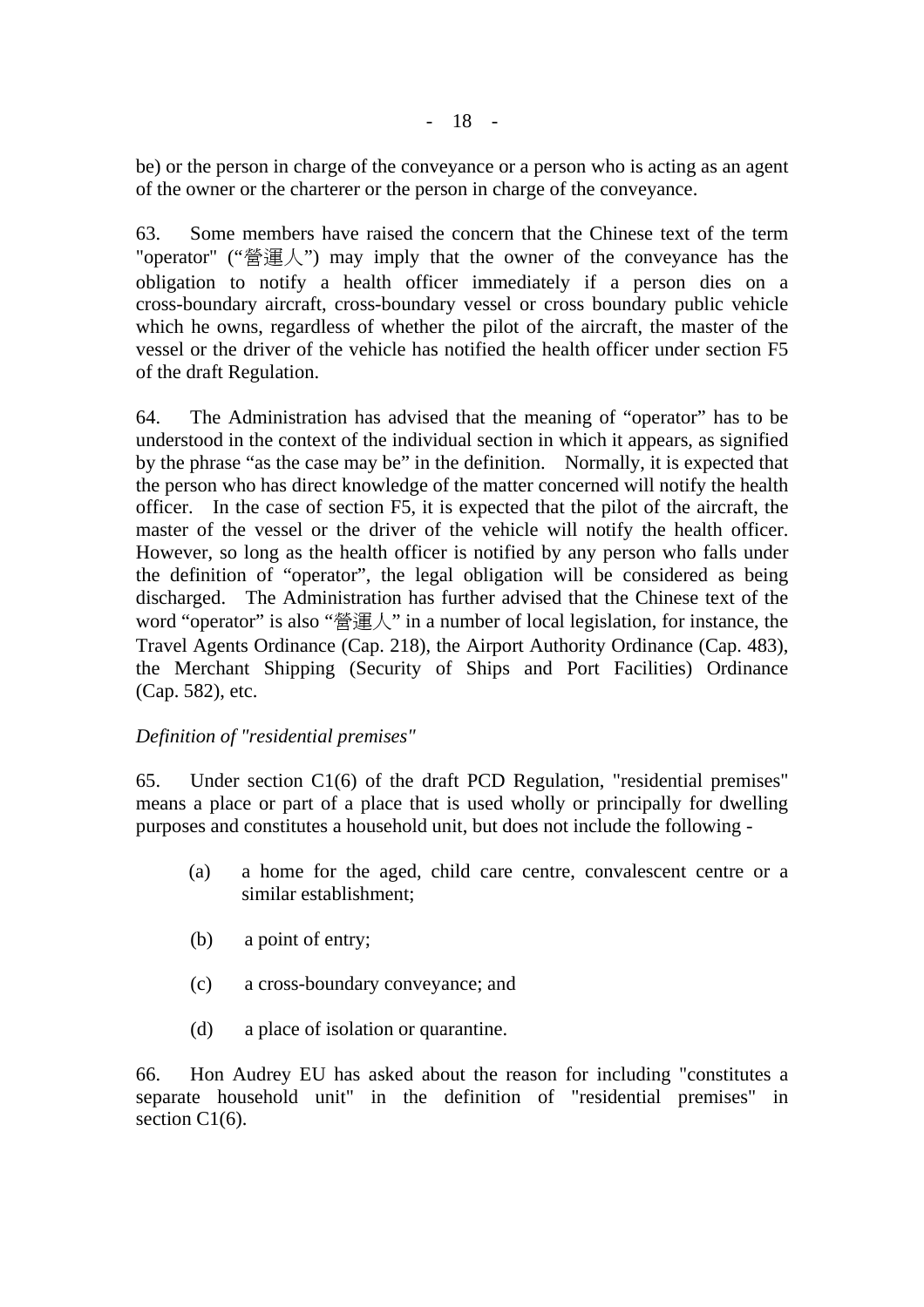be) or the person in charge of the conveyance or a person who is acting as an agent of the owner or the charterer or the person in charge of the conveyance.

63. Some members have raised the concern that the Chinese text of the term "operator" ("營運人") may imply that the owner of the conveyance has the obligation to notify a health officer immediately if a person dies on a cross-boundary aircraft, cross-boundary vessel or cross boundary public vehicle which he owns, regardless of whether the pilot of the aircraft, the master of the vessel or the driver of the vehicle has notified the health officer under section F5 of the draft Regulation.

64. The Administration has advised that the meaning of "operator" has to be understood in the context of the individual section in which it appears, as signified by the phrase "as the case may be" in the definition. Normally, it is expected that the person who has direct knowledge of the matter concerned will notify the health officer. In the case of section F5, it is expected that the pilot of the aircraft, the master of the vessel or the driver of the vehicle will notify the health officer. However, so long as the health officer is notified by any person who falls under the definition of "operator", the legal obligation will be considered as being discharged. The Administration has further advised that the Chinese text of the word "operator" is also "營運人" in a number of local legislation, for instance, the Travel Agents Ordinance (Cap. 218), the Airport Authority Ordinance (Cap. 483), the Merchant Shipping (Security of Ships and Port Facilities) Ordinance (Cap. 582), etc.

*Definition of "residential premises"*

65. Under section C1(6) of the draft PCD Regulation, "residential premises" means a place or part of a place that is used wholly or principally for dwelling purposes and constitutes a household unit, but does not include the following -

(a) a home for the aged, child care centre, convalescent centre or a similar establishment;

(b) a point of entry;

(c) a cross-boundary conveyance; and

(d) a place of isolation or quarantine.

66. Hon Audrey EU has asked about the reason for including "constitutes a separate household unit" in the definition of "residential premises" in section C1(6).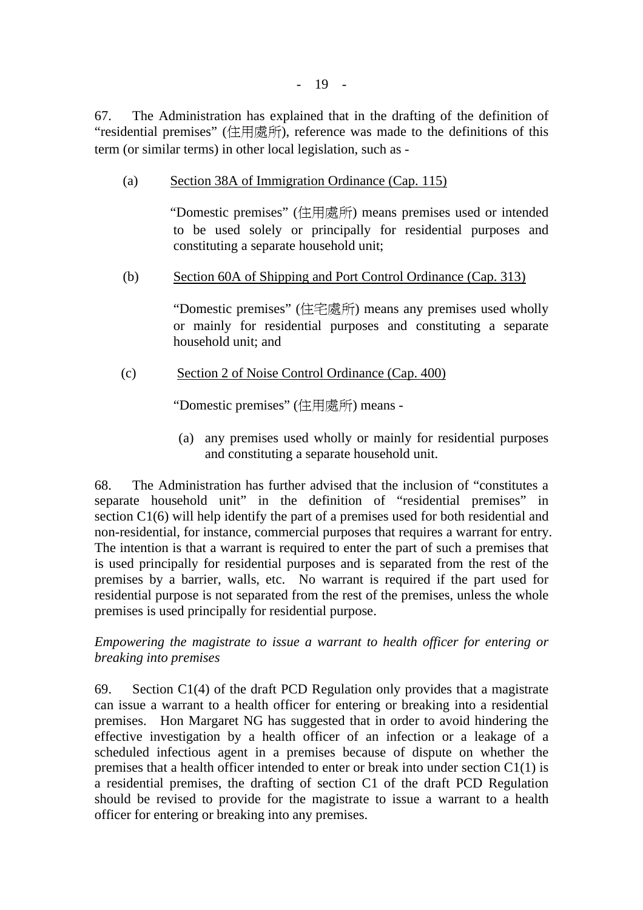67. The Administration has explained that in the drafting of the definition of "residential premises" (住用處所), reference was made to the definitions of this term (or similar terms) in other local legislation, such as -

(a) Section 38A of Immigration Ordinance (Cap. 115)

"Domestic premises" (住用處所) means premises used or intended to be used solely or principally for residential purposes and constituting a separate household unit;

(b) Section 60A of Shipping and Port Control Ordinance (Cap. 313)

"Domestic premises" (住宅處所) means any premises used wholly or mainly for residential purposes and constituting a separate household unit; and

(c) Section 2 of Noise Control Ordinance (Cap. 400)

"Domestic premises" (住用處所) means -

(a) any premises used wholly or mainly for residential purposes and constituting a separate household unit.

68. The Administration has further advised that the inclusion of "constitutes a separate household unit" in the definition of "residential premises" in section C1(6) will help identify the part of a premises used for both residential and non-residential, for instance, commercial purposes that requires a warrant for entry. The intention is that a warrant is required to enter the part of such a premises that is used principally for residential purposes and is separated from the rest of the premises by a barrier, walls, etc. No warrant is required if the part used for residential purpose is not separated from the rest of the premises, unless the whole premises is used principally for residential purpose.

*Empowering the magistrate to issue a warrant to health officer for entering or breaking into premises*

69. Section C1(4) of the draft PCD Regulation only provides that a magistrate can issue a warrant to a health officer for entering or breaking into a residential premises. Hon Margaret NG has suggested that in order to avoid hindering the effective investigation by a health officer of an infection or a leakage of a scheduled infectious agent in a premises because of dispute on whether the premises that a health officer intended to enter or break into under section C1(1) is a residential premises, the drafting of section C1 of the draft PCD Regulation should be revised to provide for the magistrate to issue a warrant to a health officer for entering or breaking into any premises.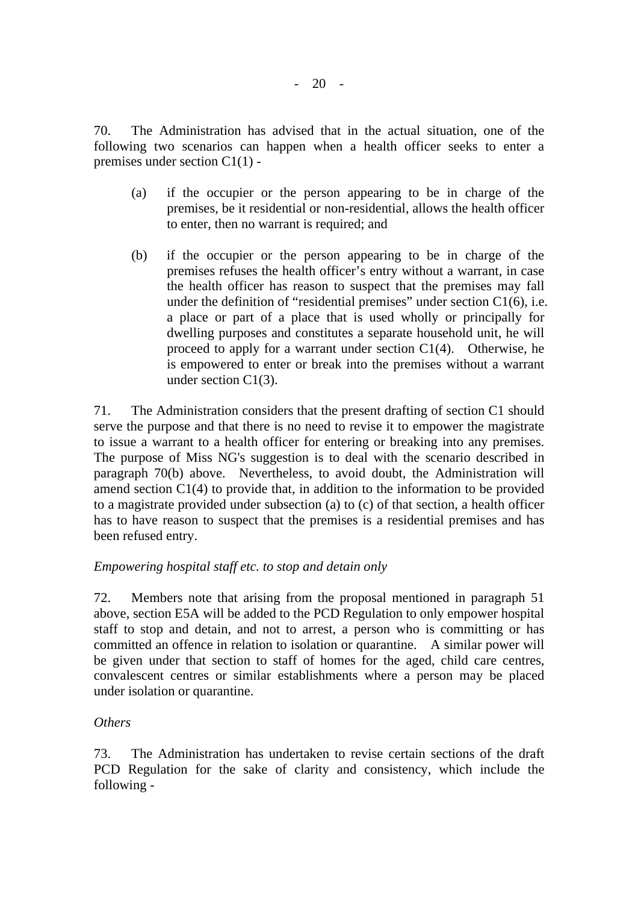70. The Administration has advised that in the actual situation, one of the following two scenarios can happen when a health officer seeks to enter a premises under section C1(1) -

(a) if the occupier or the person appearing to be in charge of the premises, be it residential or non-residential, allows the health officer to enter, then no warrant is required; and

(b) if the occupier or the person appearing to be in charge of the premises refuses the health officer's entry without a warrant, in case the health officer has reason to suspect that the premises may fall under the definition of "residential premises" under section C1(6), i.e. a place or part of a place that is used wholly or principally for dwelling purposes and constitutes a separate household unit, he will proceed to apply for a warrant under section C1(4). Otherwise, he is empowered to enter or break into the premises without a warrant under section C1(3).

71. The Administration considers that the present drafting of section C1 should serve the purpose and that there is no need to revise it to empower the magistrate to issue a warrant to a health officer for entering or breaking into any premises. The purpose of Miss NG's suggestion is to deal with the scenario described in paragraph 70(b) above. Nevertheless, to avoid doubt, the Administration will amend section C1(4) to provide that, in addition to the information to be provided to a magistrate provided under subsection (a) to (c) of that section, a health officer has to have reason to suspect that the premises is a residential premises and has been refused entry.

*Empowering hospital staff etc. to stop and detain only*

72. Members note that arising from the proposal mentioned in paragraph 51 above, section E5A will be added to the PCD Regulation to only empower hospital staff to stop and detain, and not to arrest, a person who is committing or has committed an offence in relation to isolation or quarantine. A similar power will be given under that section to staff of homes for the aged, child care centres, convalescent centres or similar establishments where a person may be placed under isolation or quarantine.

*Others*

73. The Administration has undertaken to revise certain sections of the draft PCD Regulation for the sake of clarity and consistency, which include the following -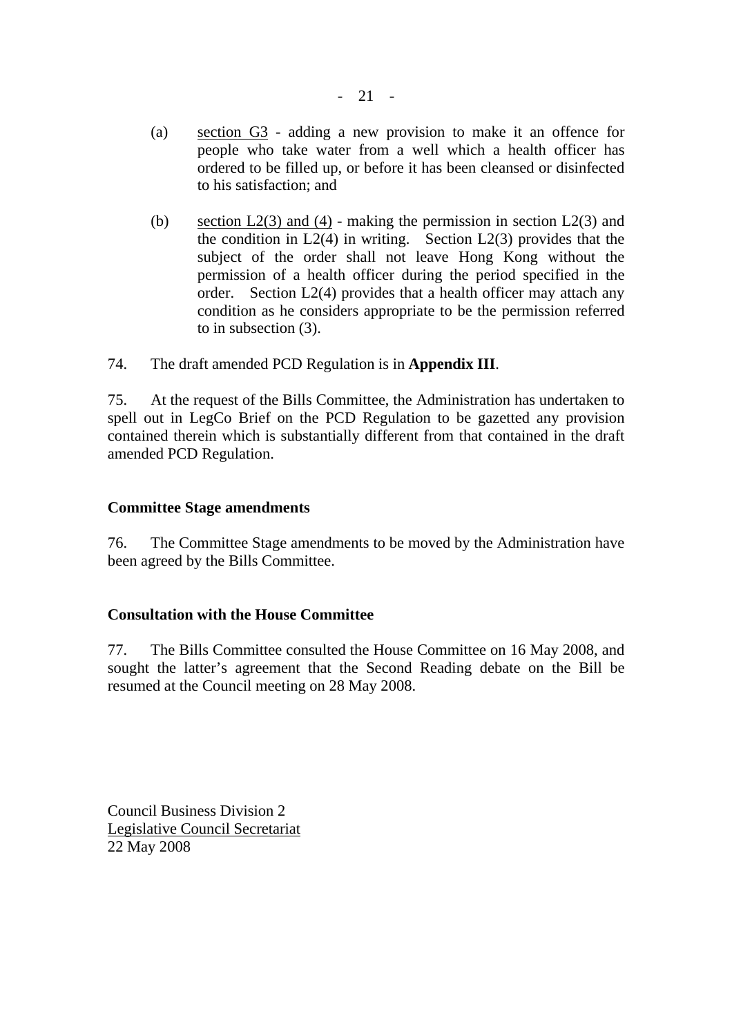(a) section G3 - adding a new provision to make it an offence for people who take water from a well which a health officer has ordered to be filled up, or before it has been cleansed or disinfected to his satisfaction; and

(b) section L2(3) and (4) - making the permission in section L2(3) and the condition in L2(4) in writing. Section L2(3) provides that the subject of the order shall not leave Hong Kong without the permission of a health officer during the period specified in the order. Section L2(4) provides that a health officer may attach any condition as he considers appropriate to be the permission referred to in subsection (3).

74. The draft amended PCD Regulation is in **Appendix III**.

75. At the request of the Bills Committee, the Administration has undertaken to spell out in LegCo Brief on the PCD Regulation to be gazetted any provision contained therein which is substantially different from that contained in the draft amended PCD Regulation.

**Committee Stage amendments**

76. The Committee Stage amendments to be moved by the Administration have been agreed by the Bills Committee.

**Consultation with the House Committee**

77. The Bills Committee consulted the House Committee on 16 May 2008, and sought the latter's agreement that the Second Reading debate on the Bill be resumed at the Council meeting on 28 May 2008.

Council Business Division 2
Legislative Council Secretariat
22 May 2008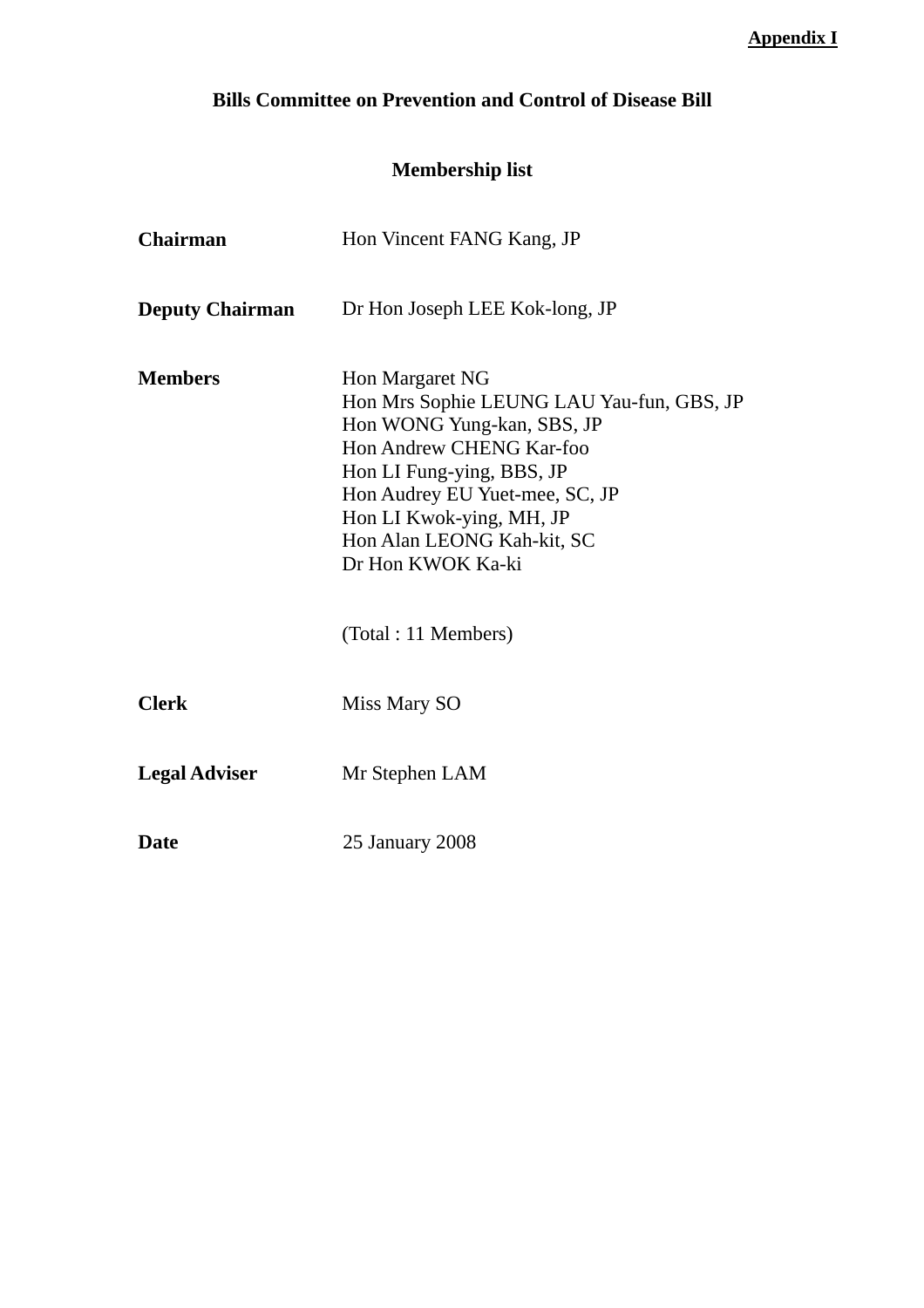**Appendix I**

# Bills Committee on Prevention and Control of Disease Bill

## Membership list

**Chairman** Hon Vincent FANG Kang, JP

**Deputy Chairman** Dr Hon Joseph LEE Kok-long, JP

**Members**
Hon Margaret NG
Hon Mrs Sophie LEUNG LAU Yau-fun, GBS, JP
Hon WONG Yung-kan, SBS, JP
Hon Andrew CHENG Kar-foo
Hon LI Fung-ying, BBS, JP
Hon Audrey EU Yuet-mee, SC, JP
Hon LI Kwok-ying, MH, JP
Hon Alan LEONG Kah-kit, SC
Dr Hon KWOK Ka-ki

(Total : 11 Members)

**Clerk** Miss Mary SO

**Legal Adviser** Mr Stephen LAM

**Date** 25 January 2008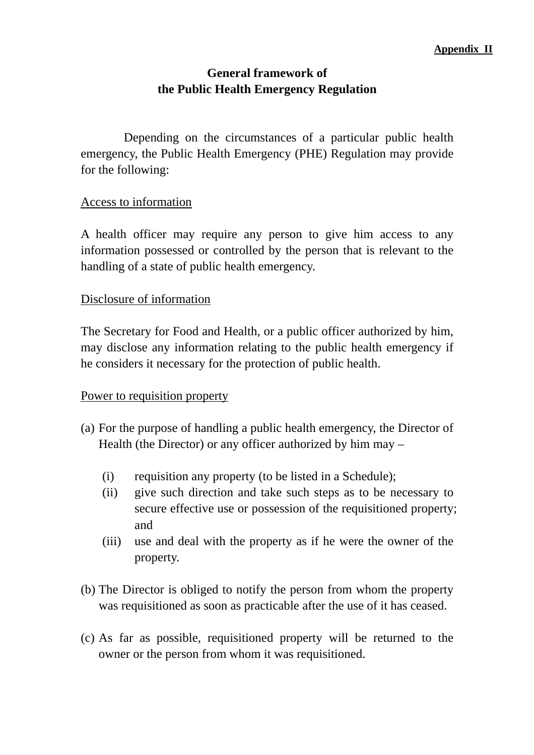**Appendix II**

# General framework of the Public Health Emergency Regulation

Depending on the circumstances of a particular public health emergency, the Public Health Emergency (PHE) Regulation may provide for the following:

## Access to information

A health officer may require any person to give him access to any information possessed or controlled by the person that is relevant to the handling of a state of public health emergency.

## Disclosure of information

The Secretary for Food and Health, or a public officer authorized by him, may disclose any information relating to the public health emergency if he considers it necessary for the protection of public health.

## Power to requisition property

(a) For the purpose of handling a public health emergency, the Director of Health (the Director) or any officer authorized by him may –

   (i) requisition any property (to be listed in a Schedule);
   (ii) give such direction and take such steps as to be necessary to secure effective use or possession of the requisitioned property; and
   (iii) use and deal with the property as if he were the owner of the property.

(b) The Director is obliged to notify the person from whom the property was requisitioned as soon as practicable after the use of it has ceased.

(c) As far as possible, requisitioned property will be returned to the owner or the person from whom it was requisitioned.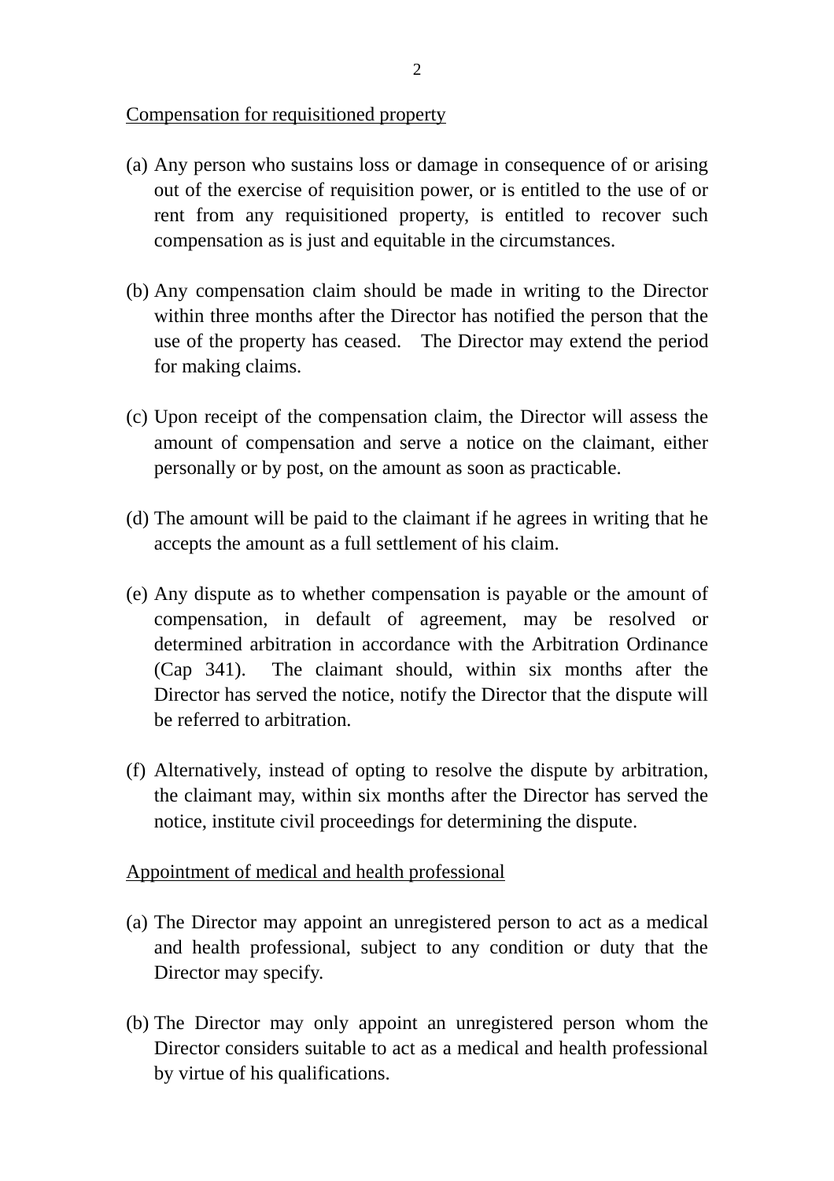<u>Compensation for requisitioned property</u>

(a) Any person who sustains loss or damage in consequence of or arising out of the exercise of requisition power, or is entitled to the use of or rent from any requisitioned property, is entitled to recover such compensation as is just and equitable in the circumstances.

(b) Any compensation claim should be made in writing to the Director within three months after the Director has notified the person that the use of the property has ceased. The Director may extend the period for making claims.

(c) Upon receipt of the compensation claim, the Director will assess the amount of compensation and serve a notice on the claimant, either personally or by post, on the amount as soon as practicable.

(d) The amount will be paid to the claimant if he agrees in writing that he accepts the amount as a full settlement of his claim.

(e) Any dispute as to whether compensation is payable or the amount of compensation, in default of agreement, may be resolved or determined arbitration in accordance with the Arbitration Ordinance (Cap 341). The claimant should, within six months after the Director has served the notice, notify the Director that the dispute will be referred to arbitration.

(f) Alternatively, instead of opting to resolve the dispute by arbitration, the claimant may, within six months after the Director has served the notice, institute civil proceedings for determining the dispute.

<u>Appointment of medical and health professional</u>

(a) The Director may appoint an unregistered person to act as a medical and health professional, subject to any condition or duty that the Director may specify.

(b) The Director may only appoint an unregistered person whom the Director considers suitable to act as a medical and health professional by virtue of his qualifications.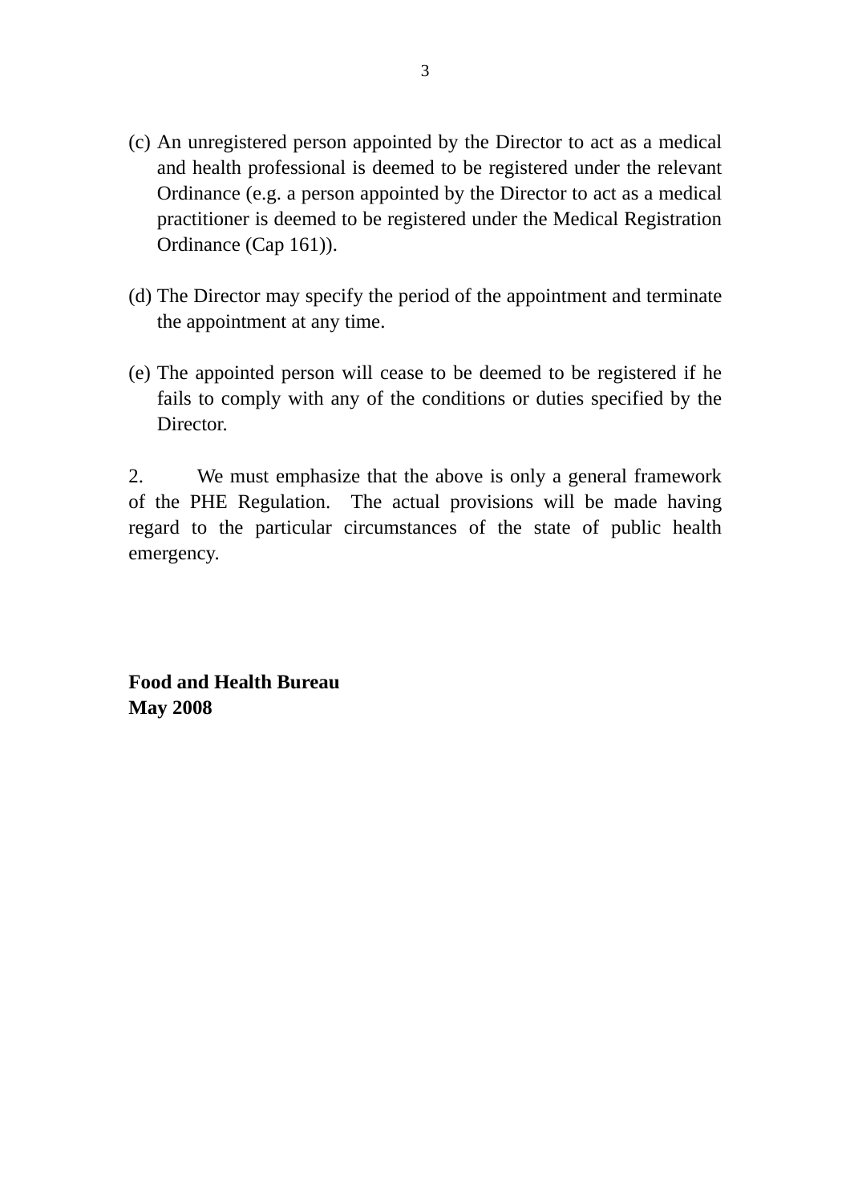(c) An unregistered person appointed by the Director to act as a medical and health professional is deemed to be registered under the relevant Ordinance (e.g. a person appointed by the Director to act as a medical practitioner is deemed to be registered under the Medical Registration Ordinance (Cap 161)).

(d) The Director may specify the period of the appointment and terminate the appointment at any time.

(e) The appointed person will cease to be deemed to be registered if he fails to comply with any of the conditions or duties specified by the Director.

2. We must emphasize that the above is only a general framework of the PHE Regulation. The actual provisions will be made having regard to the particular circumstances of the state of public health emergency.

**Food and Health Bureau**
**May 2008**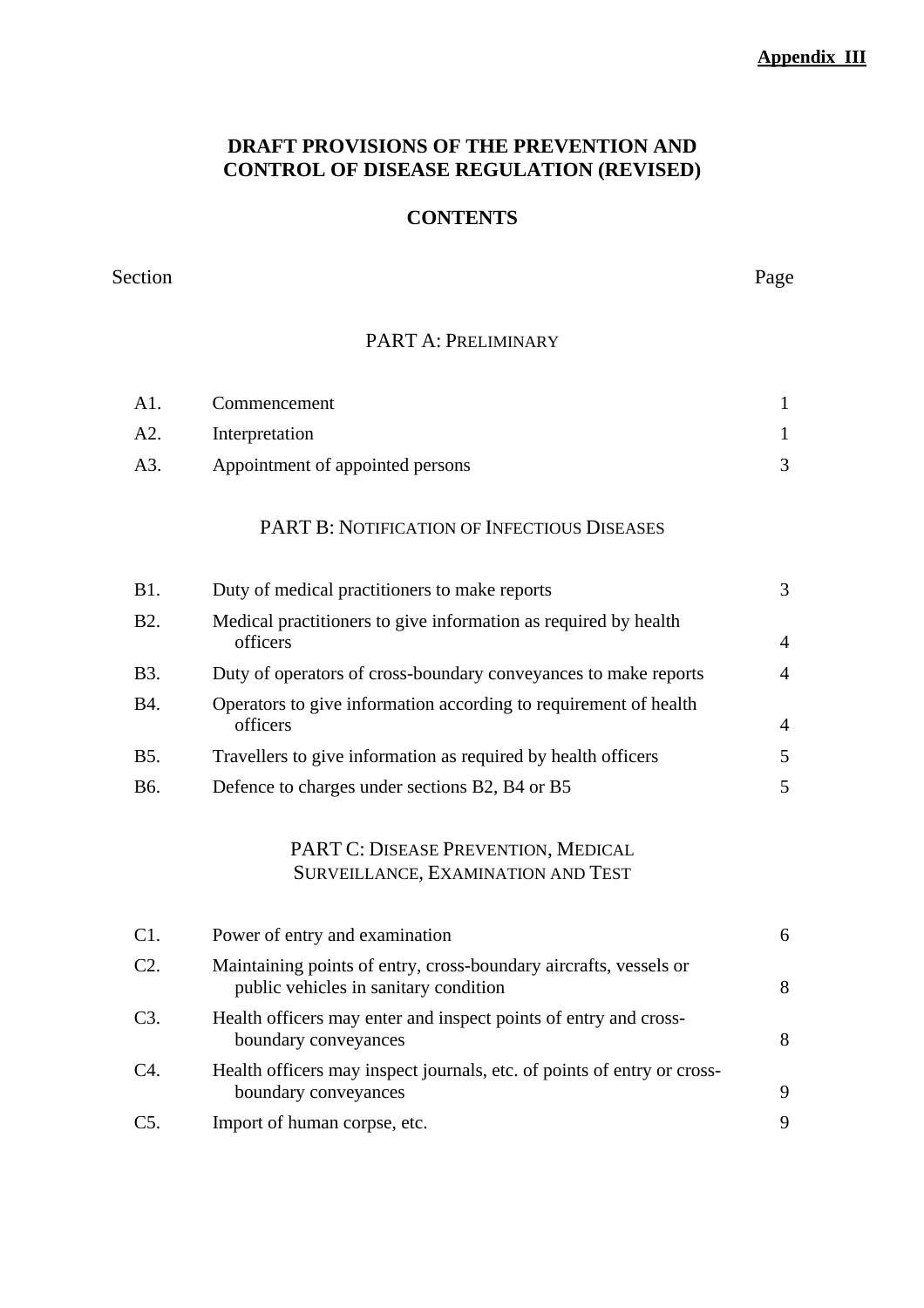**Appendix III**

# DRAFT PROVISIONS OF THE PREVENTION AND CONTROL OF DISEASE REGULATION (REVISED)

## CONTENTS

| Section | | Page |
|---|---|---|
| | **PART A: PRELIMINARY** | |
| A1. | Commencement | 1 |
| A2. | Interpretation | 1 |
| A3. | Appointment of appointed persons | 3 |
| | **PART B: NOTIFICATION OF INFECTIOUS DISEASES** | |
| B1. | Duty of medical practitioners to make reports | 3 |
| B2. | Medical practitioners to give information as required by health officers | 4 |
| B3. | Duty of operators of cross-boundary conveyances to make reports | 4 |
| B4. | Operators to give information according to requirement of health officers | 4 |
| B5. | Travellers to give information as required by health officers | 5 |
| B6. | Defence to charges under sections B2, B4 or B5 | 5 |
| | **PART C: DISEASE PREVENTION, MEDICAL SURVEILLANCE, EXAMINATION AND TEST** | |
| C1. | Power of entry and examination | 6 |
| C2. | Maintaining points of entry, cross-boundary aircrafts, vessels or public vehicles in sanitary condition | 8 |
| C3. | Health officers may enter and inspect points of entry and cross-boundary conveyances | 8 |
| C4. | Health officers may inspect journals, etc. of points of entry or cross-boundary conveyances | 9 |
| C5. | Import of human corpse, etc. | 9 |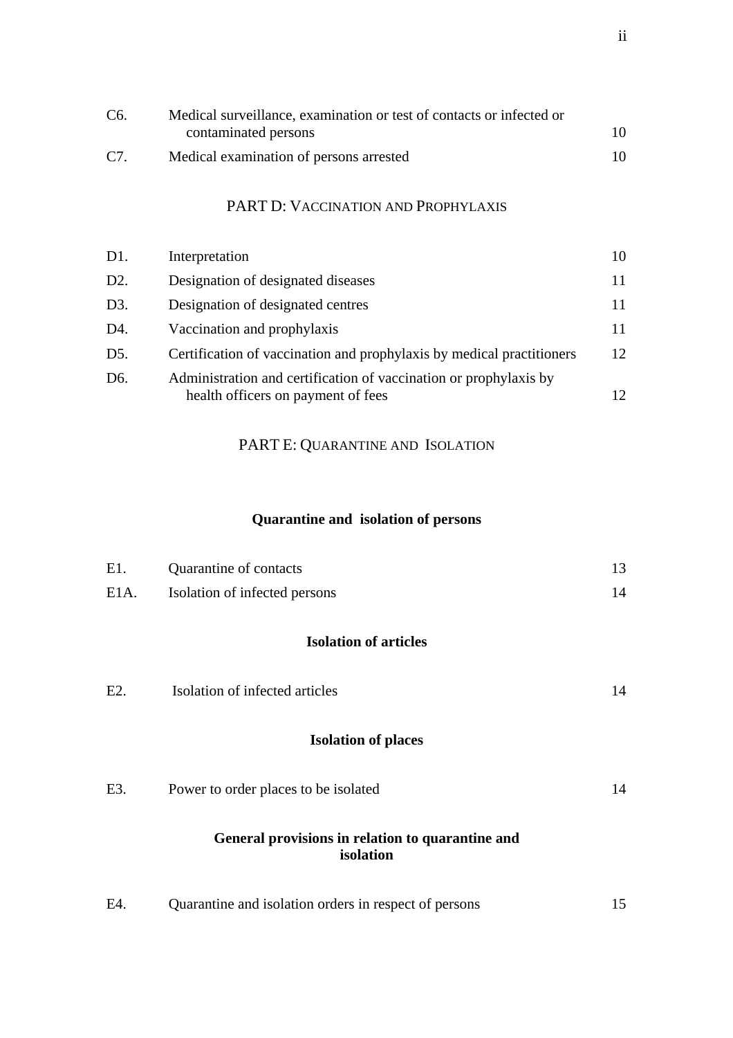| | | |
|---|---|---|
| C6. | Medical surveillance, examination or test of contacts or infected or contaminated persons | 10 |
| C7. | Medical examination of persons arrested | 10 |

## PART D: VACCINATION AND PROPHYLAXIS

| | | |
|---|---|---|
| D1. | Interpretation | 10 |
| D2. | Designation of designated diseases | 11 |
| D3. | Designation of designated centres | 11 |
| D4. | Vaccination and prophylaxis | 11 |
| D5. | Certification of vaccination and prophylaxis by medical practitioners | 12 |
| D6. | Administration and certification of vaccination or prophylaxis by health officers on payment of fees | 12 |

## PART E: QUARANTINE AND ISOLATION

### Quarantine and isolation of persons

| | | |
|---|---|---|
| E1. | Quarantine of contacts | 13 |
| E1A. | Isolation of infected persons | 14 |

### Isolation of articles

| | | |
|---|---|---|
| E2. | Isolation of infected articles | 14 |

### Isolation of places

| | | |
|---|---|---|
| E3. | Power to order places to be isolated | 14 |

### General provisions in relation to quarantine and isolation

| | | |
|---|---|---|
| E4. | Quarantine and isolation orders in respect of persons | 15 |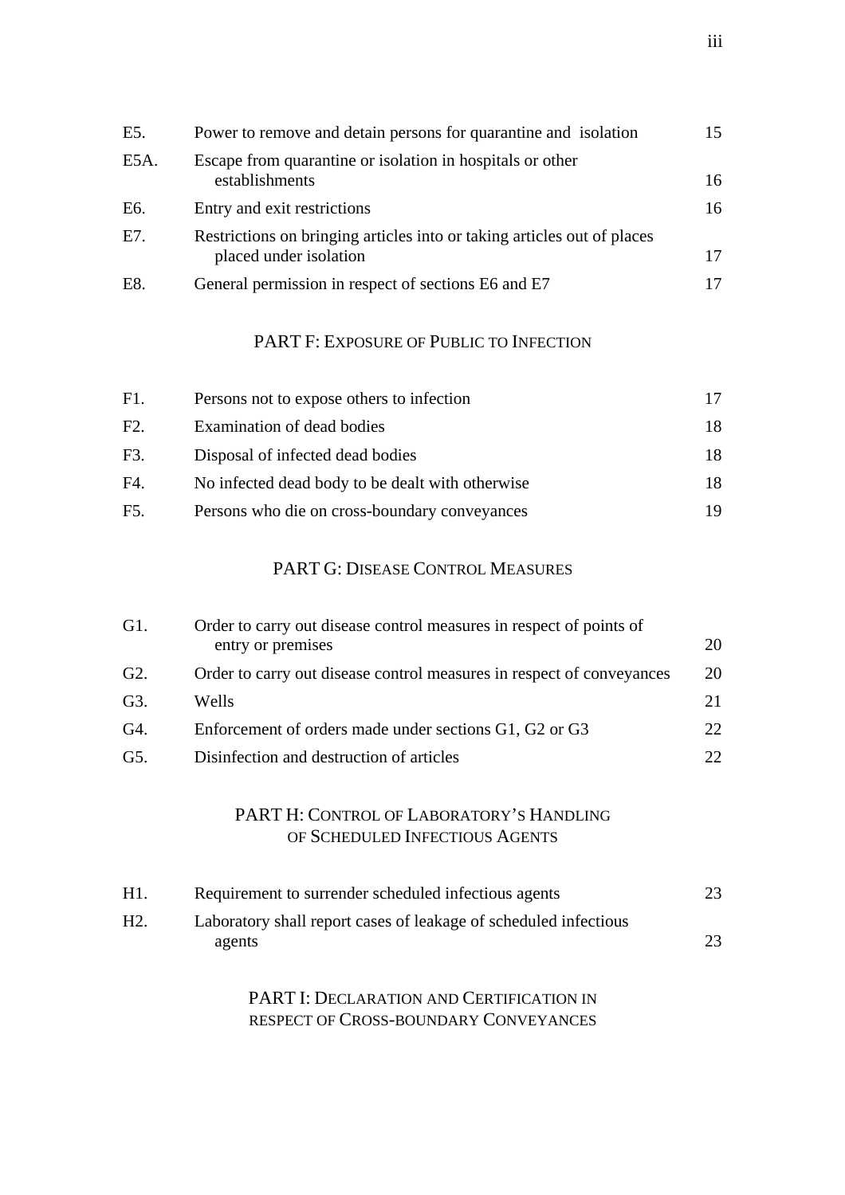| | | |
|---|---|---|
| E5. | Power to remove and detain persons for quarantine and isolation | 15 |
| E5A. | Escape from quarantine or isolation in hospitals or other establishments | 16 |
| E6. | Entry and exit restrictions | 16 |
| E7. | Restrictions on bringing articles into or taking articles out of places placed under isolation | 17 |
| E8. | General permission in respect of sections E6 and E7 | 17 |

## PART F: EXPOSURE OF PUBLIC TO INFECTION

| | | |
|---|---|---|
| F1. | Persons not to expose others to infection | 17 |
| F2. | Examination of dead bodies | 18 |
| F3. | Disposal of infected dead bodies | 18 |
| F4. | No infected dead body to be dealt with otherwise | 18 |
| F5. | Persons who die on cross-boundary conveyances | 19 |

## PART G: DISEASE CONTROL MEASURES

| | | |
|---|---|---|
| G1. | Order to carry out disease control measures in respect of points of entry or premises | 20 |
| G2. | Order to carry out disease control measures in respect of conveyances | 20 |
| G3. | Wells | 21 |
| G4. | Enforcement of orders made under sections G1, G2 or G3 | 22 |
| G5. | Disinfection and destruction of articles | 22 |

## PART H: CONTROL OF LABORATORY'S HANDLING OF SCHEDULED INFECTIOUS AGENTS

| | | |
|---|---|---|
| H1. | Requirement to surrender scheduled infectious agents | 23 |
| H2. | Laboratory shall report cases of leakage of scheduled infectious agents | 23 |

## PART I: DECLARATION AND CERTIFICATION IN RESPECT OF CROSS-BOUNDARY CONVEYANCES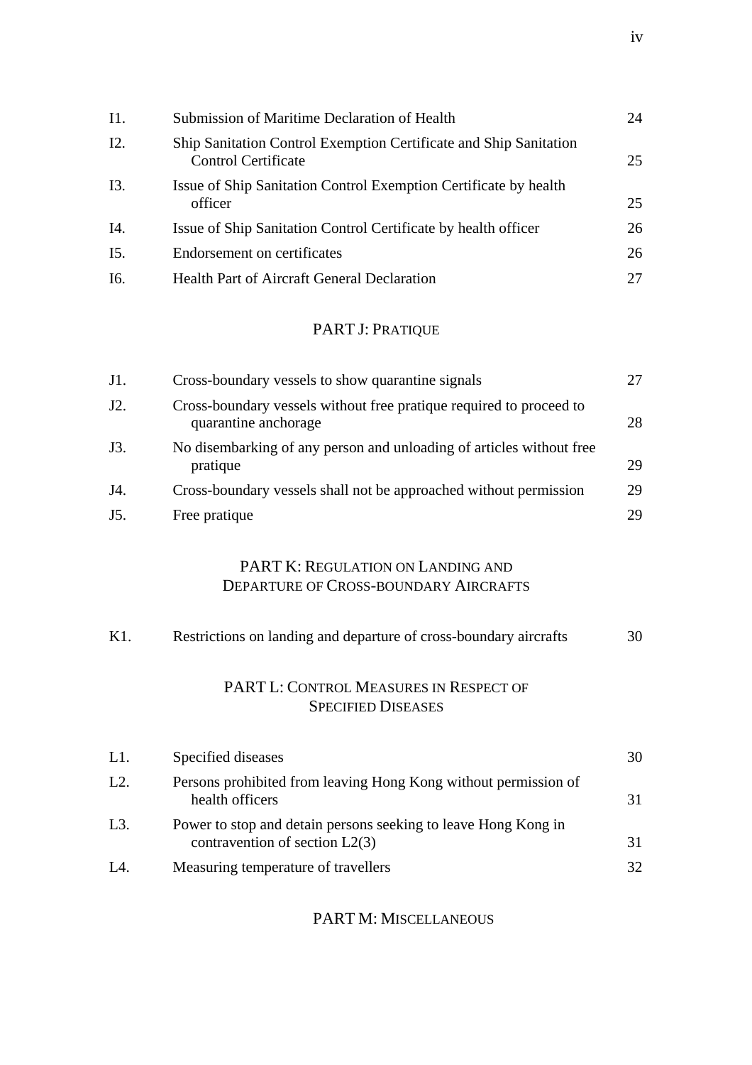| | | |
|---|---|---|
| I1. | Submission of Maritime Declaration of Health | 24 |
| I2. | Ship Sanitation Control Exemption Certificate and Ship Sanitation Control Certificate | 25 |
| I3. | Issue of Ship Sanitation Control Exemption Certificate by health officer | 25 |
| I4. | Issue of Ship Sanitation Control Certificate by health officer | 26 |
| I5. | Endorsement on certificates | 26 |
| I6. | Health Part of Aircraft General Declaration | 27 |

## PART J: PRATIQUE

| | | |
|---|---|---|
| J1. | Cross-boundary vessels to show quarantine signals | 27 |
| J2. | Cross-boundary vessels without free pratique required to proceed to quarantine anchorage | 28 |
| J3. | No disembarking of any person and unloading of articles without free pratique | 29 |
| J4. | Cross-boundary vessels shall not be approached without permission | 29 |
| J5. | Free pratique | 29 |

## PART K: REGULATION ON LANDING AND DEPARTURE OF CROSS-BOUNDARY AIRCRAFTS

| | | |
|---|---|---|
| K1. | Restrictions on landing and departure of cross-boundary aircrafts | 30 |

## PART L: CONTROL MEASURES IN RESPECT OF SPECIFIED DISEASES

| | | |
|---|---|---|
| L1. | Specified diseases | 30 |
| L2. | Persons prohibited from leaving Hong Kong without permission of health officers | 31 |
| L3. | Power to stop and detain persons seeking to leave Hong Kong in contravention of section L2(3) | 31 |
| L4. | Measuring temperature of travellers | 32 |

## PART M: MISCELLANEOUS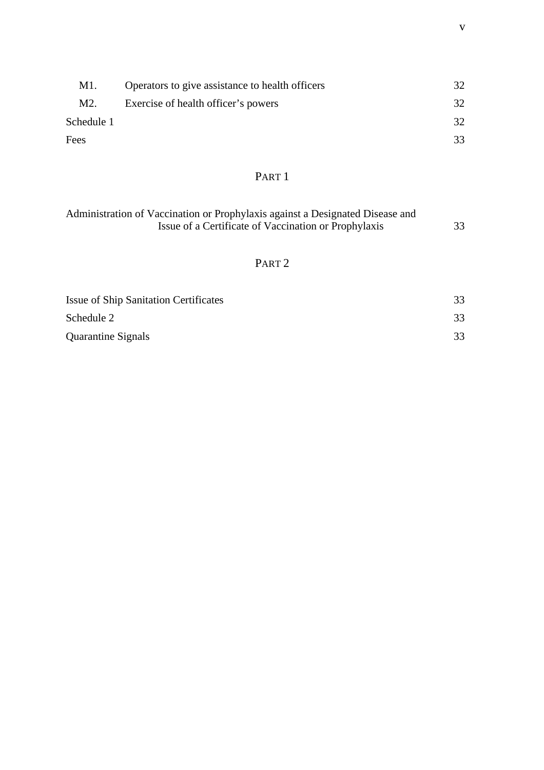| | | |
|---|---|---|
| M1. | Operators to give assistance to health officers | 32 |
| M2. | Exercise of health officer's powers | 32 |
| Schedule 1 | | 32 |
| Fees | | 33 |

PART 1

| | |
|---|---|
| Administration of Vaccination or Prophylaxis against a Designated Disease and Issue of a Certificate of Vaccination or Prophylaxis | 33 |

PART 2

| | |
|---|---|
| Issue of Ship Sanitation Certificates | 33 |
| Schedule 2 | 33 |
| Quarantine Signals | 33 |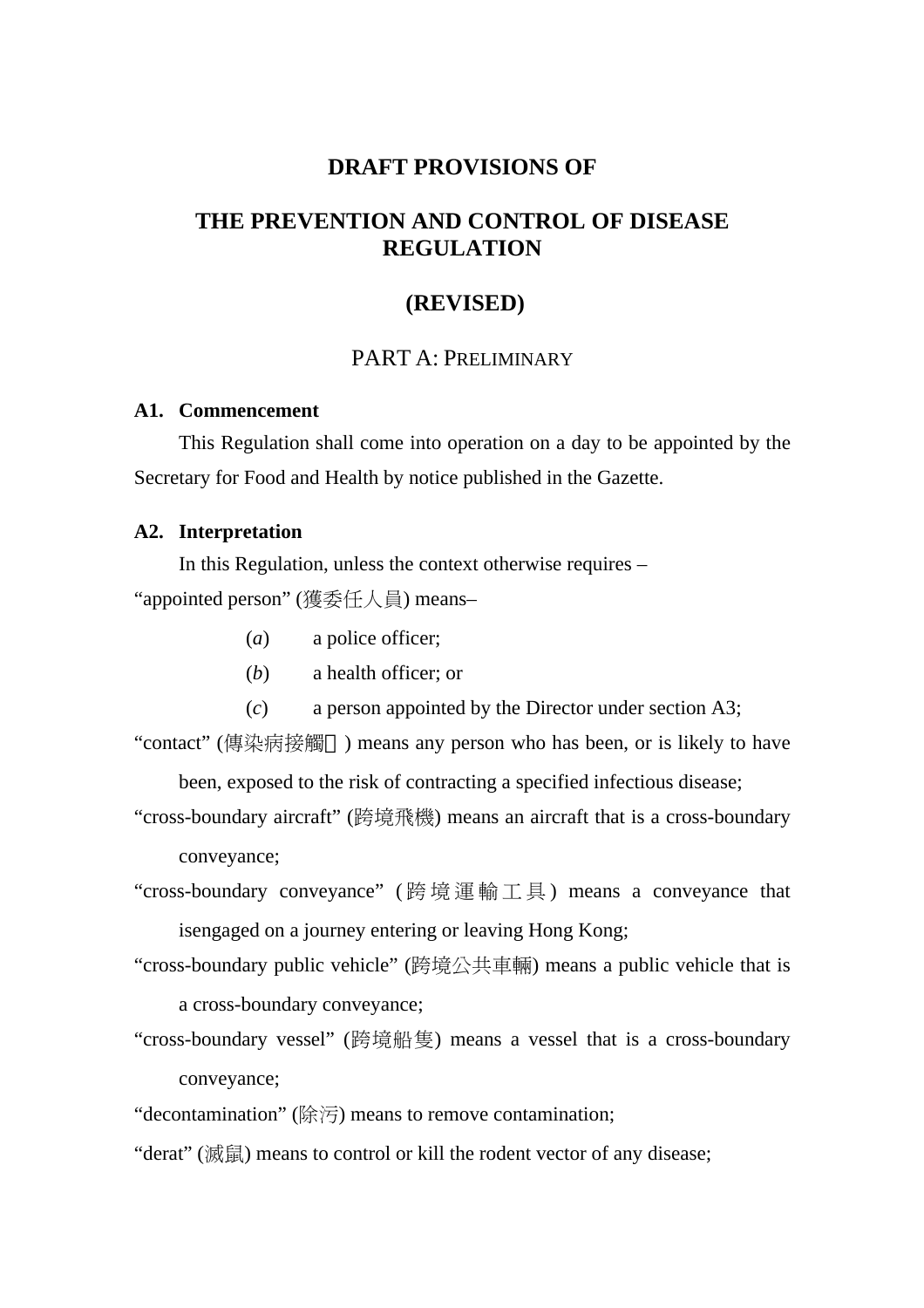# DRAFT PROVISIONS OF

# THE PREVENTION AND CONTROL OF DISEASE REGULATION

# (REVISED)

## PART A: PRELIMINARY

### A1. Commencement

This Regulation shall come into operation on a day to be appointed by the Secretary for Food and Health by notice published in the Gazette.

### A2. Interpretation

In this Regulation, unless the context otherwise requires –

"appointed person" (獲委任人員) means–

(*a*) a police officer;

(*b*) a health officer; or

(*c*) a person appointed by the Director under section A3;

"contact" (傳染病接觸者) means any person who has been, or is likely to have been, exposed to the risk of contracting a specified infectious disease;

"cross-boundary aircraft" (跨境飛機) means an aircraft that is a cross-boundary conveyance;

"cross-boundary conveyance" (跨境運輸工具) means a conveyance that isengaged on a journey entering or leaving Hong Kong;

"cross-boundary public vehicle" (跨境公共車輛) means a public vehicle that is a cross-boundary conveyance;

"cross-boundary vessel" (跨境船隻) means a vessel that is a cross-boundary conveyance;

"decontamination" (除污) means to remove contamination;

"derat" (滅鼠) means to control or kill the rodent vector of any disease;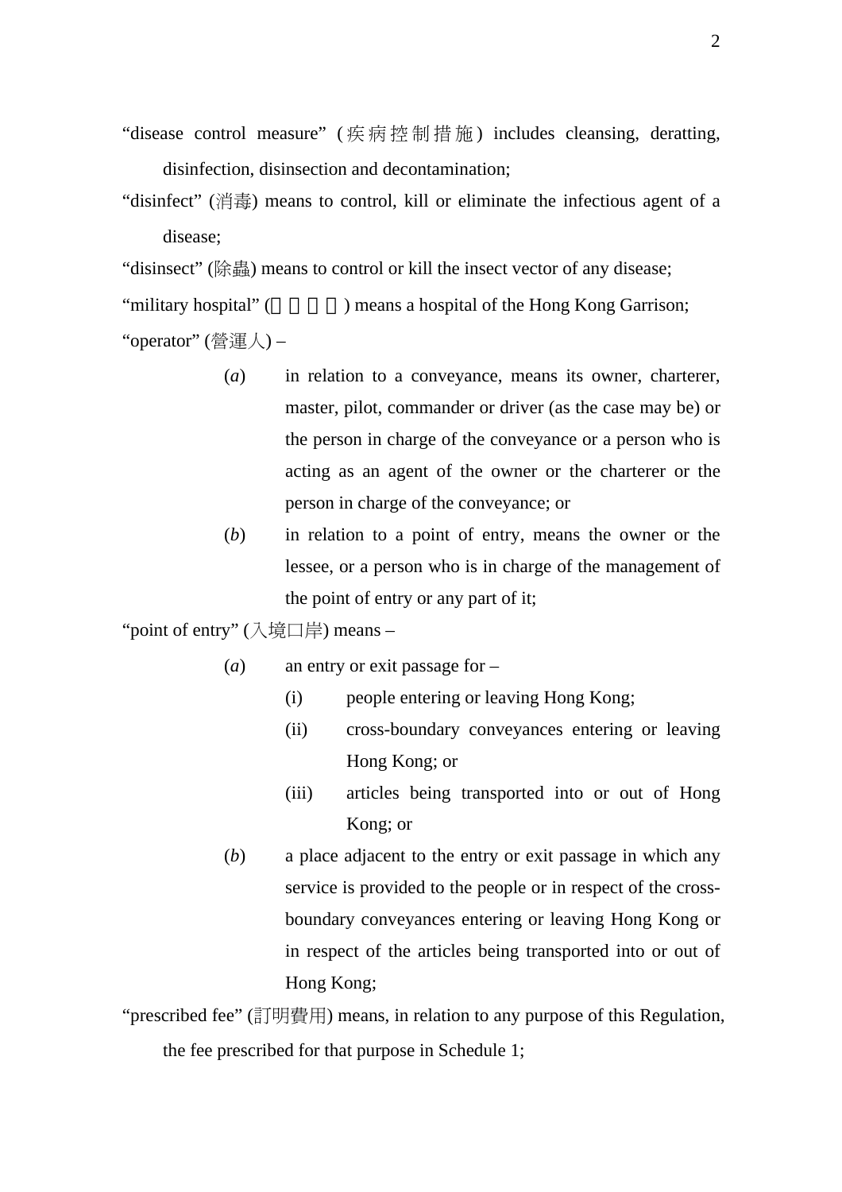"disease control measure" (疾病控制措施) includes cleansing, deratting, disinfection, disinsection and decontamination;

"disinfect" (消毒) means to control, kill or eliminate the infectious agent of a disease;

"disinsect" (除蟲) means to control or kill the insect vector of any disease;

"military hospital" (　　　　) means a hospital of the Hong Kong Garrison;

"operator" (營運人) –

(*a*) in relation to a conveyance, means its owner, charterer, master, pilot, commander or driver (as the case may be) or the person in charge of the conveyance or a person who is acting as an agent of the owner or the charterer or the person in charge of the conveyance; or

(*b*) in relation to a point of entry, means the owner or the lessee, or a person who is in charge of the management of the point of entry or any part of it;

"point of entry" (入境口岸) means –

(*a*) an entry or exit passage for –

(i) people entering or leaving Hong Kong;

(ii) cross-boundary conveyances entering or leaving Hong Kong; or

(iii) articles being transported into or out of Hong Kong; or

(*b*) a place adjacent to the entry or exit passage in which any service is provided to the people or in respect of the cross-boundary conveyances entering or leaving Hong Kong or in respect of the articles being transported into or out of Hong Kong;

"prescribed fee" (訂明費用) means, in relation to any purpose of this Regulation, the fee prescribed for that purpose in Schedule 1;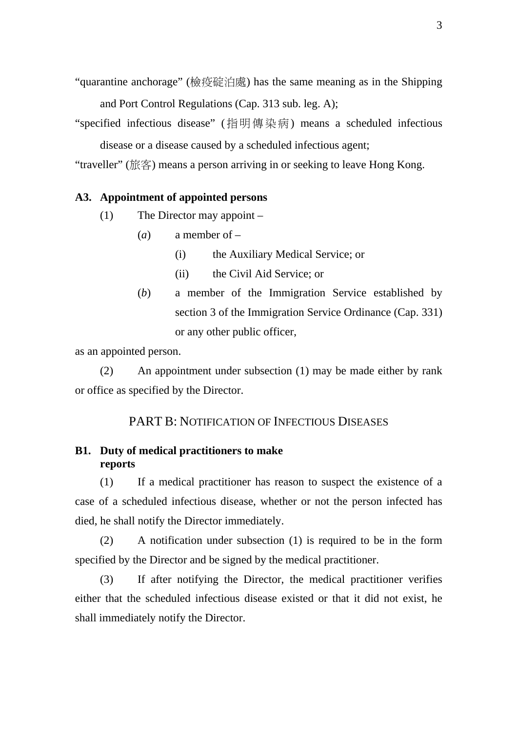"quarantine anchorage" (檢疫碇泊處) has the same meaning as in the Shipping and Port Control Regulations (Cap. 313 sub. leg. A);

"specified infectious disease" (指明傳染病) means a scheduled infectious disease or a disease caused by a scheduled infectious agent;

"traveller" (旅客) means a person arriving in or seeking to leave Hong Kong.

**A3. Appointment of appointed persons**

(1) The Director may appoint –

(*a*) a member of –

(i) the Auxiliary Medical Service; or

(ii) the Civil Aid Service; or

(*b*) a member of the Immigration Service established by section 3 of the Immigration Service Ordinance (Cap. 331) or any other public officer,

as an appointed person.

(2) An appointment under subsection (1) may be made either by rank or office as specified by the Director.

## PART B: NOTIFICATION OF INFECTIOUS DISEASES

**B1. Duty of medical practitioners to make reports**

(1) If a medical practitioner has reason to suspect the existence of a case of a scheduled infectious disease, whether or not the person infected has died, he shall notify the Director immediately.

(2) A notification under subsection (1) is required to be in the form specified by the Director and be signed by the medical practitioner.

(3) If after notifying the Director, the medical practitioner verifies either that the scheduled infectious disease existed or that it did not exist, he shall immediately notify the Director.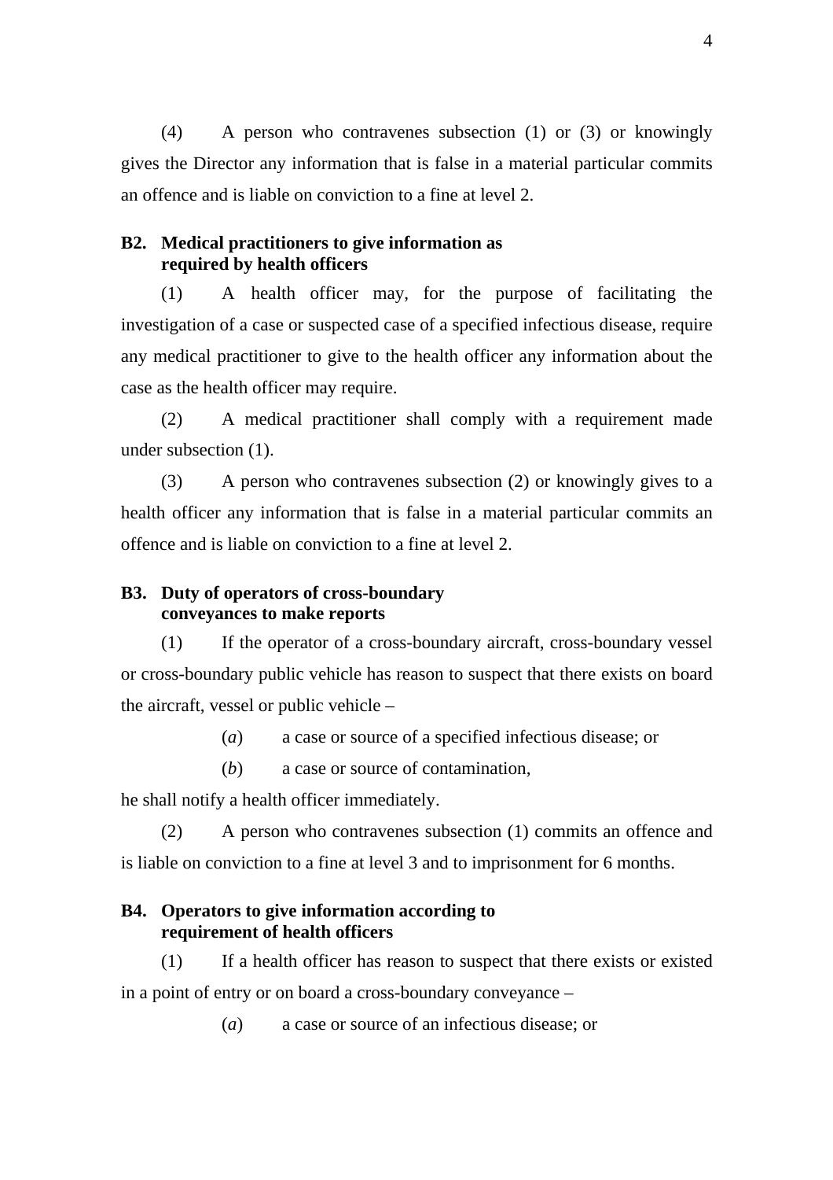(4) A person who contravenes subsection (1) or (3) or knowingly gives the Director any information that is false in a material particular commits an offence and is liable on conviction to a fine at level 2.

**B2. Medical practitioners to give information as required by health officers**

(1) A health officer may, for the purpose of facilitating the investigation of a case or suspected case of a specified infectious disease, require any medical practitioner to give to the health officer any information about the case as the health officer may require.

(2) A medical practitioner shall comply with a requirement made under subsection (1).

(3) A person who contravenes subsection (2) or knowingly gives to a health officer any information that is false in a material particular commits an offence and is liable on conviction to a fine at level 2.

**B3. Duty of operators of cross-boundary conveyances to make reports**

(1) If the operator of a cross-boundary aircraft, cross-boundary vessel or cross-boundary public vehicle has reason to suspect that there exists on board the aircraft, vessel or public vehicle –

(*a*) a case or source of a specified infectious disease; or

(*b*) a case or source of contamination,

he shall notify a health officer immediately.

(2) A person who contravenes subsection (1) commits an offence and is liable on conviction to a fine at level 3 and to imprisonment for 6 months.

**B4. Operators to give information according to requirement of health officers**

(1) If a health officer has reason to suspect that there exists or existed in a point of entry or on board a cross-boundary conveyance –

(*a*) a case or source of an infectious disease; or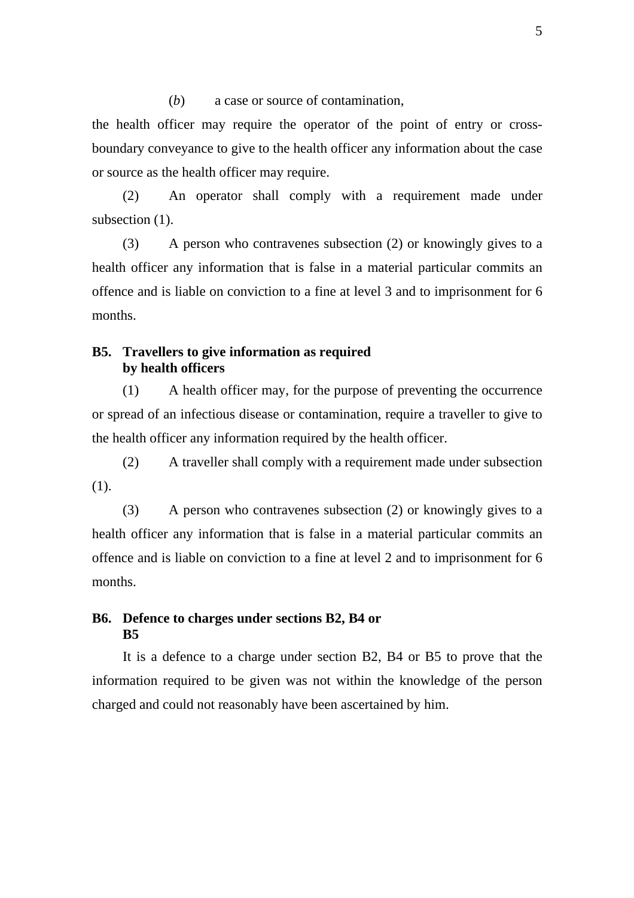(*b*) a case or source of contamination,

the health officer may require the operator of the point of entry or cross-boundary conveyance to give to the health officer any information about the case or source as the health officer may require.

(2) An operator shall comply with a requirement made under subsection (1).

(3) A person who contravenes subsection (2) or knowingly gives to a health officer any information that is false in a material particular commits an offence and is liable on conviction to a fine at level 3 and to imprisonment for 6 months.

**B5. Travellers to give information as required by health officers**

(1) A health officer may, for the purpose of preventing the occurrence or spread of an infectious disease or contamination, require a traveller to give to the health officer any information required by the health officer.

(2) A traveller shall comply with a requirement made under subsection (1).

(3) A person who contravenes subsection (2) or knowingly gives to a health officer any information that is false in a material particular commits an offence and is liable on conviction to a fine at level 2 and to imprisonment for 6 months.

**B6. Defence to charges under sections B2, B4 or B5**

It is a defence to a charge under section B2, B4 or B5 to prove that the information required to be given was not within the knowledge of the person charged and could not reasonably have been ascertained by him.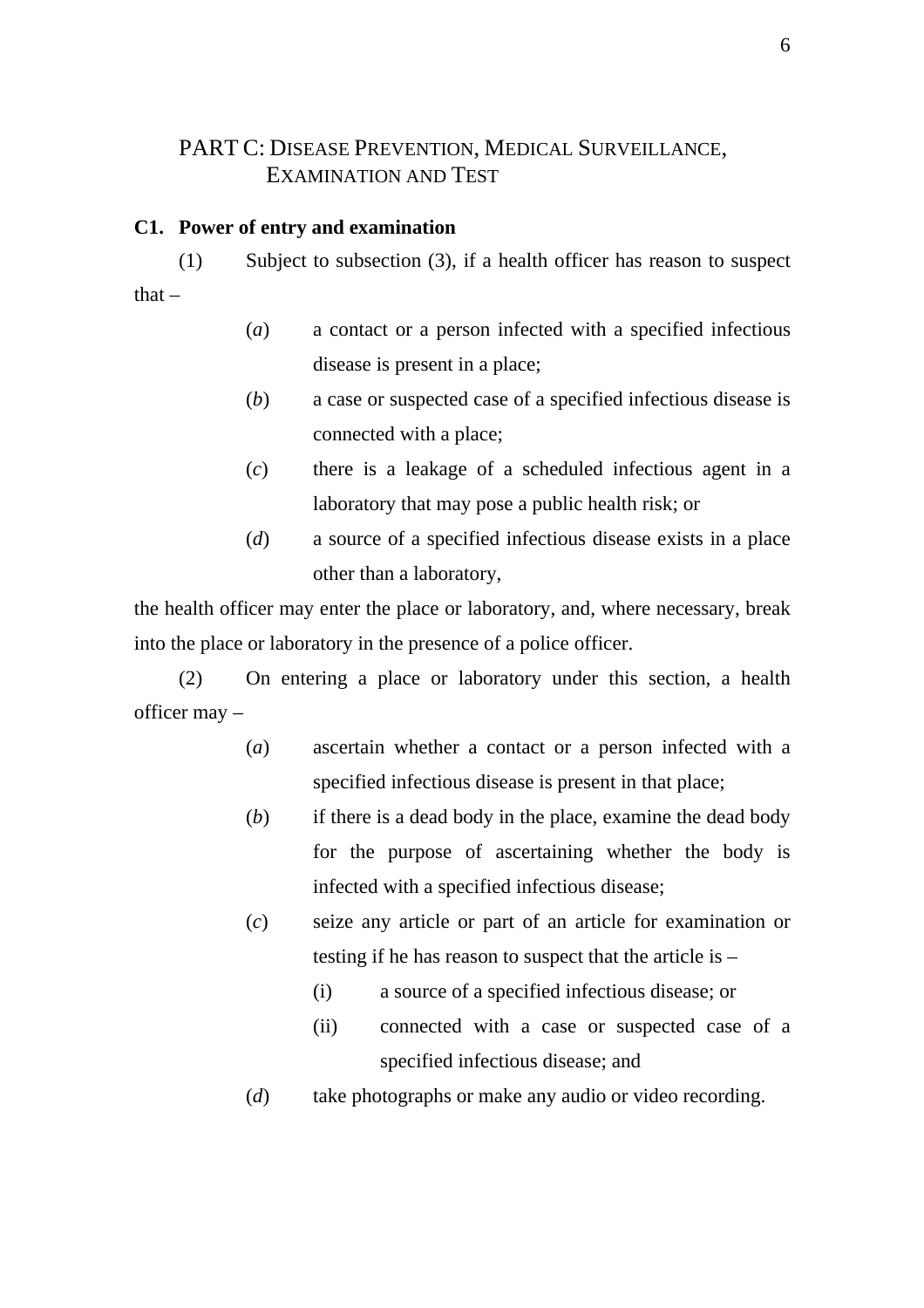## PART C: DISEASE PREVENTION, MEDICAL SURVEILLANCE, EXAMINATION AND TEST

**C1. Power of entry and examination**

(1) Subject to subsection (3), if a health officer has reason to suspect that –

(*a*) a contact or a person infected with a specified infectious disease is present in a place;

(*b*) a case or suspected case of a specified infectious disease is connected with a place;

(*c*) there is a leakage of a scheduled infectious agent in a laboratory that may pose a public health risk; or

(*d*) a source of a specified infectious disease exists in a place other than a laboratory,

the health officer may enter the place or laboratory, and, where necessary, break into the place or laboratory in the presence of a police officer.

(2) On entering a place or laboratory under this section, a health officer may –

(*a*) ascertain whether a contact or a person infected with a specified infectious disease is present in that place;

(*b*) if there is a dead body in the place, examine the dead body for the purpose of ascertaining whether the body is infected with a specified infectious disease;

(*c*) seize any article or part of an article for examination or testing if he has reason to suspect that the article is –

(i) a source of a specified infectious disease; or

(ii) connected with a case or suspected case of a specified infectious disease; and

(*d*) take photographs or make any audio or video recording.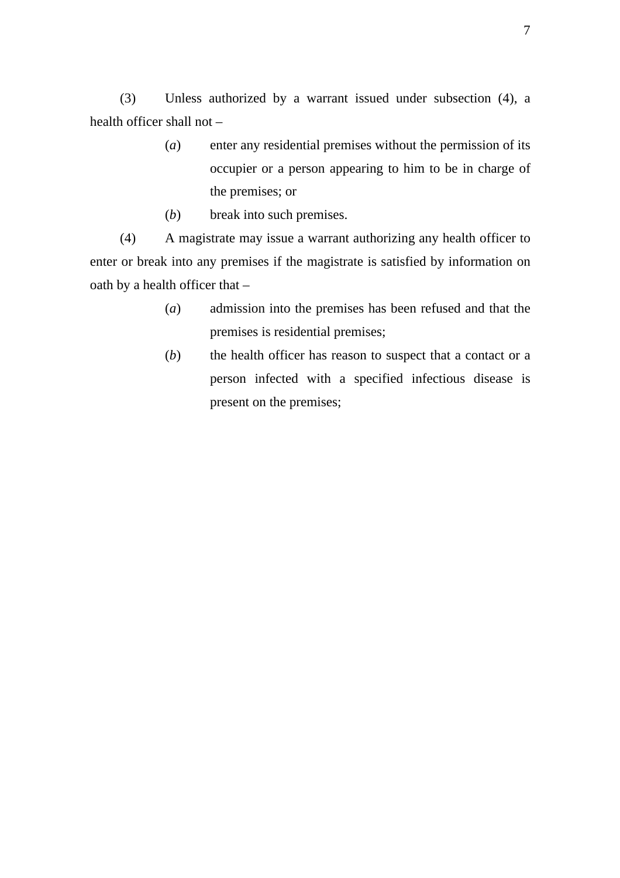(3) Unless authorized by a warrant issued under subsection (4), a health officer shall not –

(*a*) enter any residential premises without the permission of its occupier or a person appearing to him to be in charge of the premises; or

(*b*) break into such premises.

(4) A magistrate may issue a warrant authorizing any health officer to enter or break into any premises if the magistrate is satisfied by information on oath by a health officer that –

(*a*) admission into the premises has been refused and that the premises is residential premises;

(*b*) the health officer has reason to suspect that a contact or a person infected with a specified infectious disease is present on the premises;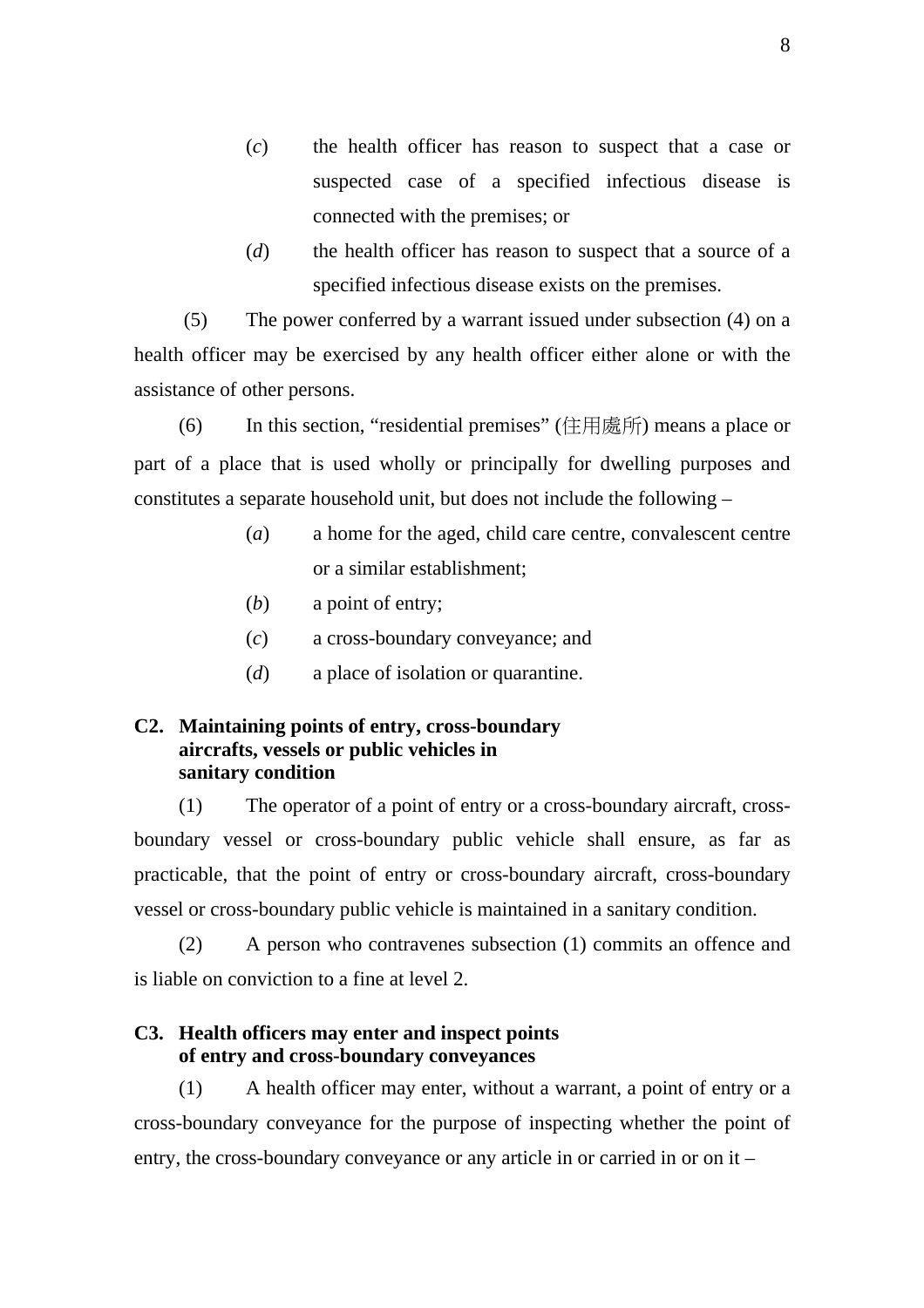(*c*) the health officer has reason to suspect that a case or suspected case of a specified infectious disease is connected with the premises; or

(*d*) the health officer has reason to suspect that a source of a specified infectious disease exists on the premises.

(5) The power conferred by a warrant issued under subsection (4) on a health officer may be exercised by any health officer either alone or with the assistance of other persons.

(6) In this section, "residential premises" (住用處所) means a place or part of a place that is used wholly or principally for dwelling purposes and constitutes a separate household unit, but does not include the following –

(*a*) a home for the aged, child care centre, convalescent centre or a similar establishment;

(*b*) a point of entry;

(*c*) a cross-boundary conveyance; and

(*d*) a place of isolation or quarantine.

**C2. Maintaining points of entry, cross-boundary aircrafts, vessels or public vehicles in sanitary condition**

(1) The operator of a point of entry or a cross-boundary aircraft, cross-boundary vessel or cross-boundary public vehicle shall ensure, as far as practicable, that the point of entry or cross-boundary aircraft, cross-boundary vessel or cross-boundary public vehicle is maintained in a sanitary condition.

(2) A person who contravenes subsection (1) commits an offence and is liable on conviction to a fine at level 2.

**C3. Health officers may enter and inspect points of entry and cross-boundary conveyances**

(1) A health officer may enter, without a warrant, a point of entry or a cross-boundary conveyance for the purpose of inspecting whether the point of entry, the cross-boundary conveyance or any article in or carried in or on it –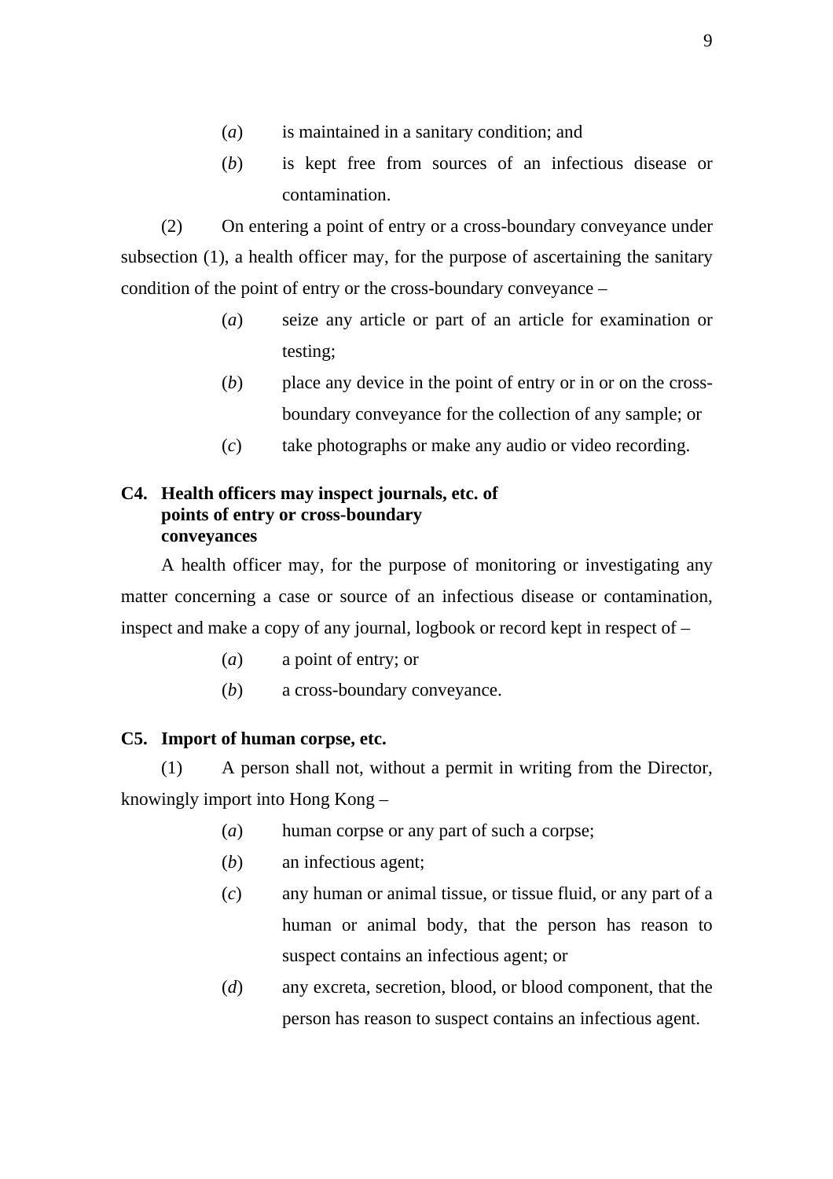(*a*) is maintained in a sanitary condition; and

(*b*) is kept free from sources of an infectious disease or contamination.

(2) On entering a point of entry or a cross-boundary conveyance under subsection (1), a health officer may, for the purpose of ascertaining the sanitary condition of the point of entry or the cross-boundary conveyance –

(*a*) seize any article or part of an article for examination or testing;

(*b*) place any device in the point of entry or in or on the cross-boundary conveyance for the collection of any sample; or

(*c*) take photographs or make any audio or video recording.

**C4. Health officers may inspect journals, etc. of points of entry or cross-boundary conveyances**

A health officer may, for the purpose of monitoring or investigating any matter concerning a case or source of an infectious disease or contamination, inspect and make a copy of any journal, logbook or record kept in respect of –

(*a*) a point of entry; or

(*b*) a cross-boundary conveyance.

**C5. Import of human corpse, etc.**

(1) A person shall not, without a permit in writing from the Director, knowingly import into Hong Kong –

(*a*) human corpse or any part of such a corpse;

(*b*) an infectious agent;

(*c*) any human or animal tissue, or tissue fluid, or any part of a human or animal body, that the person has reason to suspect contains an infectious agent; or

(*d*) any excreta, secretion, blood, or blood component, that the person has reason to suspect contains an infectious agent.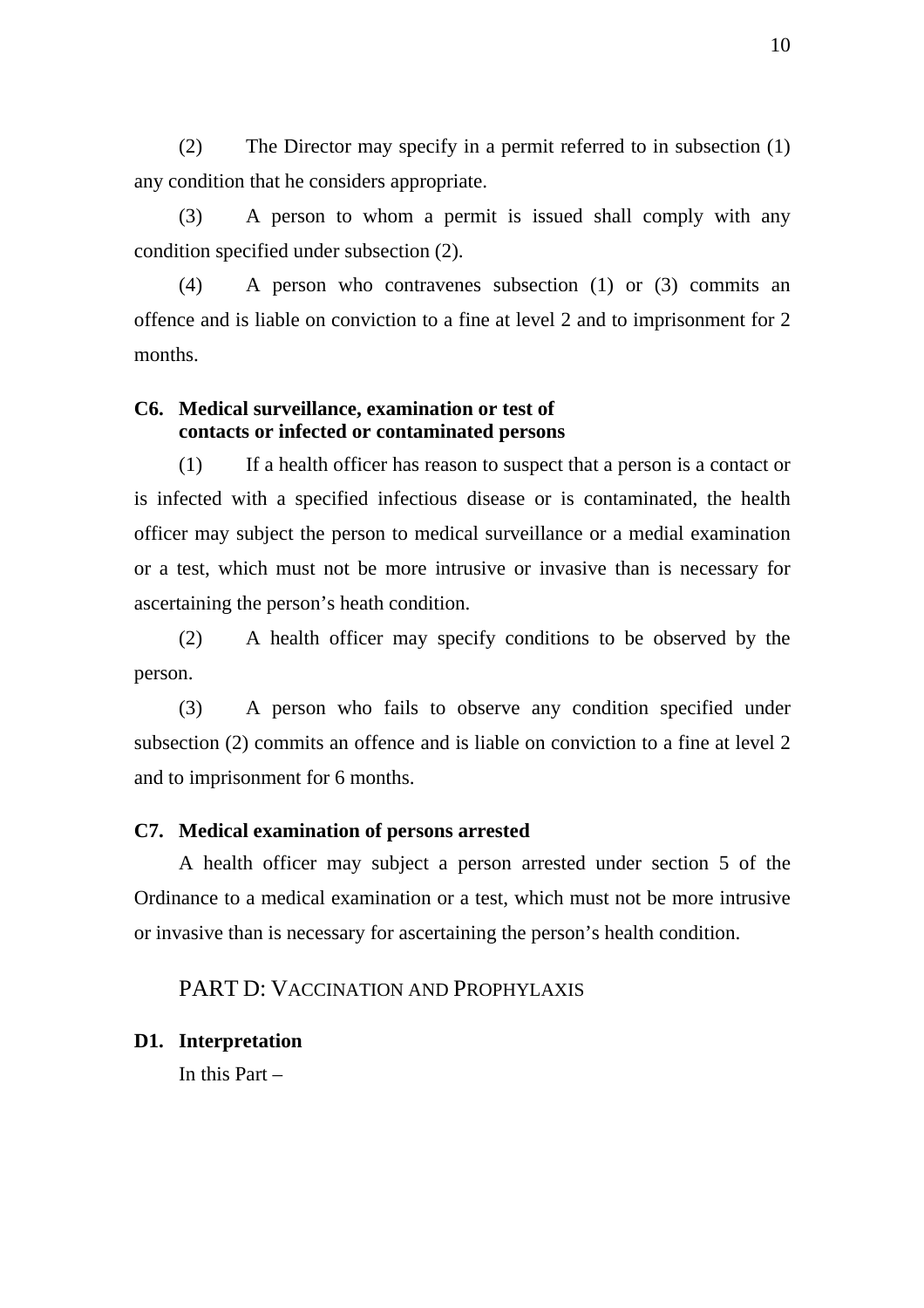(2) The Director may specify in a permit referred to in subsection (1) any condition that he considers appropriate.

(3) A person to whom a permit is issued shall comply with any condition specified under subsection (2).

(4) A person who contravenes subsection (1) or (3) commits an offence and is liable on conviction to a fine at level 2 and to imprisonment for 2 months.

**C6. Medical surveillance, examination or test of contacts or infected or contaminated persons**

(1) If a health officer has reason to suspect that a person is a contact or is infected with a specified infectious disease or is contaminated, the health officer may subject the person to medical surveillance or a medial examination or a test, which must not be more intrusive or invasive than is necessary for ascertaining the person's heath condition.

(2) A health officer may specify conditions to be observed by the person.

(3) A person who fails to observe any condition specified under subsection (2) commits an offence and is liable on conviction to a fine at level 2 and to imprisonment for 6 months.

**C7. Medical examination of persons arrested**

A health officer may subject a person arrested under section 5 of the Ordinance to a medical examination or a test, which must not be more intrusive or invasive than is necessary for ascertaining the person's health condition.

## PART D: VACCINATION AND PROPHYLAXIS

**D1. Interpretation**

In this Part –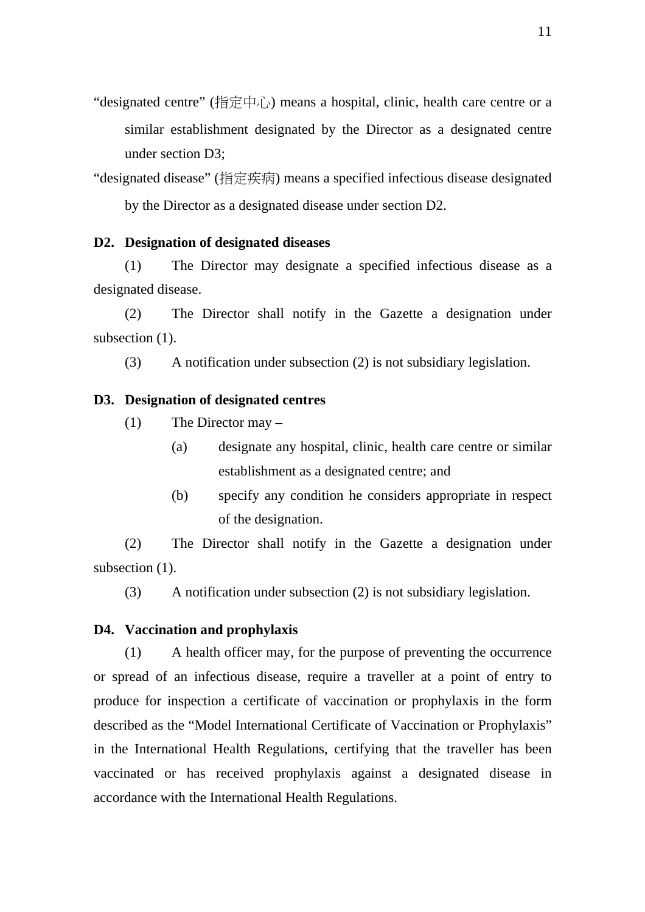"designated centre" (指定中心) means a hospital, clinic, health care centre or a similar establishment designated by the Director as a designated centre under section D3;

"designated disease" (指定疾病) means a specified infectious disease designated by the Director as a designated disease under section D2.

**D2. Designation of designated diseases**

(1) The Director may designate a specified infectious disease as a designated disease.

(2) The Director shall notify in the Gazette a designation under subsection (1).

(3) A notification under subsection (2) is not subsidiary legislation.

**D3. Designation of designated centres**

(1) The Director may –

(a) designate any hospital, clinic, health care centre or similar establishment as a designated centre; and

(b) specify any condition he considers appropriate in respect of the designation.

(2) The Director shall notify in the Gazette a designation under subsection (1).

(3) A notification under subsection (2) is not subsidiary legislation.

**D4. Vaccination and prophylaxis**

(1) A health officer may, for the purpose of preventing the occurrence or spread of an infectious disease, require a traveller at a point of entry to produce for inspection a certificate of vaccination or prophylaxis in the form described as the "Model International Certificate of Vaccination or Prophylaxis" in the International Health Regulations, certifying that the traveller has been vaccinated or has received prophylaxis against a designated disease in accordance with the International Health Regulations.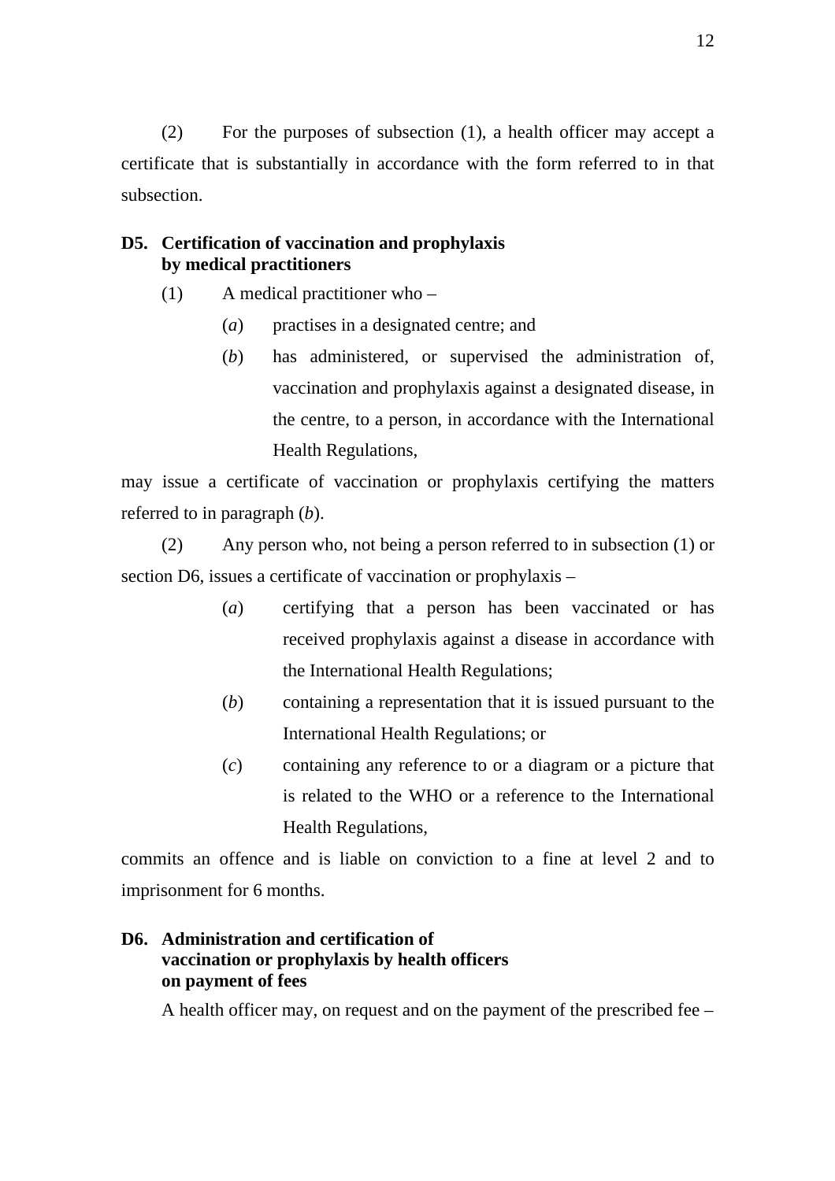(2) For the purposes of subsection (1), a health officer may accept a certificate that is substantially in accordance with the form referred to in that subsection.

**D5. Certification of vaccination and prophylaxis by medical practitioners**

(1) A medical practitioner who –

(*a*) practises in a designated centre; and

(*b*) has administered, or supervised the administration of, vaccination and prophylaxis against a designated disease, in the centre, to a person, in accordance with the International Health Regulations,

may issue a certificate of vaccination or prophylaxis certifying the matters referred to in paragraph (*b*).

(2) Any person who, not being a person referred to in subsection (1) or section D6, issues a certificate of vaccination or prophylaxis –

(*a*) certifying that a person has been vaccinated or has received prophylaxis against a disease in accordance with the International Health Regulations;

(*b*) containing a representation that it is issued pursuant to the International Health Regulations; or

(*c*) containing any reference to or a diagram or a picture that is related to the WHO or a reference to the International Health Regulations,

commits an offence and is liable on conviction to a fine at level 2 and to imprisonment for 6 months.

**D6. Administration and certification of vaccination or prophylaxis by health officers on payment of fees**

A health officer may, on request and on the payment of the prescribed fee –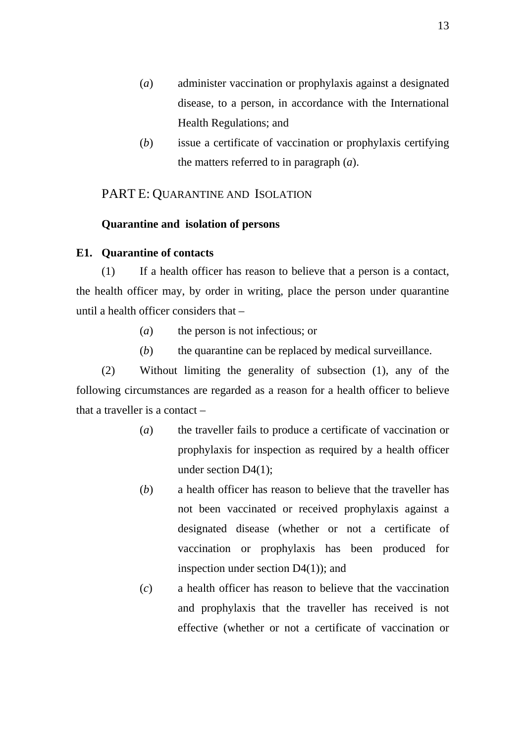(*a*) administer vaccination or prophylaxis against a designated disease, to a person, in accordance with the International Health Regulations; and

(*b*) issue a certificate of vaccination or prophylaxis certifying the matters referred to in paragraph (*a*).

## PART E: QUARANTINE AND ISOLATION

**Quarantine and isolation of persons**

**E1. Quarantine of contacts**

(1) If a health officer has reason to believe that a person is a contact, the health officer may, by order in writing, place the person under quarantine until a health officer considers that –

(*a*) the person is not infectious; or

(*b*) the quarantine can be replaced by medical surveillance.

(2) Without limiting the generality of subsection (1), any of the following circumstances are regarded as a reason for a health officer to believe that a traveller is a contact –

(*a*) the traveller fails to produce a certificate of vaccination or prophylaxis for inspection as required by a health officer under section D4(1);

(*b*) a health officer has reason to believe that the traveller has not been vaccinated or received prophylaxis against a designated disease (whether or not a certificate of vaccination or prophylaxis has been produced for inspection under section D4(1)); and

(*c*) a health officer has reason to believe that the vaccination and prophylaxis that the traveller has received is not effective (whether or not a certificate of vaccination or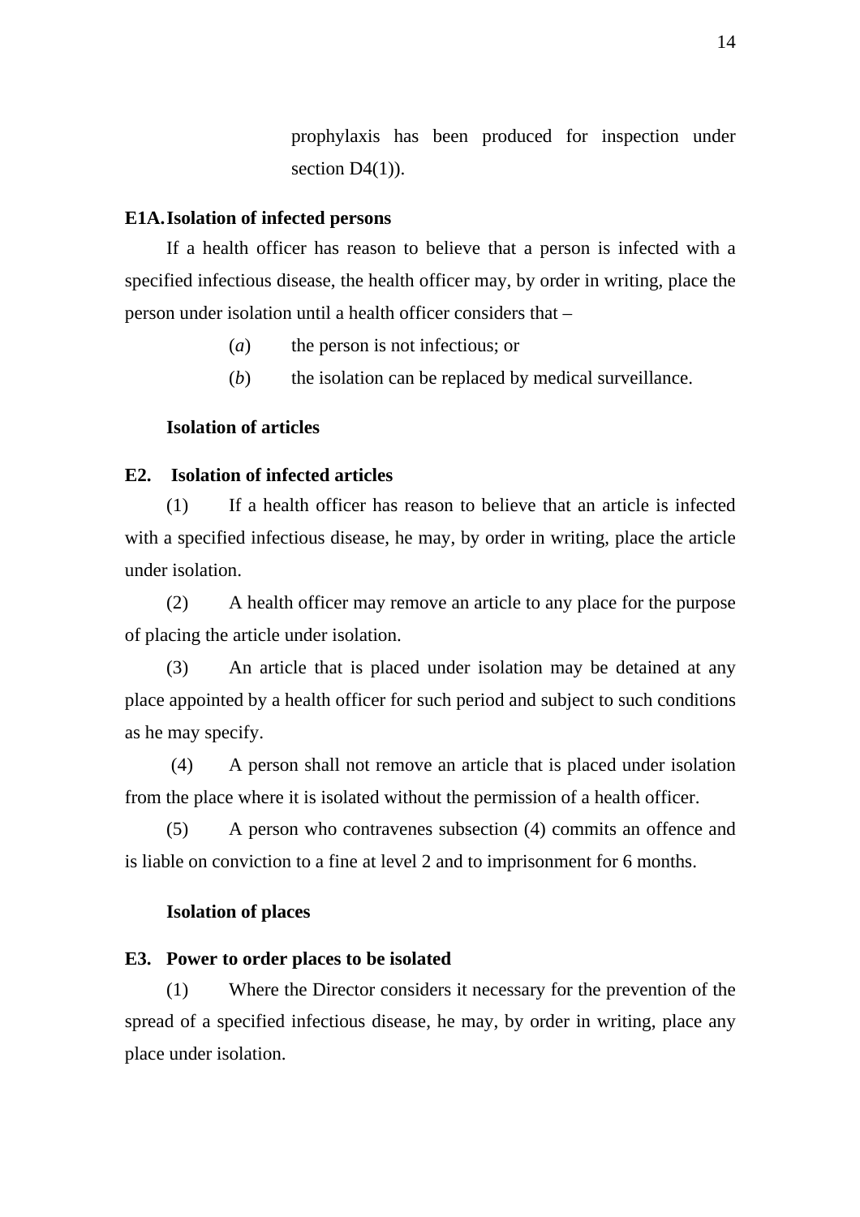prophylaxis has been produced for inspection under section D4(1)).

**E1A. Isolation of infected persons**

If a health officer has reason to believe that a person is infected with a specified infectious disease, the health officer may, by order in writing, place the person under isolation until a health officer considers that –

(*a*) the person is not infectious; or

(*b*) the isolation can be replaced by medical surveillance.

**Isolation of articles**

**E2. Isolation of infected articles**

(1) If a health officer has reason to believe that an article is infected with a specified infectious disease, he may, by order in writing, place the article under isolation.

(2) A health officer may remove an article to any place for the purpose of placing the article under isolation.

(3) An article that is placed under isolation may be detained at any place appointed by a health officer for such period and subject to such conditions as he may specify.

(4) A person shall not remove an article that is placed under isolation from the place where it is isolated without the permission of a health officer.

(5) A person who contravenes subsection (4) commits an offence and is liable on conviction to a fine at level 2 and to imprisonment for 6 months.

**Isolation of places**

**E3. Power to order places to be isolated**

(1) Where the Director considers it necessary for the prevention of the spread of a specified infectious disease, he may, by order in writing, place any place under isolation.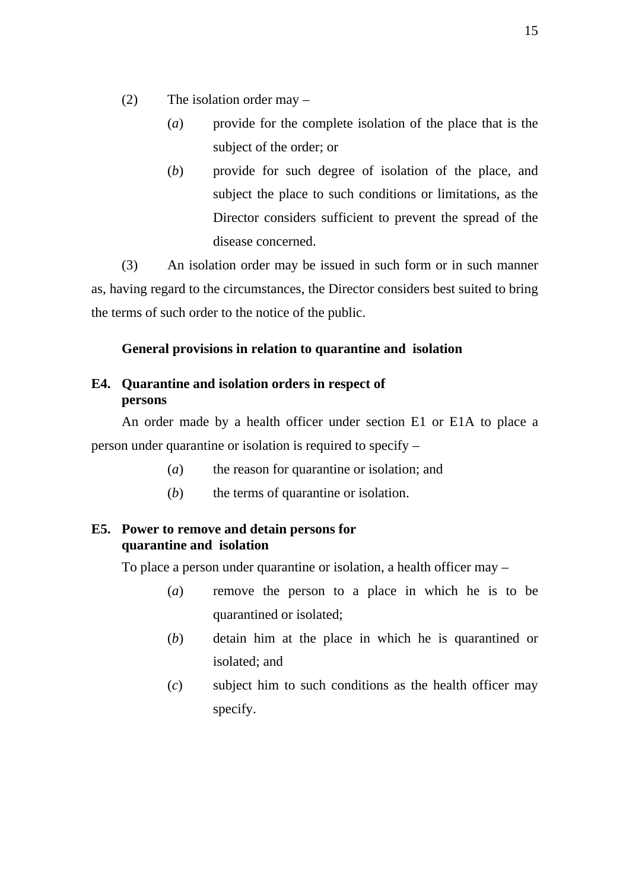(2) The isolation order may –

(*a*) provide for the complete isolation of the place that is the subject of the order; or

(*b*) provide for such degree of isolation of the place, and subject the place to such conditions or limitations, as the Director considers sufficient to prevent the spread of the disease concerned.

(3) An isolation order may be issued in such form or in such manner as, having regard to the circumstances, the Director considers best suited to bring the terms of such order to the notice of the public.

**General provisions in relation to quarantine and isolation**

**E4. Quarantine and isolation orders in respect of persons**

An order made by a health officer under section E1 or E1A to place a person under quarantine or isolation is required to specify –

(*a*) the reason for quarantine or isolation; and

(*b*) the terms of quarantine or isolation.

**E5. Power to remove and detain persons for quarantine and isolation**

To place a person under quarantine or isolation, a health officer may –

(*a*) remove the person to a place in which he is to be quarantined or isolated;

(*b*) detain him at the place in which he is quarantined or isolated; and

(*c*) subject him to such conditions as the health officer may specify.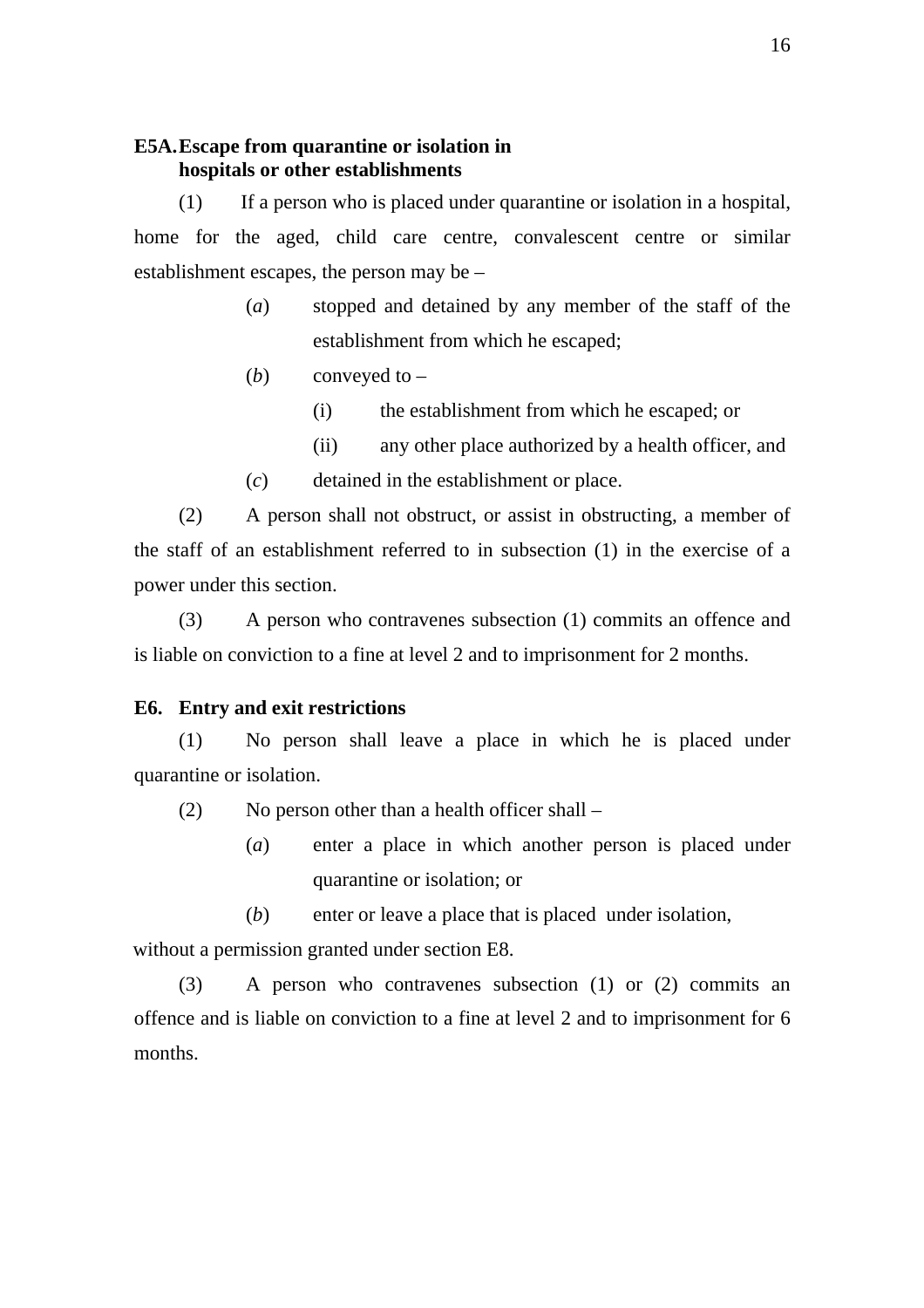**E5A. Escape from quarantine or isolation in hospitals or other establishments**

(1) If a person who is placed under quarantine or isolation in a hospital, home for the aged, child care centre, convalescent centre or similar establishment escapes, the person may be –

> (*a*) stopped and detained by any member of the staff of the establishment from which he escaped;
>
> (*b*) conveyed to –
>
> > (i) the establishment from which he escaped; or
> >
> > (ii) any other place authorized by a health officer, and
>
> (*c*) detained in the establishment or place.

(2) A person shall not obstruct, or assist in obstructing, a member of the staff of an establishment referred to in subsection (1) in the exercise of a power under this section.

(3) A person who contravenes subsection (1) commits an offence and is liable on conviction to a fine at level 2 and to imprisonment for 2 months.

**E6. Entry and exit restrictions**

(1) No person shall leave a place in which he is placed under quarantine or isolation.

(2) No person other than a health officer shall –

> (*a*) enter a place in which another person is placed under quarantine or isolation; or
>
> (*b*) enter or leave a place that is placed under isolation,

without a permission granted under section E8.

(3) A person who contravenes subsection (1) or (2) commits an offence and is liable on conviction to a fine at level 2 and to imprisonment for 6 months.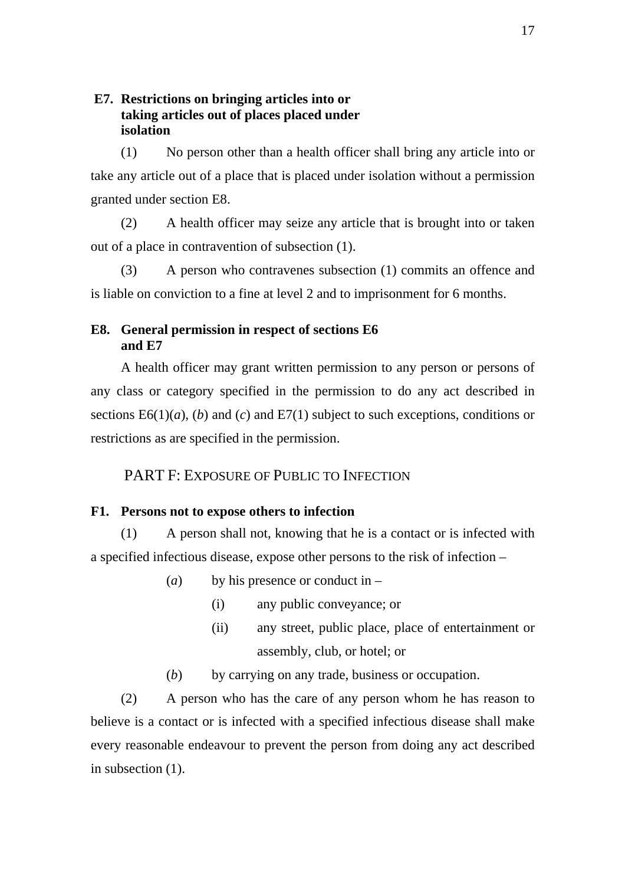### E7. Restrictions on bringing articles into or taking articles out of places placed under isolation

(1) No person other than a health officer shall bring any article into or take any article out of a place that is placed under isolation without a permission granted under section E8.

(2) A health officer may seize any article that is brought into or taken out of a place in contravention of subsection (1).

(3) A person who contravenes subsection (1) commits an offence and is liable on conviction to a fine at level 2 and to imprisonment for 6 months.

### E8. General permission in respect of sections E6 and E7

A health officer may grant written permission to any person or persons of any class or category specified in the permission to do any act described in sections E6(1)(*a*), (*b*) and (*c*) and E7(1) subject to such exceptions, conditions or restrictions as are specified in the permission.

## PART F: EXPOSURE OF PUBLIC TO INFECTION

### F1. Persons not to expose others to infection

(1) A person shall not, knowing that he is a contact or is infected with a specified infectious disease, expose other persons to the risk of infection –

- (*a*) by his presence or conduct in –
  - (i) any public conveyance; or
  - (ii) any street, public place, place of entertainment or assembly, club, or hotel; or
- (*b*) by carrying on any trade, business or occupation.

(2) A person who has the care of any person whom he has reason to believe is a contact or is infected with a specified infectious disease shall make every reasonable endeavour to prevent the person from doing any act described in subsection (1).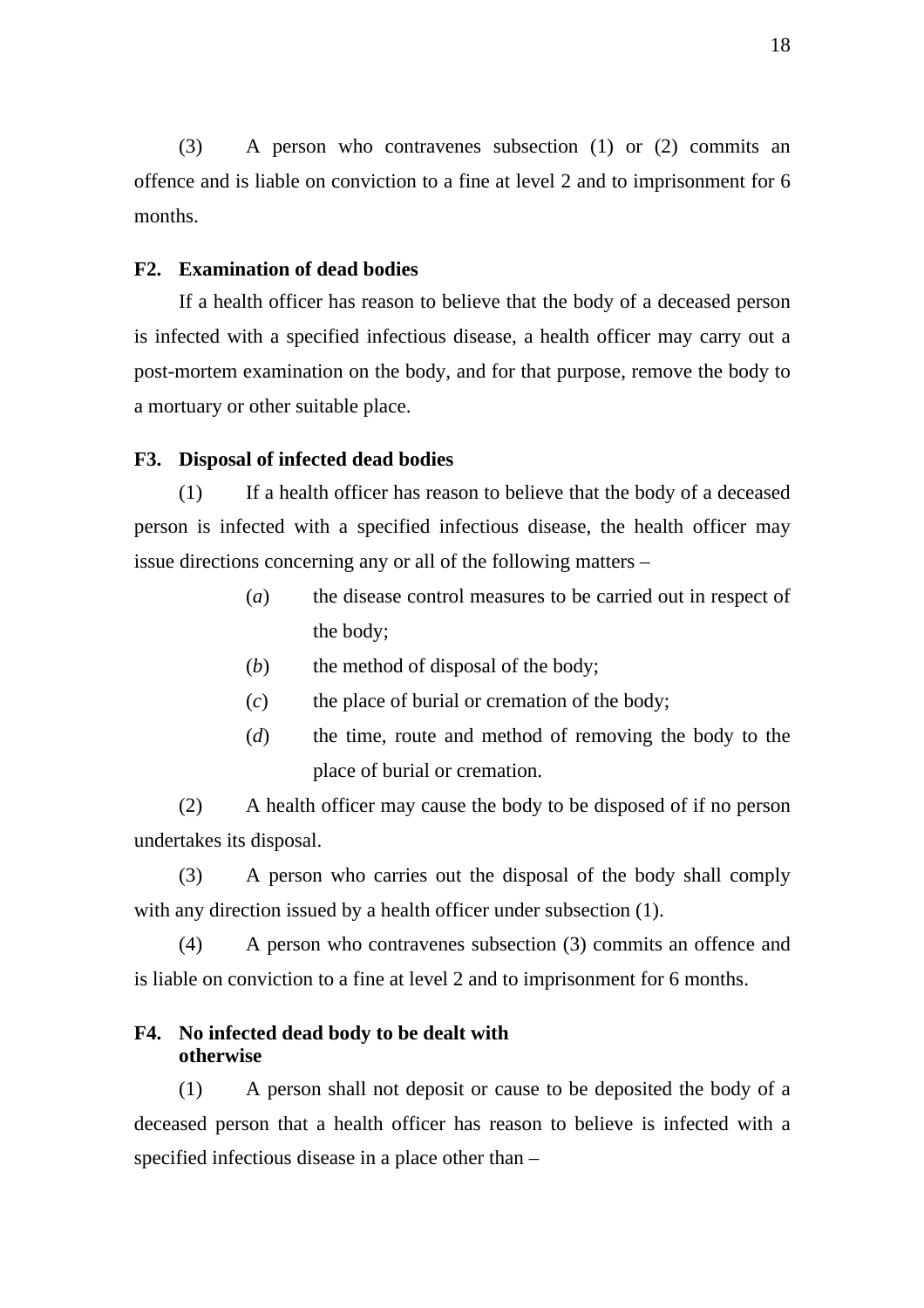(3) A person who contravenes subsection (1) or (2) commits an offence and is liable on conviction to a fine at level 2 and to imprisonment for 6 months.

**F2. Examination of dead bodies**

If a health officer has reason to believe that the body of a deceased person is infected with a specified infectious disease, a health officer may carry out a post-mortem examination on the body, and for that purpose, remove the body to a mortuary or other suitable place.

**F3. Disposal of infected dead bodies**

(1) If a health officer has reason to believe that the body of a deceased person is infected with a specified infectious disease, the health officer may issue directions concerning any or all of the following matters –

(*a*) the disease control measures to be carried out in respect of the body;

(*b*) the method of disposal of the body;

(*c*) the place of burial or cremation of the body;

(*d*) the time, route and method of removing the body to the place of burial or cremation.

(2) A health officer may cause the body to be disposed of if no person undertakes its disposal.

(3) A person who carries out the disposal of the body shall comply with any direction issued by a health officer under subsection (1).

(4) A person who contravenes subsection (3) commits an offence and is liable on conviction to a fine at level 2 and to imprisonment for 6 months.

**F4. No infected dead body to be dealt with otherwise**

(1) A person shall not deposit or cause to be deposited the body of a deceased person that a health officer has reason to believe is infected with a specified infectious disease in a place other than –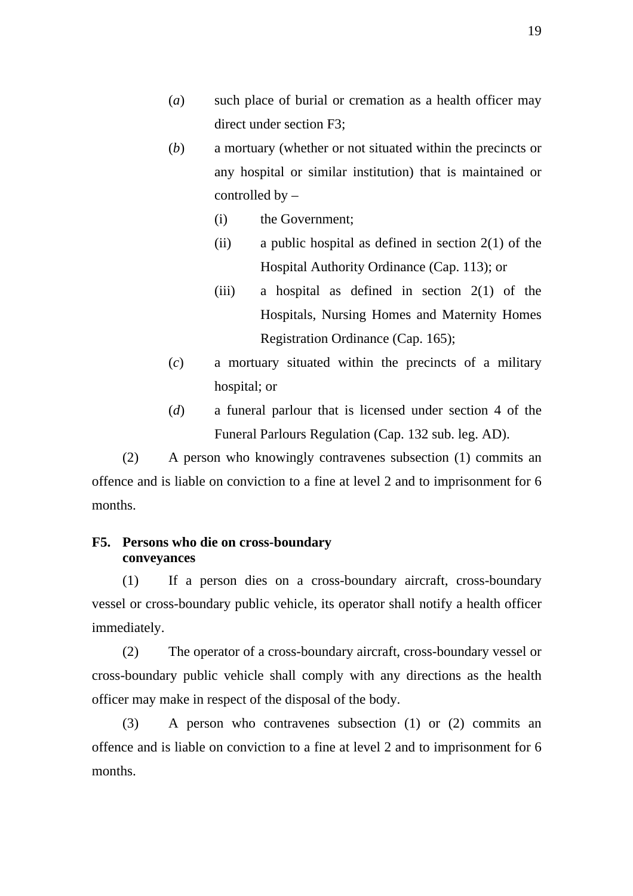(*a*) such place of burial or cremation as a health officer may direct under section F3;

(*b*) a mortuary (whether or not situated within the precincts or any hospital or similar institution) that is maintained or controlled by –

(i) the Government;

(ii) a public hospital as defined in section 2(1) of the Hospital Authority Ordinance (Cap. 113); or

(iii) a hospital as defined in section 2(1) of the Hospitals, Nursing Homes and Maternity Homes Registration Ordinance (Cap. 165);

(*c*) a mortuary situated within the precincts of a military hospital; or

(*d*) a funeral parlour that is licensed under section 4 of the Funeral Parlours Regulation (Cap. 132 sub. leg. AD).

(2) A person who knowingly contravenes subsection (1) commits an offence and is liable on conviction to a fine at level 2 and to imprisonment for 6 months.

**F5. Persons who die on cross-boundary conveyances**

(1) If a person dies on a cross-boundary aircraft, cross-boundary vessel or cross-boundary public vehicle, its operator shall notify a health officer immediately.

(2) The operator of a cross-boundary aircraft, cross-boundary vessel or cross-boundary public vehicle shall comply with any directions as the health officer may make in respect of the disposal of the body.

(3) A person who contravenes subsection (1) or (2) commits an offence and is liable on conviction to a fine at level 2 and to imprisonment for 6 months.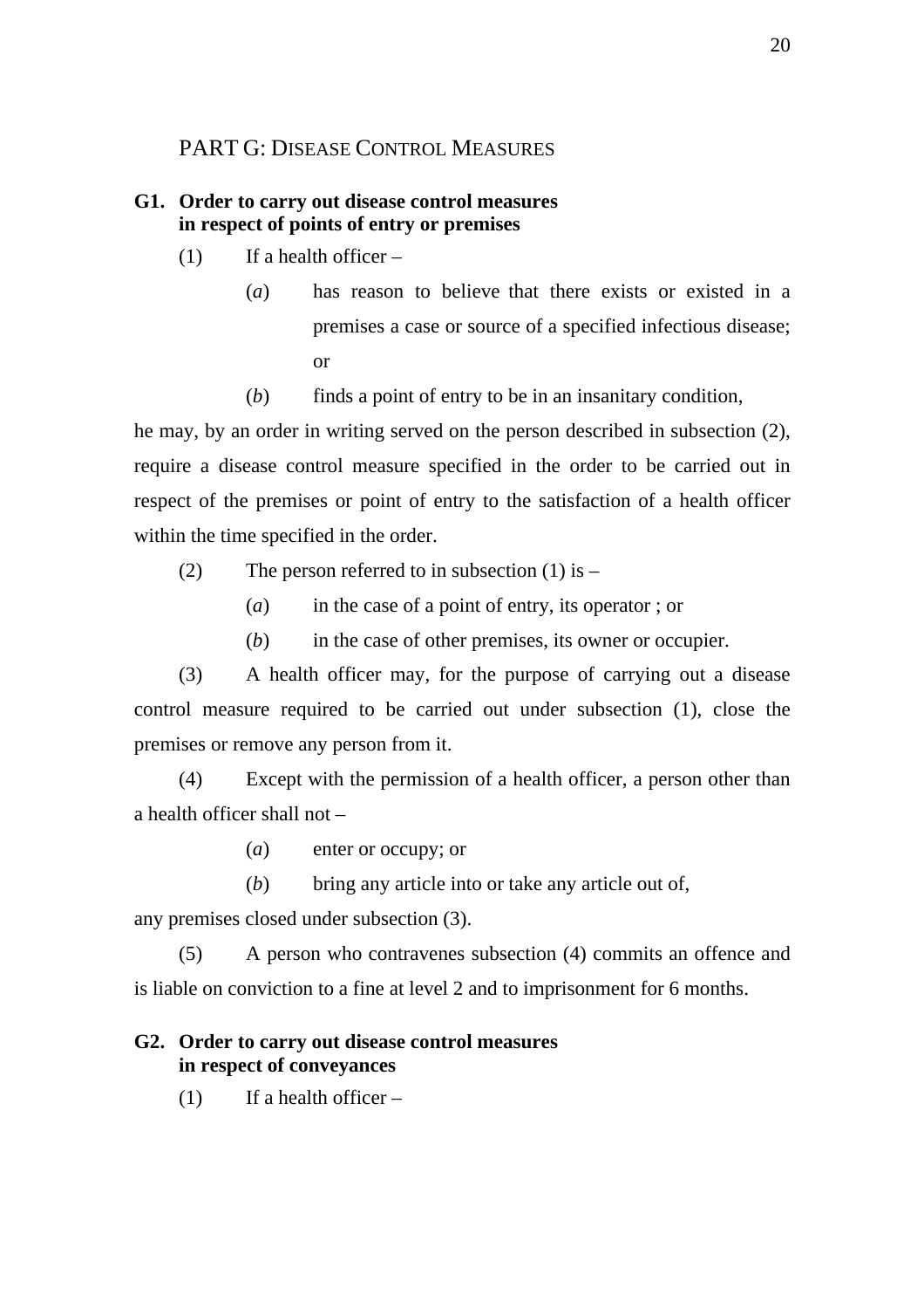## PART G: DISEASE CONTROL MEASURES

**G1. Order to carry out disease control measures in respect of points of entry or premises**

(1) If a health officer –

(*a*) has reason to believe that there exists or existed in a premises a case or source of a specified infectious disease; or

(*b*) finds a point of entry to be in an insanitary condition,

he may, by an order in writing served on the person described in subsection (2), require a disease control measure specified in the order to be carried out in respect of the premises or point of entry to the satisfaction of a health officer within the time specified in the order.

(2) The person referred to in subsection (1) is –

(*a*) in the case of a point of entry, its operator ; or

(*b*) in the case of other premises, its owner or occupier.

(3) A health officer may, for the purpose of carrying out a disease control measure required to be carried out under subsection (1), close the premises or remove any person from it.

(4) Except with the permission of a health officer, a person other than a health officer shall not –

(*a*) enter or occupy; or

(*b*) bring any article into or take any article out of,

any premises closed under subsection (3).

(5) A person who contravenes subsection (4) commits an offence and is liable on conviction to a fine at level 2 and to imprisonment for 6 months.

**G2. Order to carry out disease control measures in respect of conveyances**

(1) If a health officer –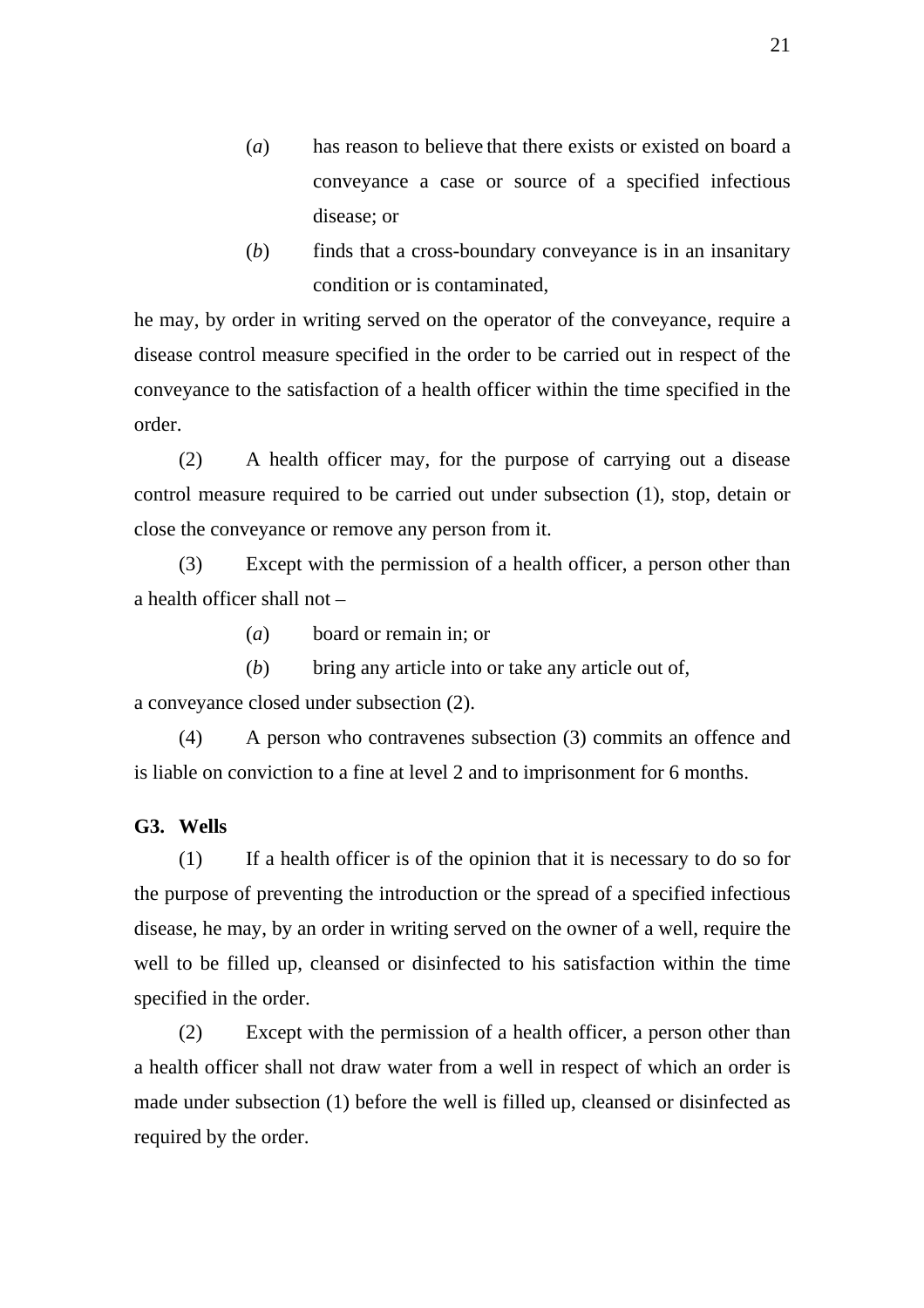(*a*) has reason to believe that there exists or existed on board a conveyance a case or source of a specified infectious disease; or

(*b*) finds that a cross-boundary conveyance is in an insanitary condition or is contaminated,

he may, by order in writing served on the operator of the conveyance, require a disease control measure specified in the order to be carried out in respect of the conveyance to the satisfaction of a health officer within the time specified in the order.

(2) A health officer may, for the purpose of carrying out a disease control measure required to be carried out under subsection (1), stop, detain or close the conveyance or remove any person from it.

(3) Except with the permission of a health officer, a person other than a health officer shall not –

(*a*) board or remain in; or

(*b*) bring any article into or take any article out of,

a conveyance closed under subsection (2).

(4) A person who contravenes subsection (3) commits an offence and is liable on conviction to a fine at level 2 and to imprisonment for 6 months.

**G3. Wells**

(1) If a health officer is of the opinion that it is necessary to do so for the purpose of preventing the introduction or the spread of a specified infectious disease, he may, by an order in writing served on the owner of a well, require the well to be filled up, cleansed or disinfected to his satisfaction within the time specified in the order.

(2) Except with the permission of a health officer, a person other than a health officer shall not draw water from a well in respect of which an order is made under subsection (1) before the well is filled up, cleansed or disinfected as required by the order.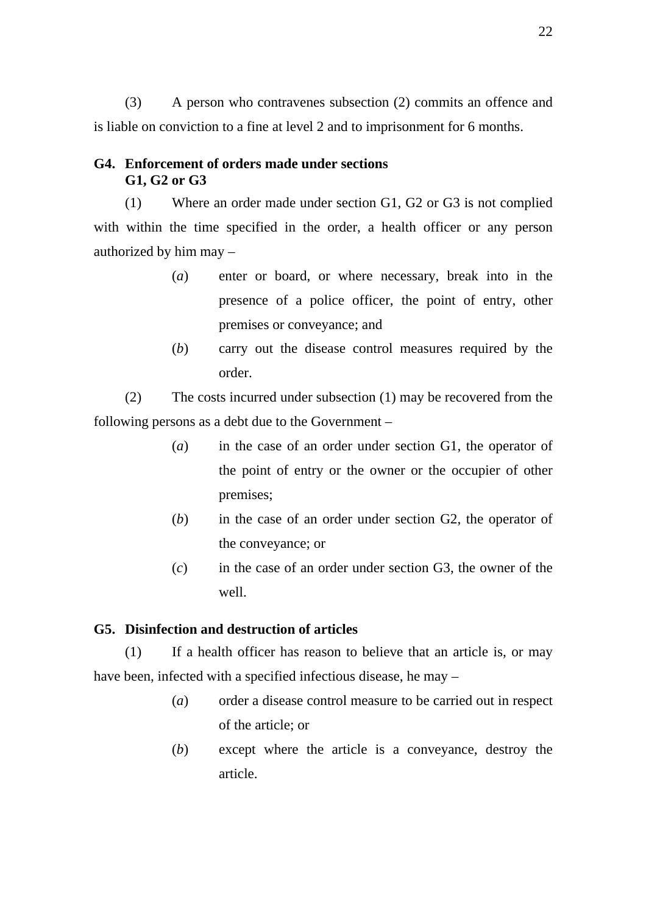(3) A person who contravenes subsection (2) commits an offence and is liable on conviction to a fine at level 2 and to imprisonment for 6 months.

**G4. Enforcement of orders made under sections G1, G2 or G3**

(1) Where an order made under section G1, G2 or G3 is not complied with within the time specified in the order, a health officer or any person authorized by him may –

- (*a*) enter or board, or where necessary, break into in the presence of a police officer, the point of entry, other premises or conveyance; and
- (*b*) carry out the disease control measures required by the order.

(2) The costs incurred under subsection (1) may be recovered from the following persons as a debt due to the Government –

- (*a*) in the case of an order under section G1, the operator of the point of entry or the owner or the occupier of other premises;
- (*b*) in the case of an order under section G2, the operator of the conveyance; or
- (*c*) in the case of an order under section G3, the owner of the well.

**G5. Disinfection and destruction of articles**

(1) If a health officer has reason to believe that an article is, or may have been, infected with a specified infectious disease, he may –

- (*a*) order a disease control measure to be carried out in respect of the article; or
- (*b*) except where the article is a conveyance, destroy the article.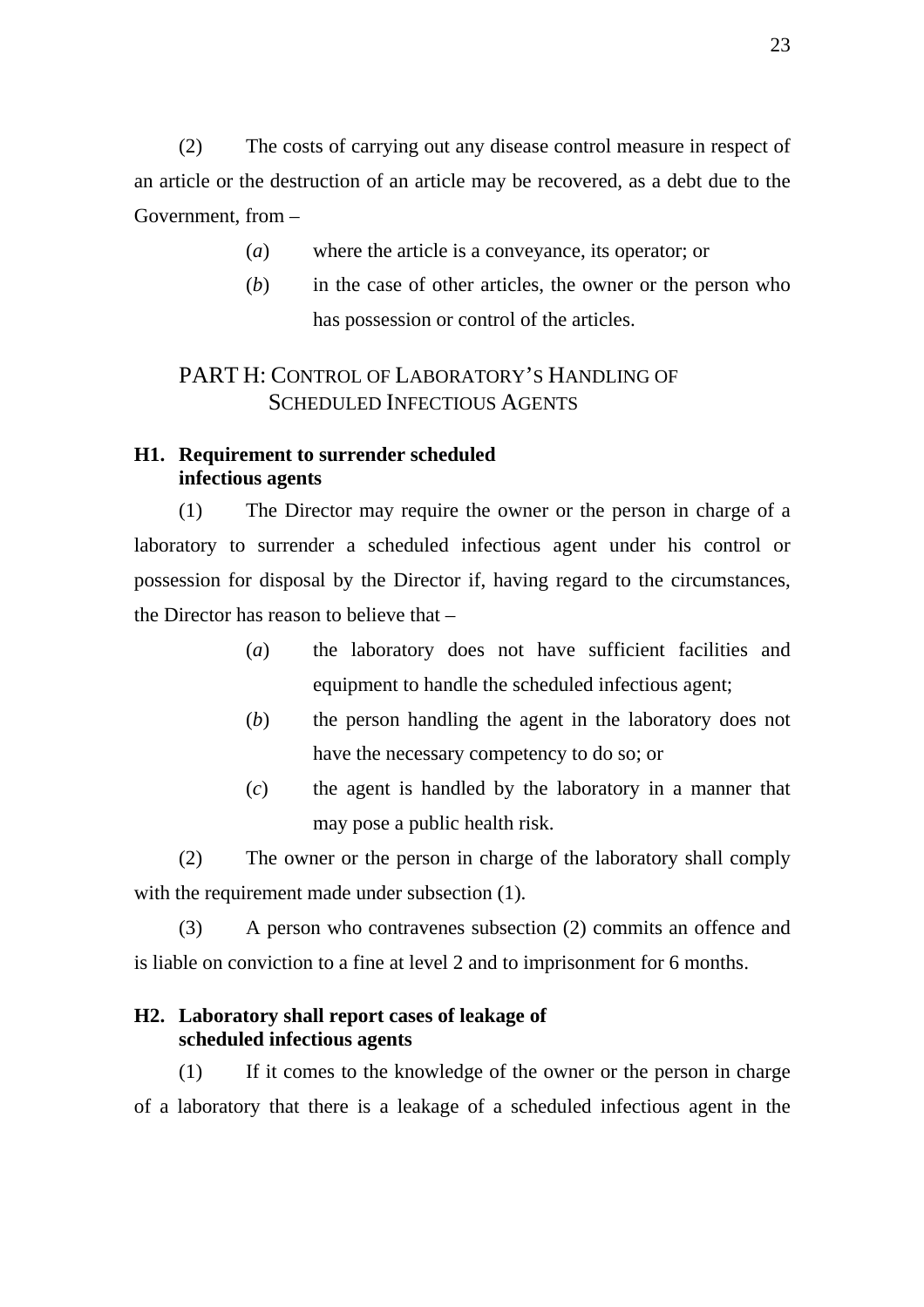(2) The costs of carrying out any disease control measure in respect of an article or the destruction of an article may be recovered, as a debt due to the Government, from –

(*a*) where the article is a conveyance, its operator; or

(*b*) in the case of other articles, the owner or the person who has possession or control of the articles.

## PART H: CONTROL OF LABORATORY'S HANDLING OF SCHEDULED INFECTIOUS AGENTS

**H1. Requirement to surrender scheduled infectious agents**

(1) The Director may require the owner or the person in charge of a laboratory to surrender a scheduled infectious agent under his control or possession for disposal by the Director if, having regard to the circumstances, the Director has reason to believe that –

(*a*) the laboratory does not have sufficient facilities and equipment to handle the scheduled infectious agent;

(*b*) the person handling the agent in the laboratory does not have the necessary competency to do so; or

(*c*) the agent is handled by the laboratory in a manner that may pose a public health risk.

(2) The owner or the person in charge of the laboratory shall comply with the requirement made under subsection (1).

(3) A person who contravenes subsection (2) commits an offence and is liable on conviction to a fine at level 2 and to imprisonment for 6 months.

**H2. Laboratory shall report cases of leakage of scheduled infectious agents**

(1) If it comes to the knowledge of the owner or the person in charge of a laboratory that there is a leakage of a scheduled infectious agent in the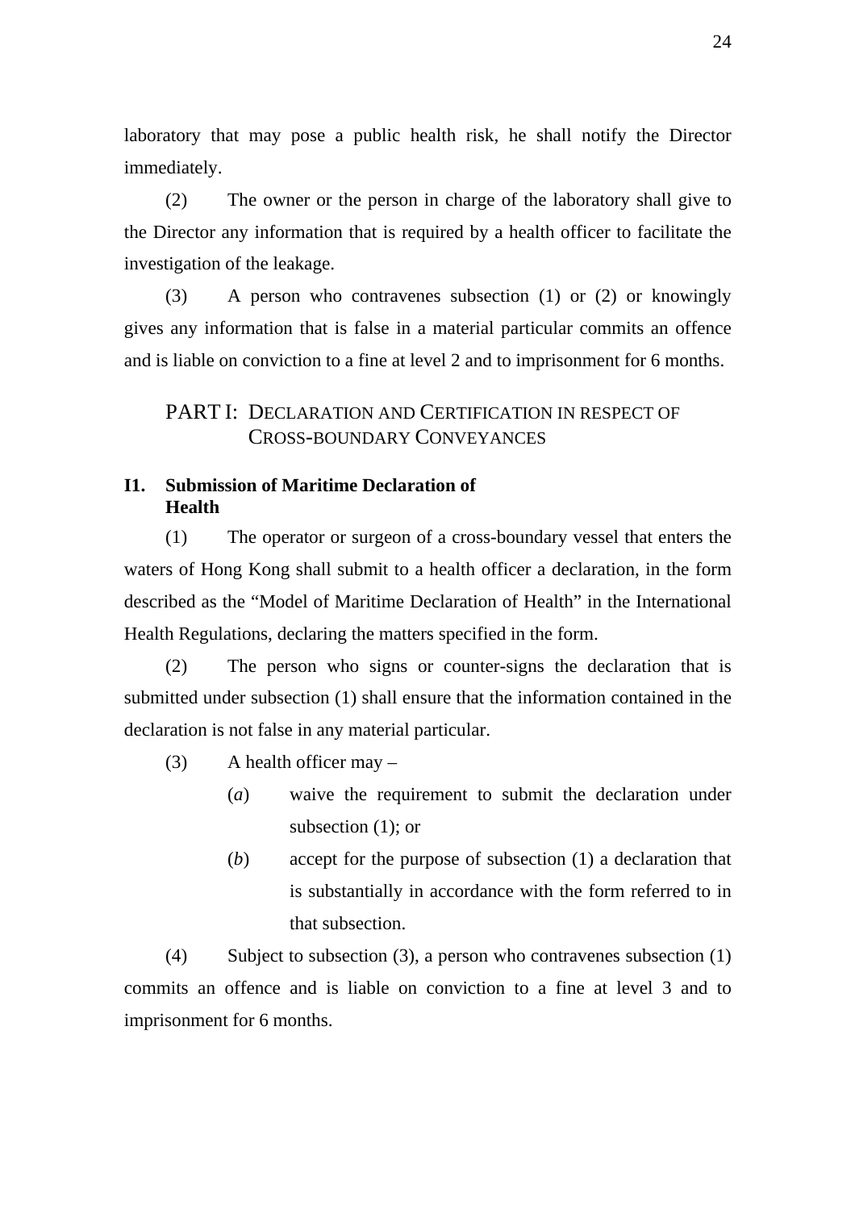laboratory that may pose a public health risk, he shall notify the Director immediately.

(2) The owner or the person in charge of the laboratory shall give to the Director any information that is required by a health officer to facilitate the investigation of the leakage.

(3) A person who contravenes subsection (1) or (2) or knowingly gives any information that is false in a material particular commits an offence and is liable on conviction to a fine at level 2 and to imprisonment for 6 months.

## PART I: DECLARATION AND CERTIFICATION IN RESPECT OF CROSS-BOUNDARY CONVEYANCES

### I1. Submission of Maritime Declaration of Health

(1) The operator or surgeon of a cross-boundary vessel that enters the waters of Hong Kong shall submit to a health officer a declaration, in the form described as the "Model of Maritime Declaration of Health" in the International Health Regulations, declaring the matters specified in the form.

(2) The person who signs or counter-signs the declaration that is submitted under subsection (1) shall ensure that the information contained in the declaration is not false in any material particular.

(3) A health officer may –

(*a*) waive the requirement to submit the declaration under subsection (1); or

(*b*) accept for the purpose of subsection (1) a declaration that is substantially in accordance with the form referred to in that subsection.

(4) Subject to subsection (3), a person who contravenes subsection (1) commits an offence and is liable on conviction to a fine at level 3 and to imprisonment for 6 months.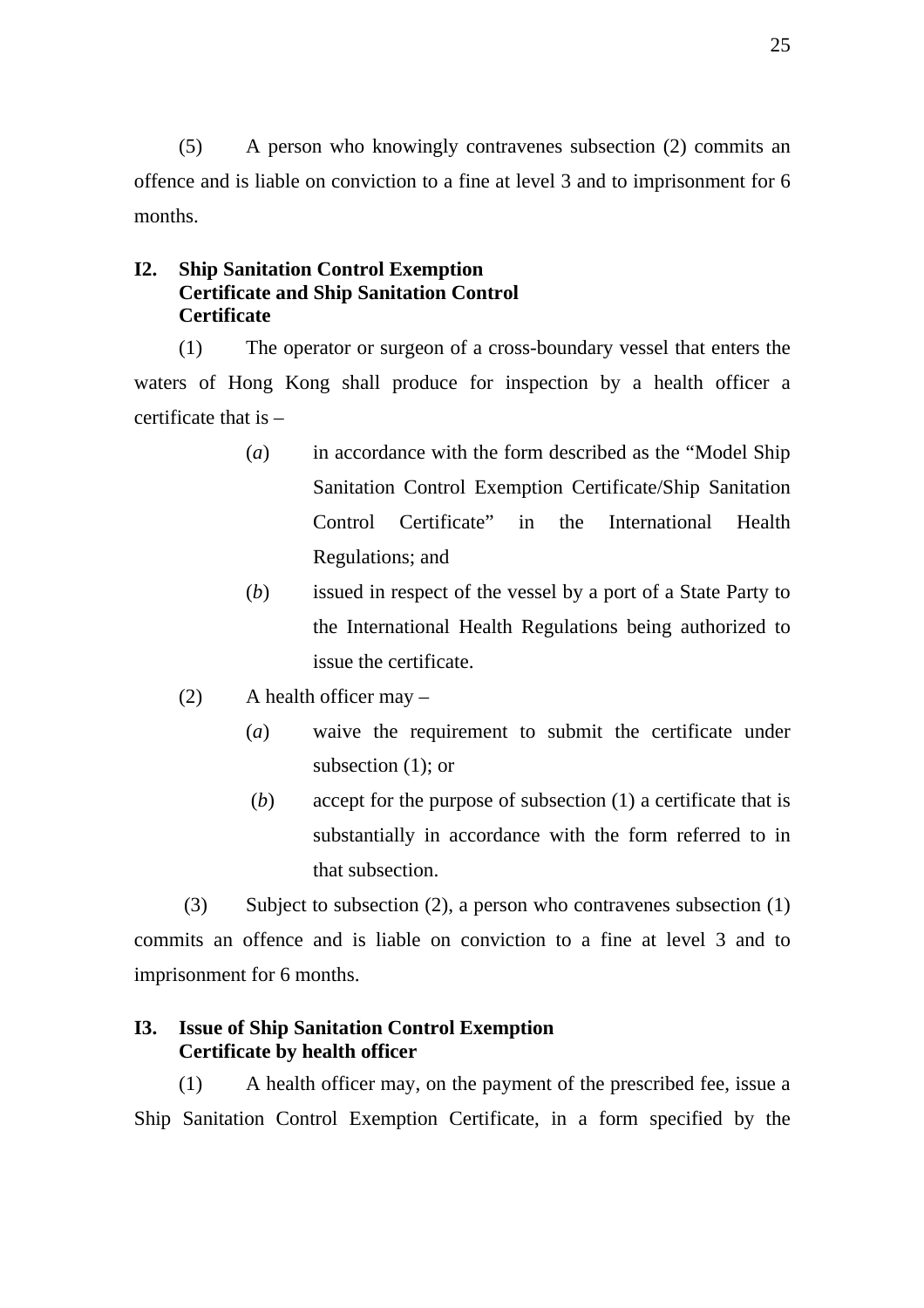(5) A person who knowingly contravenes subsection (2) commits an offence and is liable on conviction to a fine at level 3 and to imprisonment for 6 months.

**I2. Ship Sanitation Control Exemption Certificate and Ship Sanitation Control Certificate**

(1) The operator or surgeon of a cross-boundary vessel that enters the waters of Hong Kong shall produce for inspection by a health officer a certificate that is –

(*a*) in accordance with the form described as the "Model Ship Sanitation Control Exemption Certificate/Ship Sanitation Control Certificate" in the International Health Regulations; and

(*b*) issued in respect of the vessel by a port of a State Party to the International Health Regulations being authorized to issue the certificate.

(2) A health officer may –

(*a*) waive the requirement to submit the certificate under subsection (1); or

(*b*) accept for the purpose of subsection (1) a certificate that is substantially in accordance with the form referred to in that subsection.

(3) Subject to subsection (2), a person who contravenes subsection (1) commits an offence and is liable on conviction to a fine at level 3 and to imprisonment for 6 months.

**I3. Issue of Ship Sanitation Control Exemption Certificate by health officer**

(1) A health officer may, on the payment of the prescribed fee, issue a Ship Sanitation Control Exemption Certificate, in a form specified by the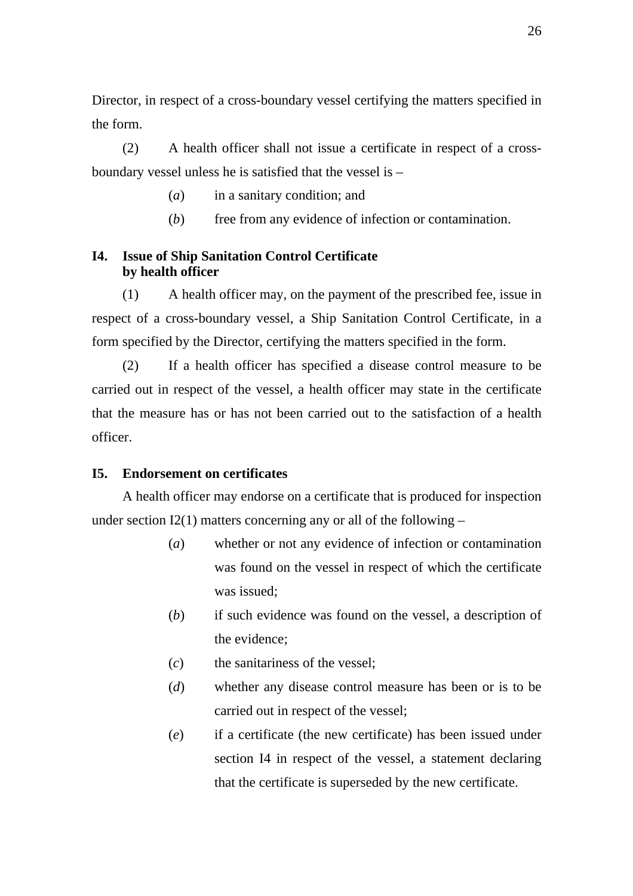Director, in respect of a cross-boundary vessel certifying the matters specified in the form.

(2) A health officer shall not issue a certificate in respect of a cross-boundary vessel unless he is satisfied that the vessel is –

(*a*) in a sanitary condition; and

(*b*) free from any evidence of infection or contamination.

**I4. Issue of Ship Sanitation Control Certificate by health officer**

(1) A health officer may, on the payment of the prescribed fee, issue in respect of a cross-boundary vessel, a Ship Sanitation Control Certificate, in a form specified by the Director, certifying the matters specified in the form.

(2) If a health officer has specified a disease control measure to be carried out in respect of the vessel, a health officer may state in the certificate that the measure has or has not been carried out to the satisfaction of a health officer.

**I5. Endorsement on certificates**

A health officer may endorse on a certificate that is produced for inspection under section I2(1) matters concerning any or all of the following –

(*a*) whether or not any evidence of infection or contamination was found on the vessel in respect of which the certificate was issued;

(*b*) if such evidence was found on the vessel, a description of the evidence;

(*c*) the sanitariness of the vessel;

(*d*) whether any disease control measure has been or is to be carried out in respect of the vessel;

(*e*) if a certificate (the new certificate) has been issued under section I4 in respect of the vessel, a statement declaring that the certificate is superseded by the new certificate.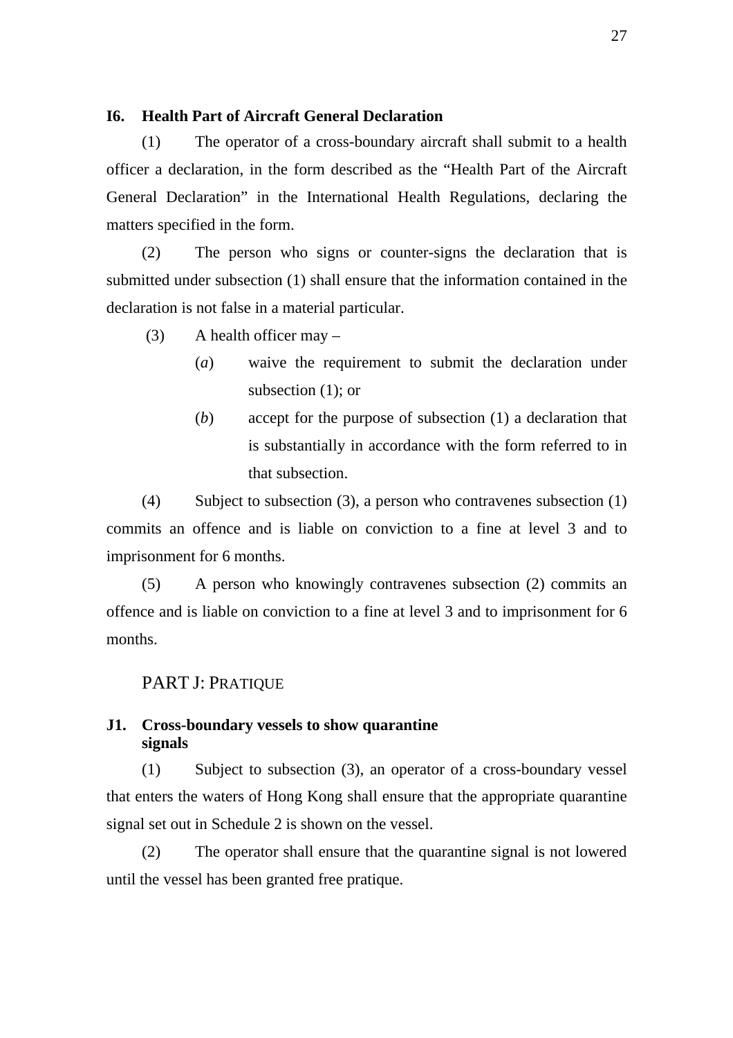**I6. Health Part of Aircraft General Declaration**

(1) The operator of a cross-boundary aircraft shall submit to a health officer a declaration, in the form described as the "Health Part of the Aircraft General Declaration" in the International Health Regulations, declaring the matters specified in the form.

(2) The person who signs or counter-signs the declaration that is submitted under subsection (1) shall ensure that the information contained in the declaration is not false in a material particular.

(3) A health officer may –

- (*a*) waive the requirement to submit the declaration under subsection (1); or
- (*b*) accept for the purpose of subsection (1) a declaration that is substantially in accordance with the form referred to in that subsection.

(4) Subject to subsection (3), a person who contravenes subsection (1) commits an offence and is liable on conviction to a fine at level 3 and to imprisonment for 6 months.

(5) A person who knowingly contravenes subsection (2) commits an offence and is liable on conviction to a fine at level 3 and to imprisonment for 6 months.

## PART J: PRATIQUE

**J1. Cross-boundary vessels to show quarantine signals**

(1) Subject to subsection (3), an operator of a cross-boundary vessel that enters the waters of Hong Kong shall ensure that the appropriate quarantine signal set out in Schedule 2 is shown on the vessel.

(2) The operator shall ensure that the quarantine signal is not lowered until the vessel has been granted free pratique.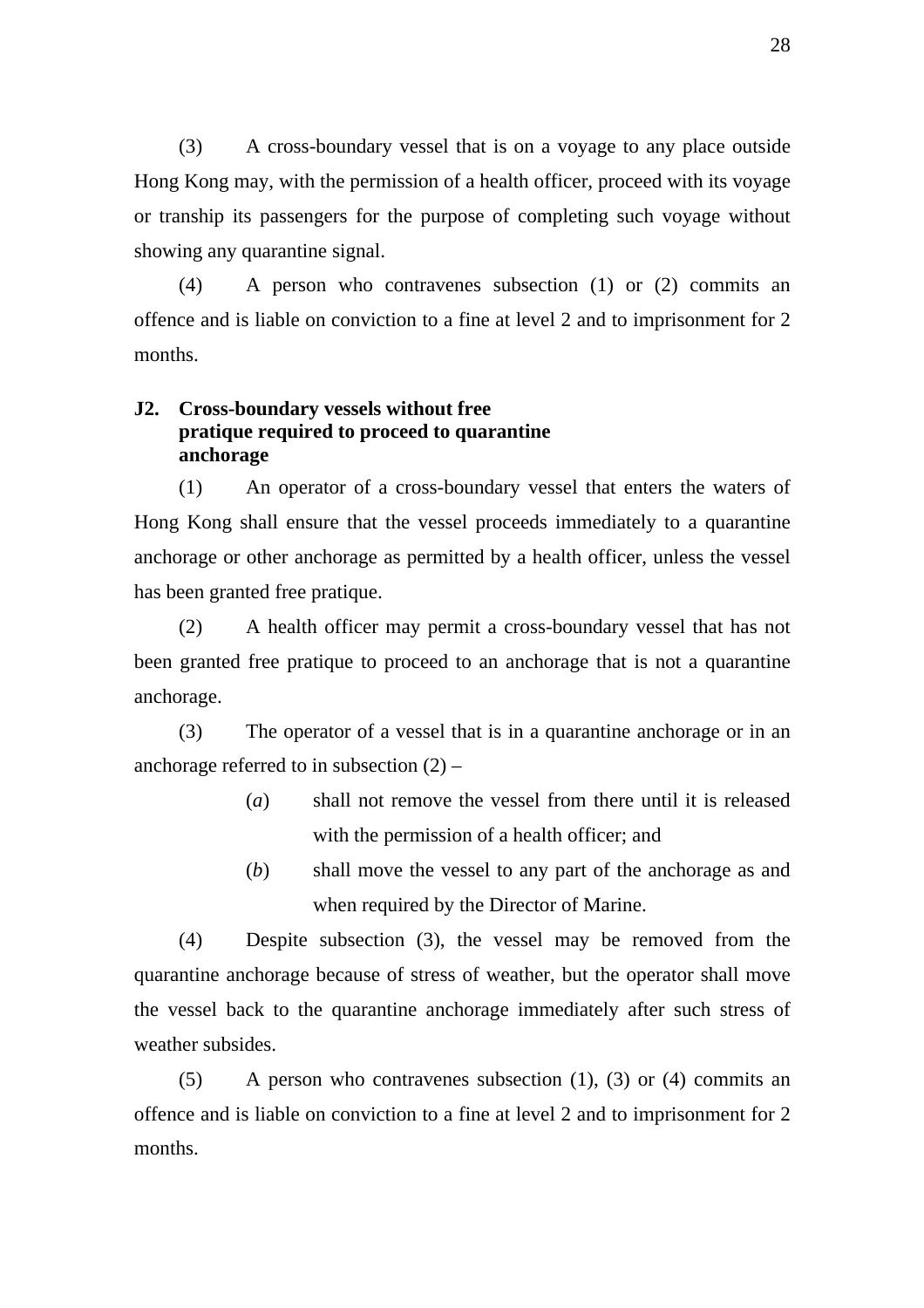(3) A cross-boundary vessel that is on a voyage to any place outside Hong Kong may, with the permission of a health officer, proceed with its voyage or tranship its passengers for the purpose of completing such voyage without showing any quarantine signal.

(4) A person who contravenes subsection (1) or (2) commits an offence and is liable on conviction to a fine at level 2 and to imprisonment for 2 months.

**J2. Cross-boundary vessels without free pratique required to proceed to quarantine anchorage**

(1) An operator of a cross-boundary vessel that enters the waters of Hong Kong shall ensure that the vessel proceeds immediately to a quarantine anchorage or other anchorage as permitted by a health officer, unless the vessel has been granted free pratique.

(2) A health officer may permit a cross-boundary vessel that has not been granted free pratique to proceed to an anchorage that is not a quarantine anchorage.

(3) The operator of a vessel that is in a quarantine anchorage or in an anchorage referred to in subsection (2) –

- (*a*) shall not remove the vessel from there until it is released with the permission of a health officer; and
- (*b*) shall move the vessel to any part of the anchorage as and when required by the Director of Marine.

(4) Despite subsection (3), the vessel may be removed from the quarantine anchorage because of stress of weather, but the operator shall move the vessel back to the quarantine anchorage immediately after such stress of weather subsides.

(5) A person who contravenes subsection (1), (3) or (4) commits an offence and is liable on conviction to a fine at level 2 and to imprisonment for 2 months.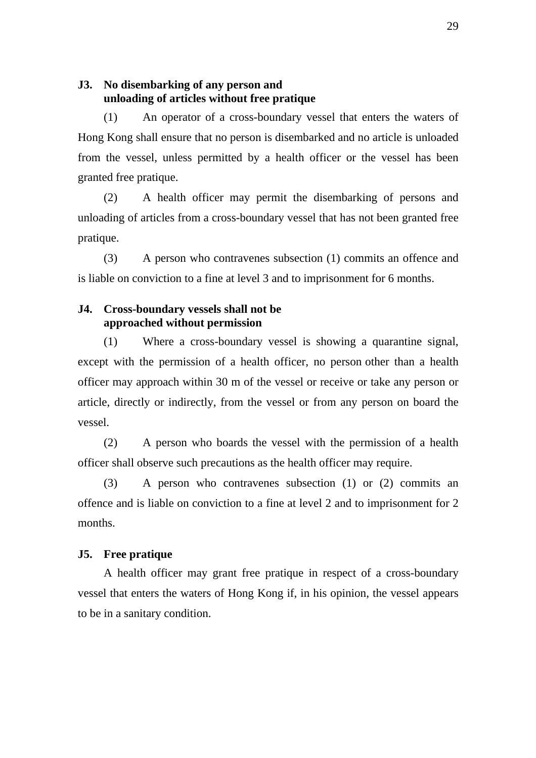**J3. No disembarking of any person and unloading of articles without free pratique**

(1) An operator of a cross-boundary vessel that enters the waters of Hong Kong shall ensure that no person is disembarked and no article is unloaded from the vessel, unless permitted by a health officer or the vessel has been granted free pratique.

(2) A health officer may permit the disembarking of persons and unloading of articles from a cross-boundary vessel that has not been granted free pratique.

(3) A person who contravenes subsection (1) commits an offence and is liable on conviction to a fine at level 3 and to imprisonment for 6 months.

**J4. Cross-boundary vessels shall not be approached without permission**

(1) Where a cross-boundary vessel is showing a quarantine signal, except with the permission of a health officer, no person other than a health officer may approach within 30 m of the vessel or receive or take any person or article, directly or indirectly, from the vessel or from any person on board the vessel.

(2) A person who boards the vessel with the permission of a health officer shall observe such precautions as the health officer may require.

(3) A person who contravenes subsection (1) or (2) commits an offence and is liable on conviction to a fine at level 2 and to imprisonment for 2 months.

**J5. Free pratique**

A health officer may grant free pratique in respect of a cross-boundary vessel that enters the waters of Hong Kong if, in his opinion, the vessel appears to be in a sanitary condition.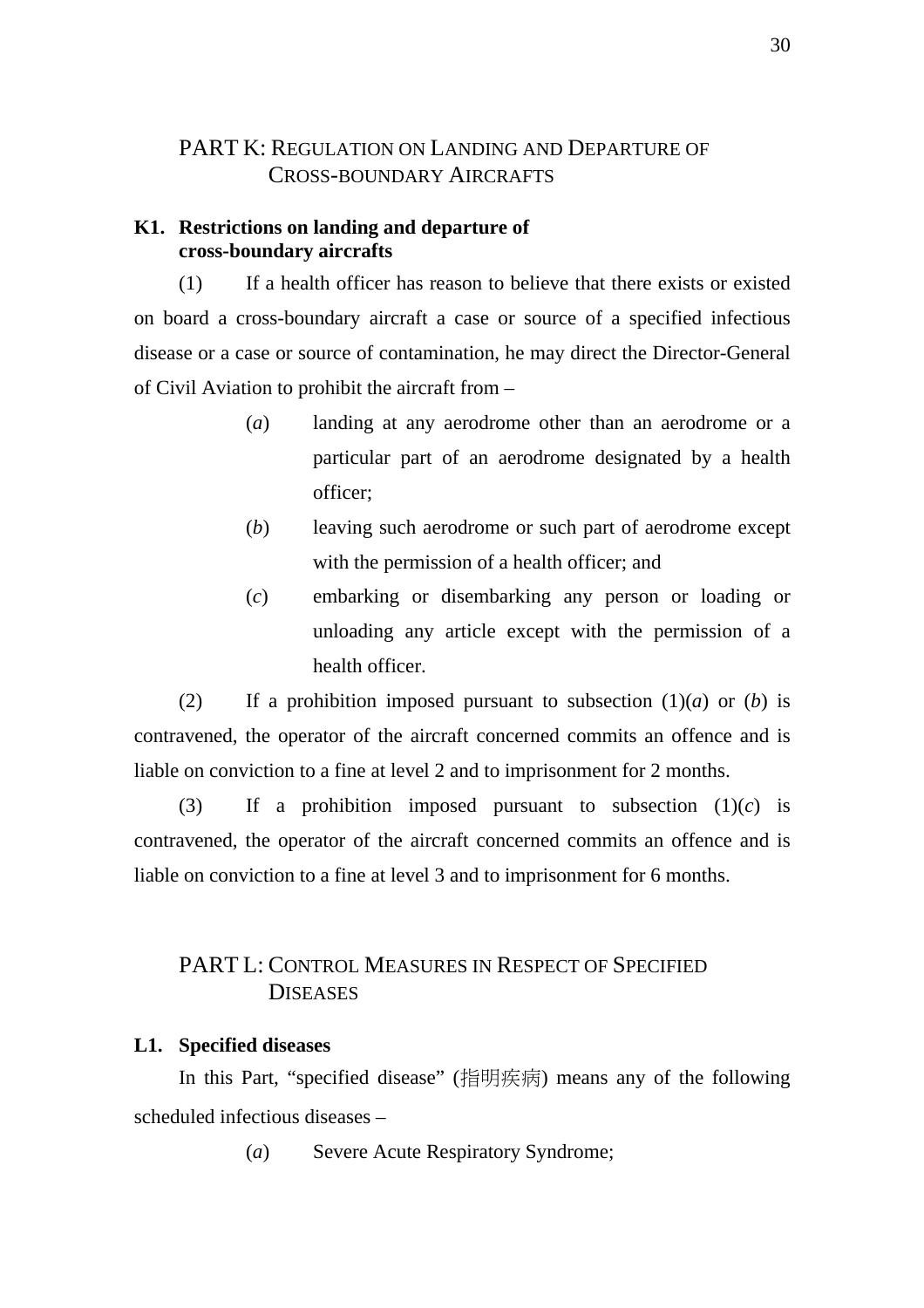## PART K: REGULATION ON LANDING AND DEPARTURE OF CROSS-BOUNDARY AIRCRAFTS

**K1. Restrictions on landing and departure of cross-boundary aircrafts**

(1) If a health officer has reason to believe that there exists or existed on board a cross-boundary aircraft a case or source of a specified infectious disease or a case or source of contamination, he may direct the Director-General of Civil Aviation to prohibit the aircraft from –

(*a*) landing at any aerodrome other than an aerodrome or a particular part of an aerodrome designated by a health officer;

(*b*) leaving such aerodrome or such part of aerodrome except with the permission of a health officer; and

(*c*) embarking or disembarking any person or loading or unloading any article except with the permission of a health officer.

(2) If a prohibition imposed pursuant to subsection (1)(*a*) or (*b*) is contravened, the operator of the aircraft concerned commits an offence and is liable on conviction to a fine at level 2 and to imprisonment for 2 months.

(3) If a prohibition imposed pursuant to subsection (1)(*c*) is contravened, the operator of the aircraft concerned commits an offence and is liable on conviction to a fine at level 3 and to imprisonment for 6 months.

## PART L: CONTROL MEASURES IN RESPECT OF SPECIFIED DISEASES

**L1. Specified diseases**

In this Part, "specified disease" (指明疾病) means any of the following scheduled infectious diseases –

(*a*) Severe Acute Respiratory Syndrome;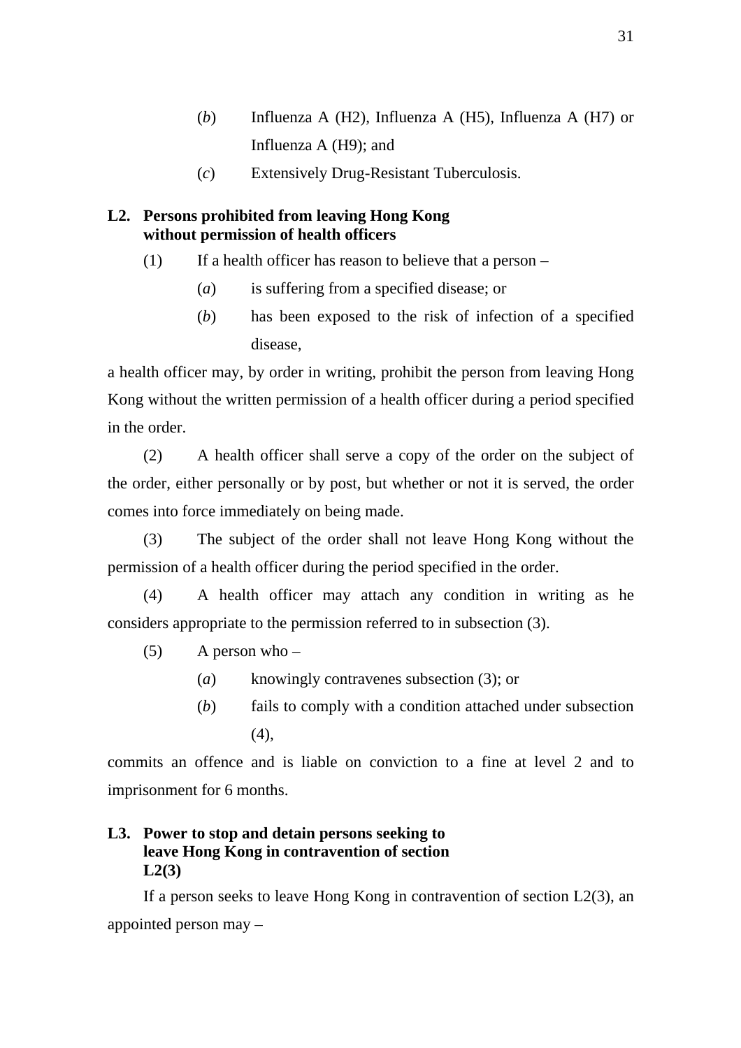(*b*) Influenza A (H2), Influenza A (H5), Influenza A (H7) or Influenza A (H9); and

(*c*) Extensively Drug-Resistant Tuberculosis.

**L2. Persons prohibited from leaving Hong Kong without permission of health officers**

(1) If a health officer has reason to believe that a person –

(*a*) is suffering from a specified disease; or

(*b*) has been exposed to the risk of infection of a specified disease,

a health officer may, by order in writing, prohibit the person from leaving Hong Kong without the written permission of a health officer during a period specified in the order.

(2) A health officer shall serve a copy of the order on the subject of the order, either personally or by post, but whether or not it is served, the order comes into force immediately on being made.

(3) The subject of the order shall not leave Hong Kong without the permission of a health officer during the period specified in the order.

(4) A health officer may attach any condition in writing as he considers appropriate to the permission referred to in subsection (3).

(5) A person who –

(*a*) knowingly contravenes subsection (3); or

(*b*) fails to comply with a condition attached under subsection (4),

commits an offence and is liable on conviction to a fine at level 2 and to imprisonment for 6 months.

**L3. Power to stop and detain persons seeking to leave Hong Kong in contravention of section L2(3)**

If a person seeks to leave Hong Kong in contravention of section L2(3), an appointed person may –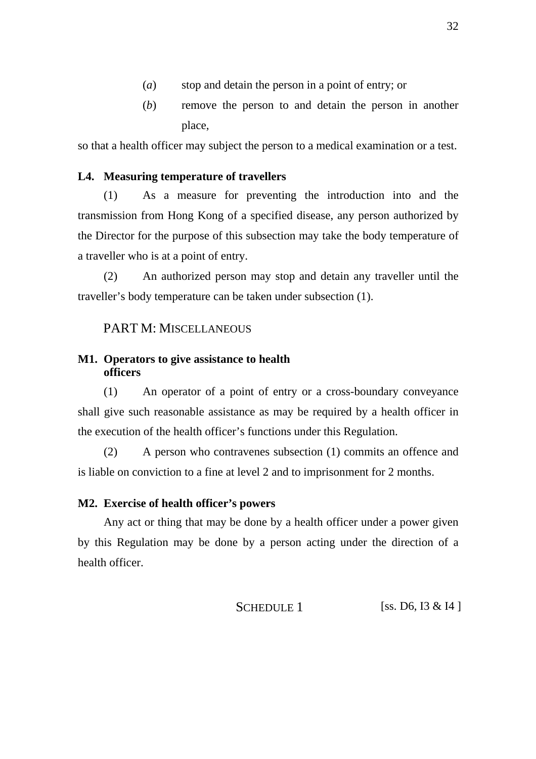(*a*) stop and detain the person in a point of entry; or

(*b*) remove the person to and detain the person in another place,

so that a health officer may subject the person to a medical examination or a test.

**L4. Measuring temperature of travellers**

(1) As a measure for preventing the introduction into and the transmission from Hong Kong of a specified disease, any person authorized by the Director for the purpose of this subsection may take the body temperature of a traveller who is at a point of entry.

(2) An authorized person may stop and detain any traveller until the traveller's body temperature can be taken under subsection (1).

## PART M: MISCELLANEOUS

**M1. Operators to give assistance to health officers**

(1) An operator of a point of entry or a cross-boundary conveyance shall give such reasonable assistance as may be required by a health officer in the execution of the health officer's functions under this Regulation.

(2) A person who contravenes subsection (1) commits an offence and is liable on conviction to a fine at level 2 and to imprisonment for 2 months.

**M2. Exercise of health officer's powers**

Any act or thing that may be done by a health officer under a power given by this Regulation may be done by a person acting under the direction of a health officer.

## SCHEDULE 1 [ss. D6, I3 & I4 ]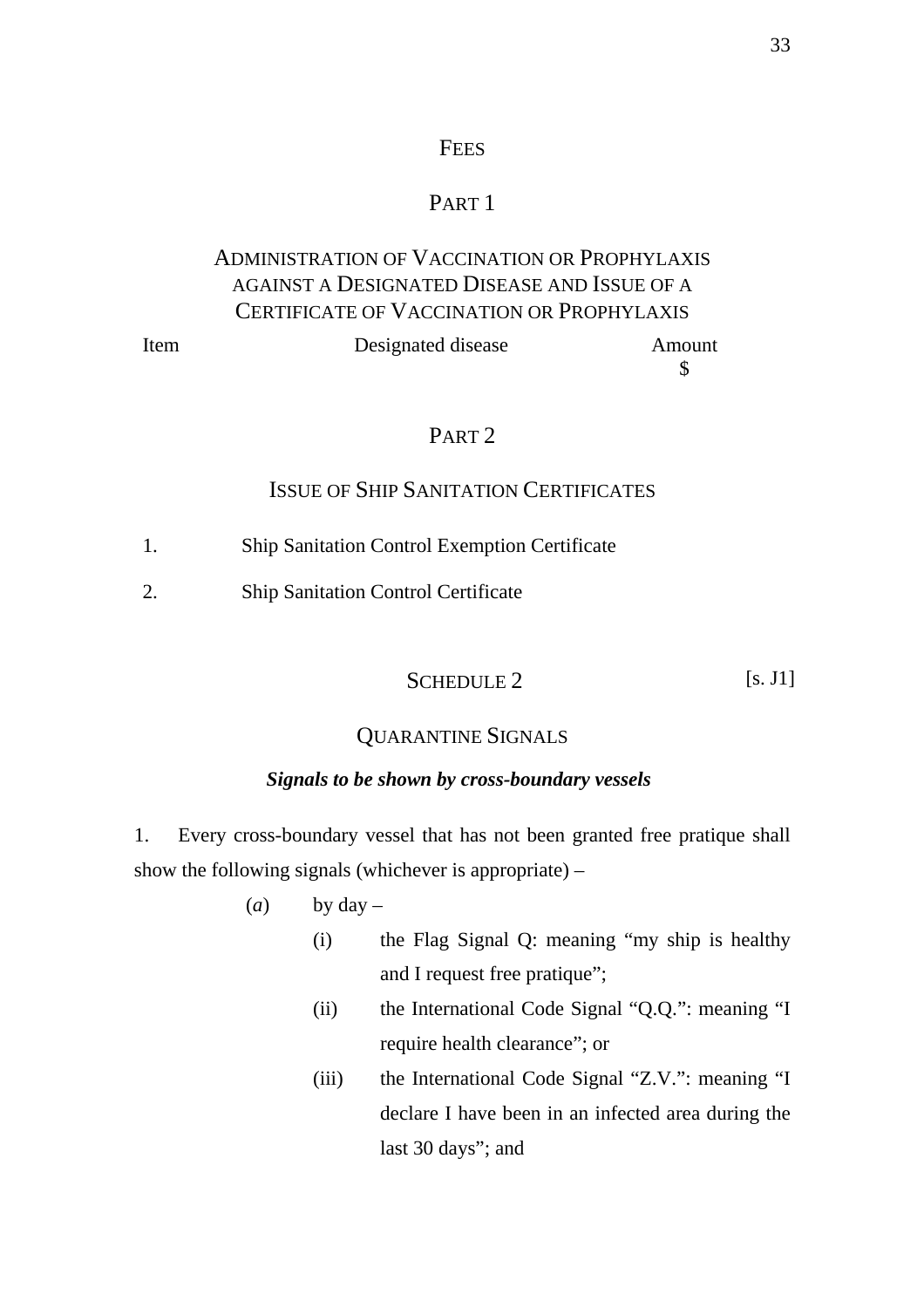# FEES

## PART 1

### ADMINISTRATION OF VACCINATION OR PROPHYLAXIS AGAINST A DESIGNATED DISEASE AND ISSUE OF A CERTIFICATE OF VACCINATION OR PROPHYLAXIS

| Item | Designated disease | Amount $ |
|---|---|---|

## PART 2

### ISSUE OF SHIP SANITATION CERTIFICATES

| | |
|---|---|
| 1. | Ship Sanitation Control Exemption Certificate |
| 2. | Ship Sanitation Control Certificate |

# SCHEDULE 2 [s. J1]

## QUARANTINE SIGNALS

***Signals to be shown by cross-boundary vessels***

1. Every cross-boundary vessel that has not been granted free pratique shall show the following signals (whichever is appropriate) –

(*a*) by day –

(i) the Flag Signal Q: meaning "my ship is healthy and I request free pratique";

(ii) the International Code Signal "Q.Q.": meaning "I require health clearance"; or

(iii) the International Code Signal "Z.V.": meaning "I declare I have been in an infected area during the last 30 days"; and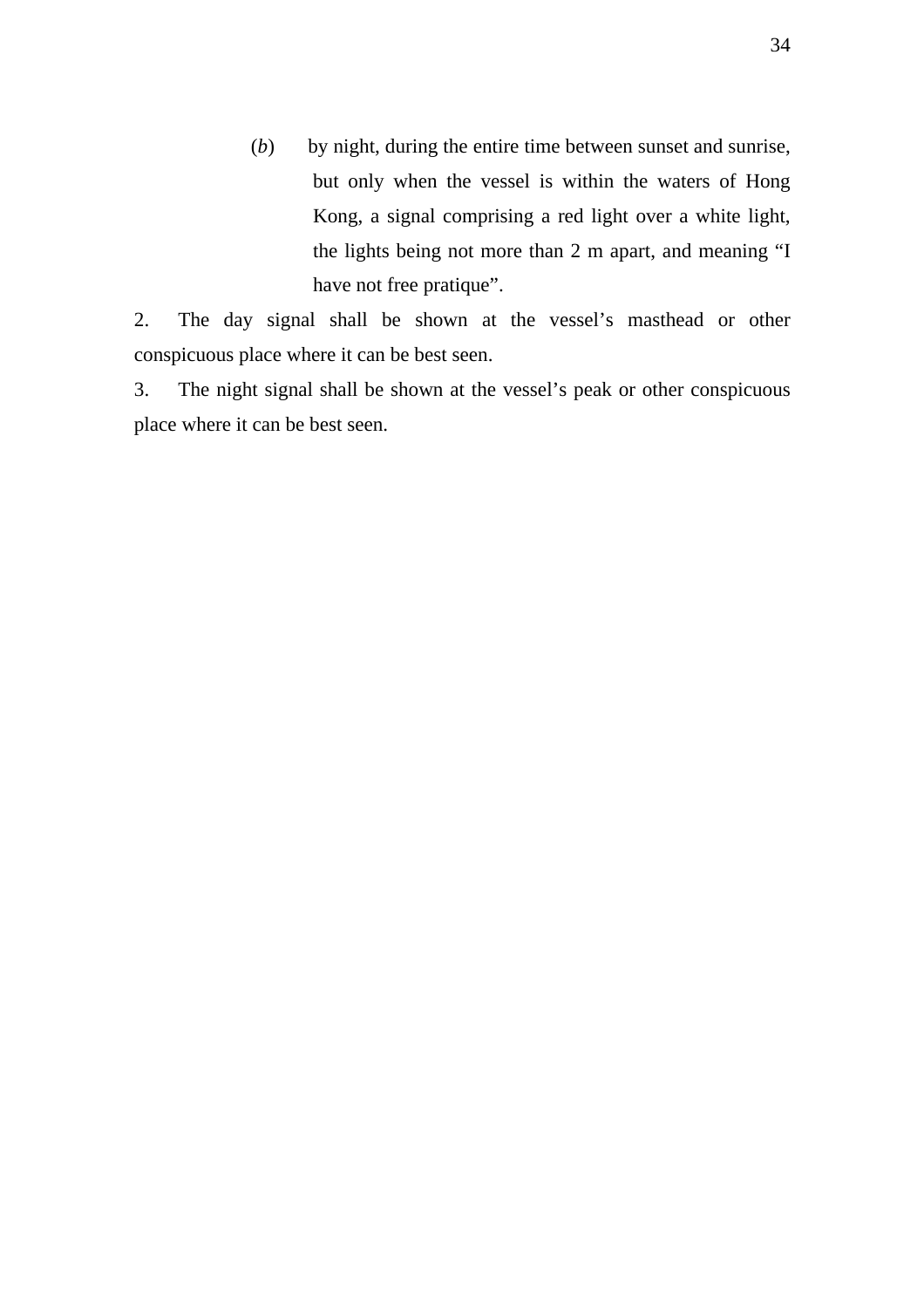(*b*) by night, during the entire time between sunset and sunrise, but only when the vessel is within the waters of Hong Kong, a signal comprising a red light over a white light, the lights being not more than 2 m apart, and meaning "I have not free pratique".

2. The day signal shall be shown at the vessel's masthead or other conspicuous place where it can be best seen.

3. The night signal shall be shown at the vessel's peak or other conspicuous place where it can be best seen.